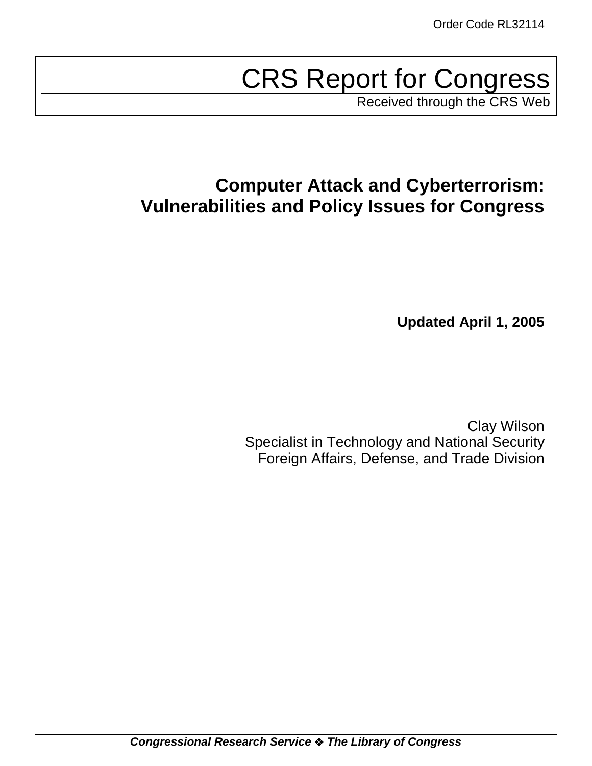Order Code RL32114

# CRS Report for Congress

Received through the CRS Web

## Computer Attack and Cyberterrorism: Vulnerabilities and Policy Issues for Congress

**Updated April 1, 2005**

Clay Wilson
Specialist in Technology and National Security
Foreign Affairs, Defense, and Trade Division

***Congressional Research Service ❖ The Library of Congress***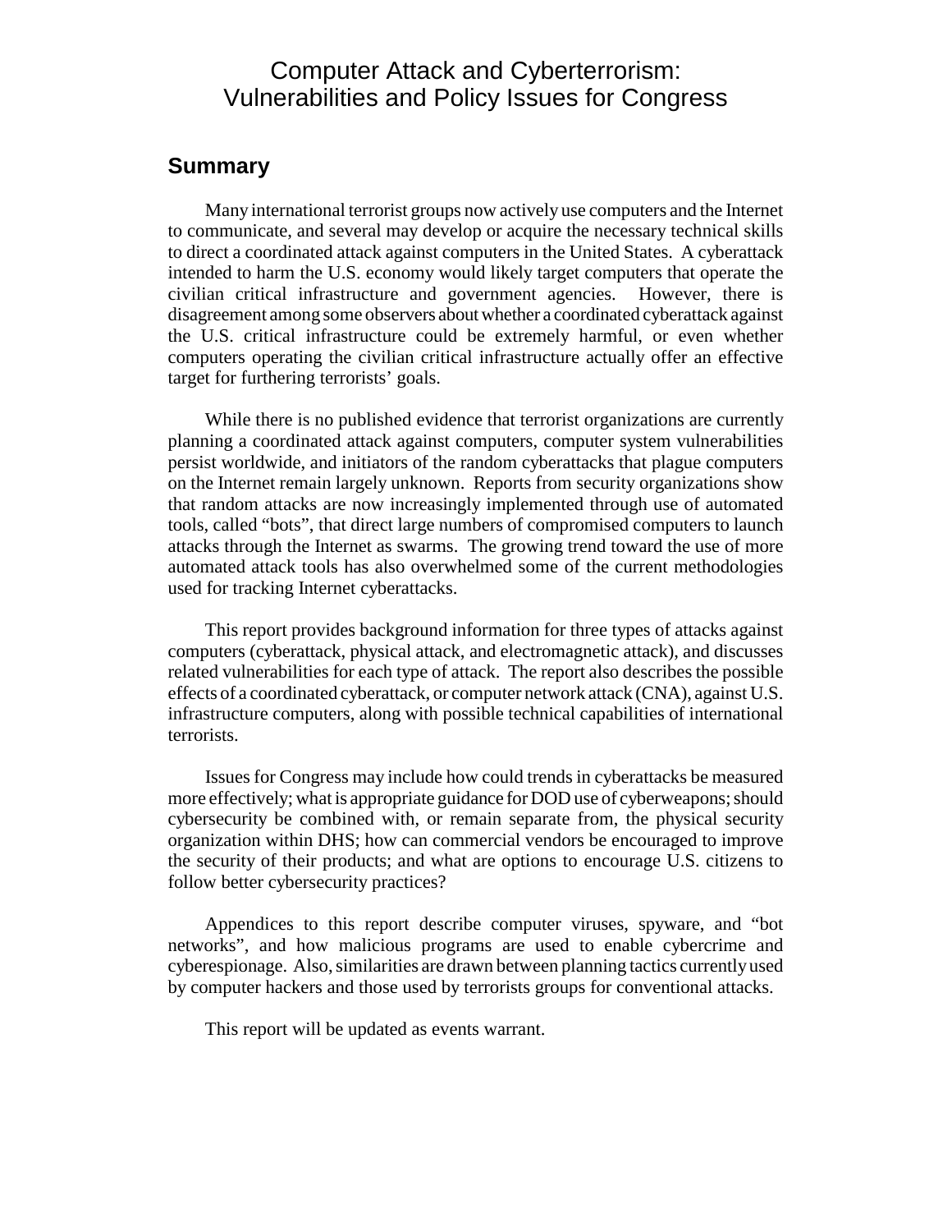# Computer Attack and Cyberterrorism: Vulnerabilities and Policy Issues for Congress

## Summary

Many international terrorist groups now actively use computers and the Internet to communicate, and several may develop or acquire the necessary technical skills to direct a coordinated attack against computers in the United States. A cyberattack intended to harm the U.S. economy would likely target computers that operate the civilian critical infrastructure and government agencies. However, there is disagreement among some observers about whether a coordinated cyberattack against the U.S. critical infrastructure could be extremely harmful, or even whether computers operating the civilian critical infrastructure actually offer an effective target for furthering terrorists' goals.

While there is no published evidence that terrorist organizations are currently planning a coordinated attack against computers, computer system vulnerabilities persist worldwide, and initiators of the random cyberattacks that plague computers on the Internet remain largely unknown. Reports from security organizations show that random attacks are now increasingly implemented through use of automated tools, called "bots", that direct large numbers of compromised computers to launch attacks through the Internet as swarms. The growing trend toward the use of more automated attack tools has also overwhelmed some of the current methodologies used for tracking Internet cyberattacks.

This report provides background information for three types of attacks against computers (cyberattack, physical attack, and electromagnetic attack), and discusses related vulnerabilities for each type of attack. The report also describes the possible effects of a coordinated cyberattack, or computer network attack (CNA), against U.S. infrastructure computers, along with possible technical capabilities of international terrorists.

Issues for Congress may include how could trends in cyberattacks be measured more effectively; what is appropriate guidance for DOD use of cyberweapons; should cybersecurity be combined with, or remain separate from, the physical security organization within DHS; how can commercial vendors be encouraged to improve the security of their products; and what are options to encourage U.S. citizens to follow better cybersecurity practices?

Appendices to this report describe computer viruses, spyware, and "bot networks", and how malicious programs are used to enable cybercrime and cyberespionage. Also, similarities are drawn between planning tactics currently used by computer hackers and those used by terrorists groups for conventional attacks.

This report will be updated as events warrant.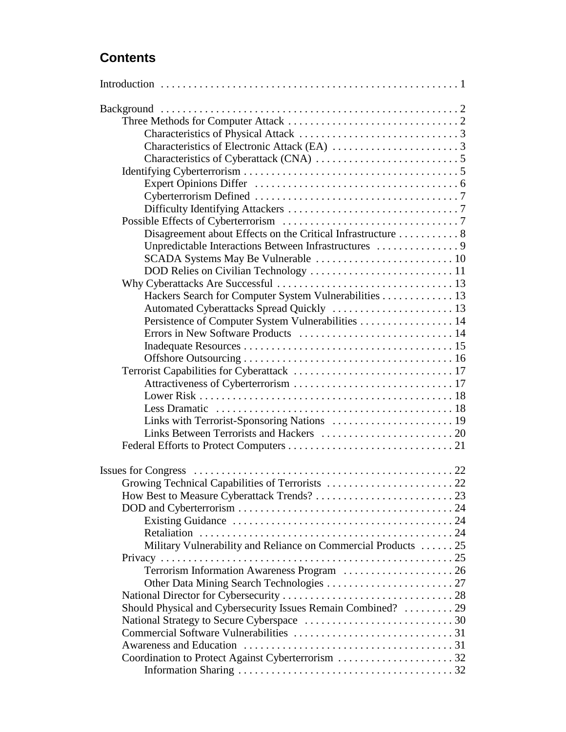## Contents

Introduction . . . . . . . . . . 1

Background . . . . . . . . . . 2
- Three Methods for Computer Attack . . . . . . . . . . 2
  - Characteristics of Physical Attack . . . . . . . . . . 3
  - Characteristics of Electronic Attack (EA) . . . . . . . . . . 3
  - Characteristics of Cyberattack (CNA) . . . . . . . . . . 5
- Identifying Cyberterrorism . . . . . . . . . . 5
  - Expert Opinions Differ . . . . . . . . . . 6
  - Cyberterrorism Defined . . . . . . . . . . 7
  - Difficulty Identifying Attackers . . . . . . . . . . 7
- Possible Effects of Cyberterrorism . . . . . . . . . . 7
  - Disagreement about Effects on the Critical Infrastructure . . . . . . . . . . 8
  - Unpredictable Interactions Between Infrastructures . . . . . . . . . . 9
  - SCADA Systems May Be Vulnerable . . . . . . . . . . 10
  - DOD Relies on Civilian Technology . . . . . . . . . . 11
- Why Cyberattacks Are Successful . . . . . . . . . . 13
  - Hackers Search for Computer System Vulnerabilities . . . . . . . . . . 13
  - Automated Cyberattacks Spread Quickly . . . . . . . . . . 13
  - Persistence of Computer System Vulnerabilities . . . . . . . . . . 14
  - Errors in New Software Products . . . . . . . . . . 14
  - Inadequate Resources . . . . . . . . . . 15
  - Offshore Outsourcing . . . . . . . . . . 16
- Terrorist Capabilities for Cyberattack . . . . . . . . . . 17
  - Attractiveness of Cyberterrorism . . . . . . . . . . 17
  - Lower Risk . . . . . . . . . . 18
  - Less Dramatic . . . . . . . . . . 18
  - Links with Terrorist-Sponsoring Nations . . . . . . . . . . 19
  - Links Between Terrorists and Hackers . . . . . . . . . . 20
- Federal Efforts to Protect Computers . . . . . . . . . . 21

Issues for Congress . . . . . . . . . . 22
- Growing Technical Capabilities of Terrorists . . . . . . . . . . 22
- How Best to Measure Cyberattack Trends? . . . . . . . . . . 23
- DOD and Cyberterrorism . . . . . . . . . . 24
  - Existing Guidance . . . . . . . . . . 24
  - Retaliation . . . . . . . . . . 24
  - Military Vulnerability and Reliance on Commercial Products . . . . . . . . . . 25
- Privacy . . . . . . . . . . 25
  - Terrorism Information Awareness Program . . . . . . . . . . 26
  - Other Data Mining Search Technologies . . . . . . . . . . 27
- National Director for Cybersecurity . . . . . . . . . . 28
- Should Physical and Cybersecurity Issues Remain Combined? . . . . . . . . . . 29
- National Strategy to Secure Cyberspace . . . . . . . . . . 30
- Commercial Software Vulnerabilities . . . . . . . . . . 31
- Awareness and Education . . . . . . . . . . 31
- Coordination to Protect Against Cyberterrorism . . . . . . . . . . 32
  - Information Sharing . . . . . . . . . . 32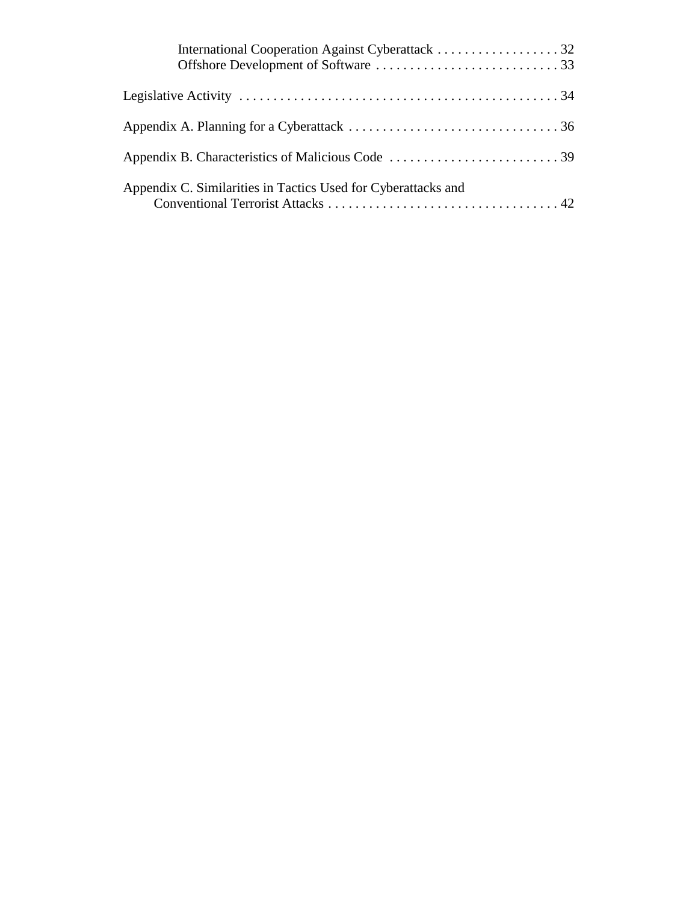International Cooperation Against Cyberattack . . . . . . . . . . . . . . . . . . 32
Offshore Development of Software . . . . . . . . . . . . . . . . . . . . . . . . . . . 33

Legislative Activity . . . . . . . . . . . . . . . . . . . . . . . . . . . . . . . . . . . . . . . . . . . . . . . 34

Appendix A. Planning for a Cyberattack . . . . . . . . . . . . . . . . . . . . . . . . . . . . . . . 36

Appendix B. Characteristics of Malicious Code . . . . . . . . . . . . . . . . . . . . . . . . . 39

Appendix C. Similarities in Tactics Used for Cyberattacks and
Conventional Terrorist Attacks . . . . . . . . . . . . . . . . . . . . . . . . . . . . . . . . . . 42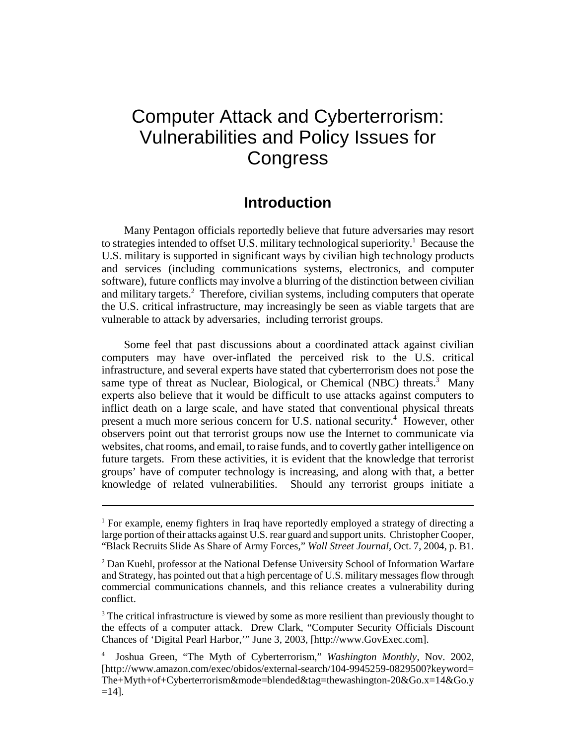# Computer Attack and Cyberterrorism: Vulnerabilities and Policy Issues for Congress

## Introduction

Many Pentagon officials reportedly believe that future adversaries may resort to strategies intended to offset U.S. military technological superiority.[1] Because the U.S. military is supported in significant ways by civilian high technology products and services (including communications systems, electronics, and computer software), future conflicts may involve a blurring of the distinction between civilian and military targets.[2] Therefore, civilian systems, including computers that operate the U.S. critical infrastructure, may increasingly be seen as viable targets that are vulnerable to attack by adversaries, including terrorist groups.

Some feel that past discussions about a coordinated attack against civilian computers may have over-inflated the perceived risk to the U.S. critical infrastructure, and several experts have stated that cyberterrorism does not pose the same type of threat as Nuclear, Biological, or Chemical (NBC) threats.[3] Many experts also believe that it would be difficult to use attacks against computers to inflict death on a large scale, and have stated that conventional physical threats present a much more serious concern for U.S. national security.[4] However, other observers point out that terrorist groups now use the Internet to communicate via websites, chat rooms, and email, to raise funds, and to covertly gather intelligence on future targets. From these activities, it is evident that the knowledge that terrorist groups' have of computer technology is increasing, and along with that, a better knowledge of related vulnerabilities. Should any terrorist groups initiate a

---

[1] For example, enemy fighters in Iraq have reportedly employed a strategy of directing a large portion of their attacks against U.S. rear guard and support units. Christopher Cooper, "Black Recruits Slide As Share of Army Forces," *Wall Street Journal*, Oct. 7, 2004, p. B1.

[2] Dan Kuehl, professor at the National Defense University School of Information Warfare and Strategy, has pointed out that a high percentage of U.S. military messages flow through commercial communications channels, and this reliance creates a vulnerability during conflict.

[3] The critical infrastructure is viewed by some as more resilient than previously thought to the effects of a computer attack. Drew Clark, "Computer Security Officials Discount Chances of 'Digital Pearl Harbor,'" June 3, 2003, [http://www.GovExec.com].

[4] Joshua Green, "The Myth of Cyberterrorism," *Washington Monthly*, Nov. 2002, [http://www.amazon.com/exec/obidos/external-search/104-9945259-0829500?keyword=The+Myth+of+Cyberterrorism&mode=blended&tag=thewashington-20&Go.x=14&Go.y=14].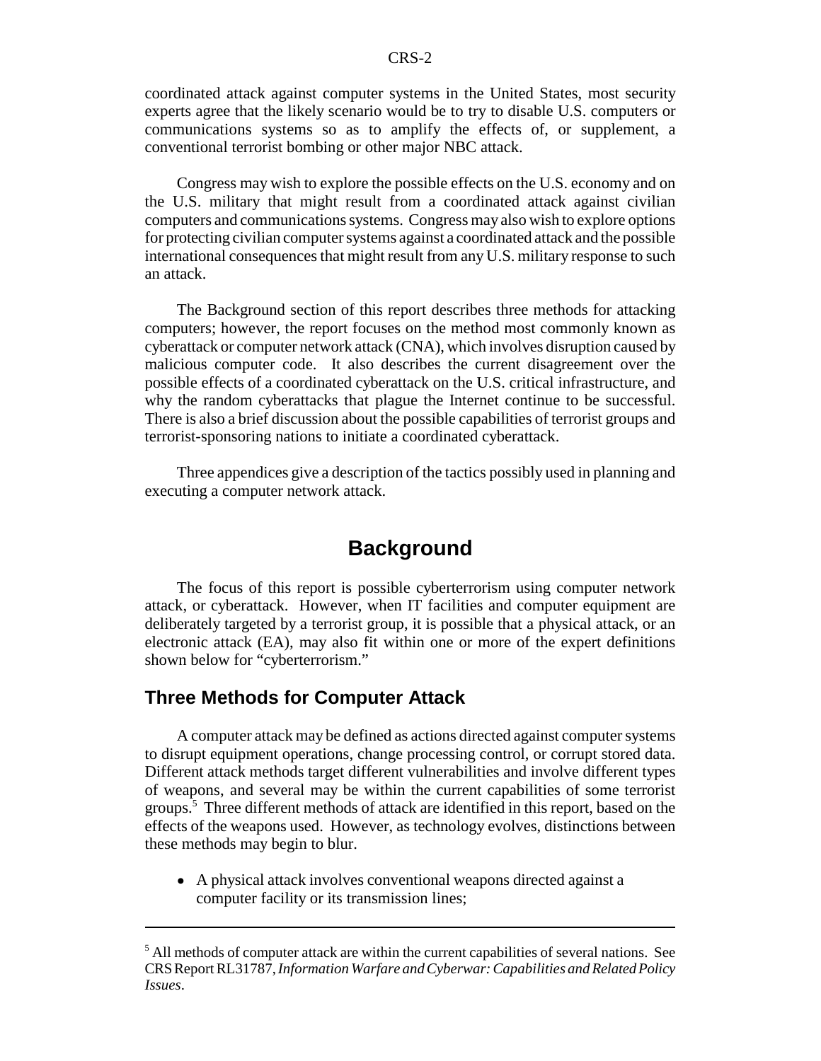coordinated attack against computer systems in the United States, most security experts agree that the likely scenario would be to try to disable U.S. computers or communications systems so as to amplify the effects of, or supplement, a conventional terrorist bombing or other major NBC attack.

Congress may wish to explore the possible effects on the U.S. economy and on the U.S. military that might result from a coordinated attack against civilian computers and communications systems. Congress may also wish to explore options for protecting civilian computer systems against a coordinated attack and the possible international consequences that might result from any U.S. military response to such an attack.

The Background section of this report describes three methods for attacking computers; however, the report focuses on the method most commonly known as cyberattack or computer network attack (CNA), which involves disruption caused by malicious computer code. It also describes the current disagreement over the possible effects of a coordinated cyberattack on the U.S. critical infrastructure, and why the random cyberattacks that plague the Internet continue to be successful. There is also a brief discussion about the possible capabilities of terrorist groups and terrorist-sponsoring nations to initiate a coordinated cyberattack.

Three appendices give a description of the tactics possibly used in planning and executing a computer network attack.

# Background

The focus of this report is possible cyberterrorism using computer network attack, or cyberattack. However, when IT facilities and computer equipment are deliberately targeted by a terrorist group, it is possible that a physical attack, or an electronic attack (EA), may also fit within one or more of the expert definitions shown below for "cyberterrorism."

## Three Methods for Computer Attack

A computer attack may be defined as actions directed against computer systems to disrupt equipment operations, change processing control, or corrupt stored data. Different attack methods target different vulnerabilities and involve different types of weapons, and several may be within the current capabilities of some terrorist groups.[5] Three different methods of attack are identified in this report, based on the effects of the weapons used. However, as technology evolves, distinctions between these methods may begin to blur.

- A physical attack involves conventional weapons directed against a computer facility or its transmission lines;

---

[5] All methods of computer attack are within the current capabilities of several nations. See CRS Report RL31787, *Information Warfare and Cyberwar: Capabilities and Related Policy Issues*.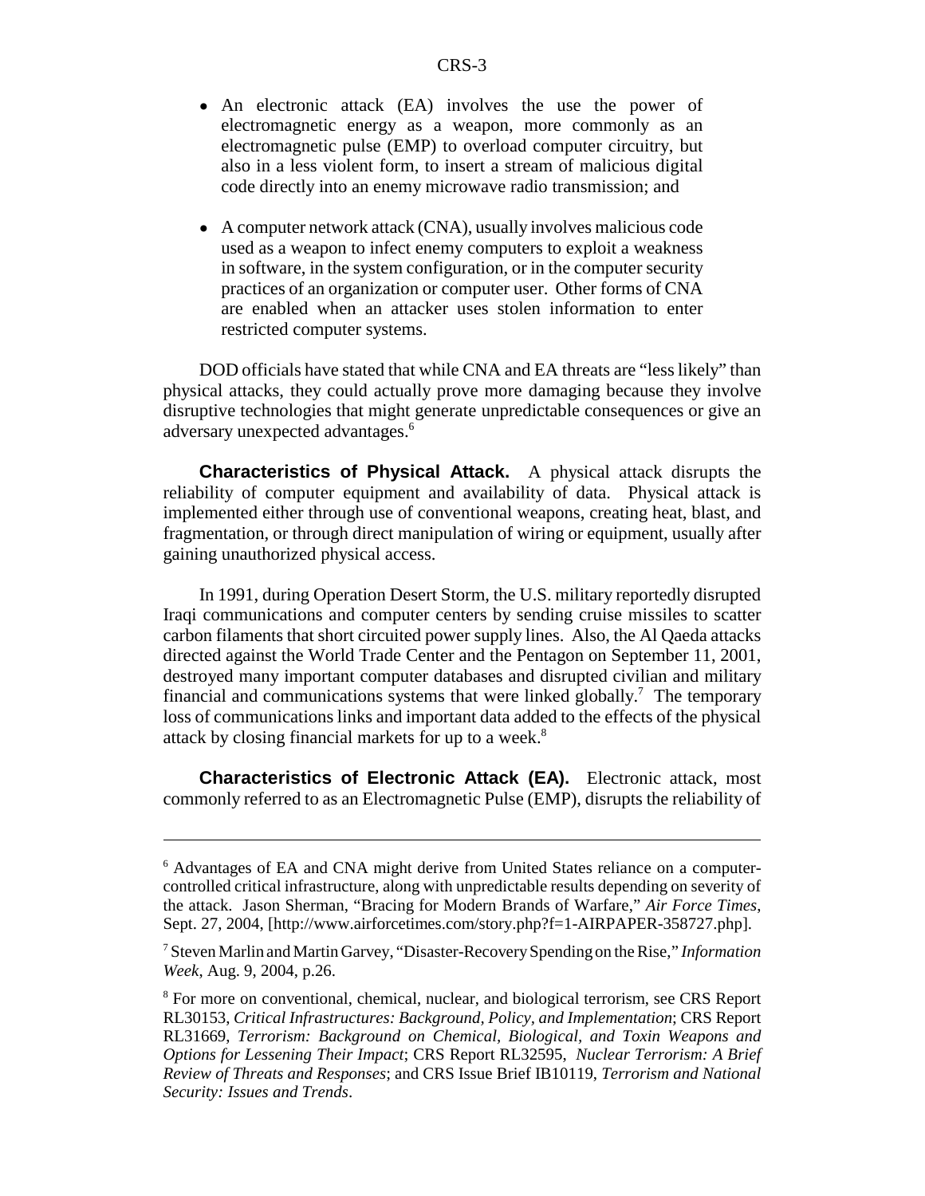- An electronic attack (EA) involves the use the power of electromagnetic energy as a weapon, more commonly as an electromagnetic pulse (EMP) to overload computer circuitry, but also in a less violent form, to insert a stream of malicious digital code directly into an enemy microwave radio transmission; and

- A computer network attack (CNA), usually involves malicious code used as a weapon to infect enemy computers to exploit a weakness in software, in the system configuration, or in the computer security practices of an organization or computer user. Other forms of CNA are enabled when an attacker uses stolen information to enter restricted computer systems.

DOD officials have stated that while CNA and EA threats are "less likely" than physical attacks, they could actually prove more damaging because they involve disruptive technologies that might generate unpredictable consequences or give an adversary unexpected advantages.[6]

**Characteristics of Physical Attack.** A physical attack disrupts the reliability of computer equipment and availability of data. Physical attack is implemented either through use of conventional weapons, creating heat, blast, and fragmentation, or through direct manipulation of wiring or equipment, usually after gaining unauthorized physical access.

In 1991, during Operation Desert Storm, the U.S. military reportedly disrupted Iraqi communications and computer centers by sending cruise missiles to scatter carbon filaments that short circuited power supply lines. Also, the Al Qaeda attacks directed against the World Trade Center and the Pentagon on September 11, 2001, destroyed many important computer databases and disrupted civilian and military financial and communications systems that were linked globally.[7] The temporary loss of communications links and important data added to the effects of the physical attack by closing financial markets for up to a week.[8]

**Characteristics of Electronic Attack (EA).** Electronic attack, most commonly referred to as an Electromagnetic Pulse (EMP), disrupts the reliability of

---

[6] Advantages of EA and CNA might derive from United States reliance on a computer-controlled critical infrastructure, along with unpredictable results depending on severity of the attack. Jason Sherman, "Bracing for Modern Brands of Warfare," *Air Force Times*, Sept. 27, 2004, [http://www.airforcetimes.com/story.php?f=1-AIRPAPER-358727.php].

[7] Steven Marlin and Martin Garvey, "Disaster-Recovery Spending on the Rise," *Information Week*, Aug. 9, 2004, p.26.

[8] For more on conventional, chemical, nuclear, and biological terrorism, see CRS Report RL30153, *Critical Infrastructures: Background, Policy, and Implementation*; CRS Report RL31669, *Terrorism: Background on Chemical, Biological, and Toxin Weapons and Options for Lessening Their Impact*; CRS Report RL32595, *Nuclear Terrorism: A Brief Review of Threats and Responses*; and CRS Issue Brief IB10119, *Terrorism and National Security: Issues and Trends*.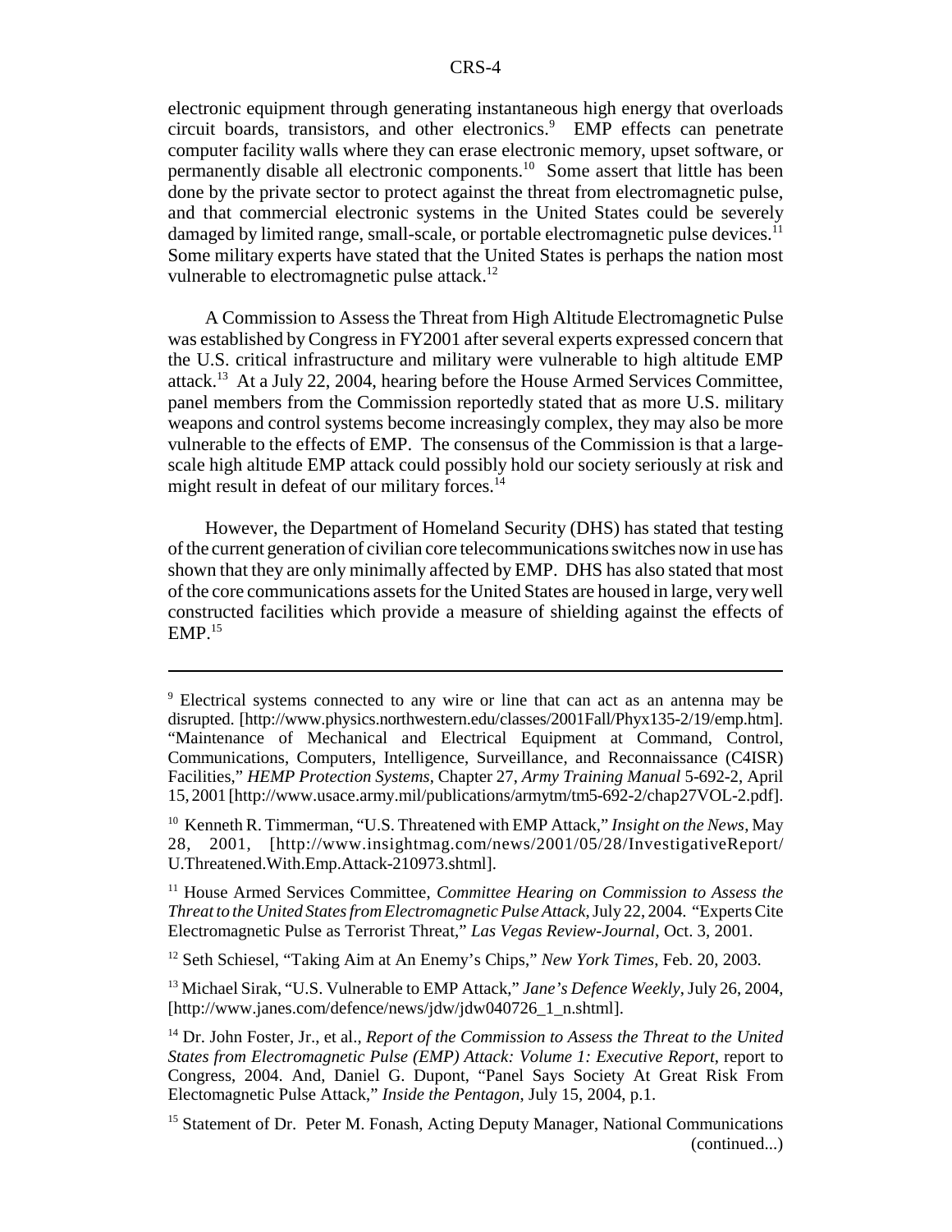electronic equipment through generating instantaneous high energy that overloads circuit boards, transistors, and other electronics.[9] EMP effects can penetrate computer facility walls where they can erase electronic memory, upset software, or permanently disable all electronic components.[10] Some assert that little has been done by the private sector to protect against the threat from electromagnetic pulse, and that commercial electronic systems in the United States could be severely damaged by limited range, small-scale, or portable electromagnetic pulse devices.[11] Some military experts have stated that the United States is perhaps the nation most vulnerable to electromagnetic pulse attack.[12]

A Commission to Assess the Threat from High Altitude Electromagnetic Pulse was established by Congress in FY2001 after several experts expressed concern that the U.S. critical infrastructure and military were vulnerable to high altitude EMP attack.[13] At a July 22, 2004, hearing before the House Armed Services Committee, panel members from the Commission reportedly stated that as more U.S. military weapons and control systems become increasingly complex, they may also be more vulnerable to the effects of EMP. The consensus of the Commission is that a large-scale high altitude EMP attack could possibly hold our society seriously at risk and might result in defeat of our military forces.[14]

However, the Department of Homeland Security (DHS) has stated that testing of the current generation of civilian core telecommunications switches now in use has shown that they are only minimally affected by EMP. DHS has also stated that most of the core communications assets for the United States are housed in large, very well constructed facilities which provide a measure of shielding against the effects of EMP.[15]

---

[9] Electrical systems connected to any wire or line that can act as an antenna may be disrupted. [http://www.physics.northwestern.edu/classes/2001Fall/Phyx135-2/19/emp.htm]. "Maintenance of Mechanical and Electrical Equipment at Command, Control, Communications, Computers, Intelligence, Surveillance, and Reconnaissance (C4ISR) Facilities," *HEMP Protection Systems*, Chapter 27, *Army Training Manual* 5-692-2, April 15, 2001 [http://www.usace.army.mil/publications/armytm/tm5-692-2/chap27VOL-2.pdf].

[10] Kenneth R. Timmerman, "U.S. Threatened with EMP Attack," *Insight on the News*, May 28, 2001, [http://www.insightmag.com/news/2001/05/28/InvestigativeReport/U.Threatened.With.Emp.Attack-210973.shtml].

[11] House Armed Services Committee, *Committee Hearing on Commission to Assess the Threat to the United States from Electromagnetic Pulse Attack*, July 22, 2004. "Experts Cite Electromagnetic Pulse as Terrorist Threat," *Las Vegas Review-Journal*, Oct. 3, 2001.

[12] Seth Schiesel, "Taking Aim at An Enemy's Chips," *New York Times*, Feb. 20, 2003.

[13] Michael Sirak, "U.S. Vulnerable to EMP Attack," *Jane's Defence Weekly*, July 26, 2004, [http://www.janes.com/defence/news/jdw/jdw040726_1_n.shtml].

[14] Dr. John Foster, Jr., et al., *Report of the Commission to Assess the Threat to the United States from Electromagnetic Pulse (EMP) Attack: Volume 1: Executive Report*, report to Congress, 2004. And, Daniel G. Dupont, "Panel Says Society At Great Risk From Electomagnetic Pulse Attack," *Inside the Pentagon*, July 15, 2004, p.1.

[15] Statement of Dr. Peter M. Fonash, Acting Deputy Manager, National Communications (continued...)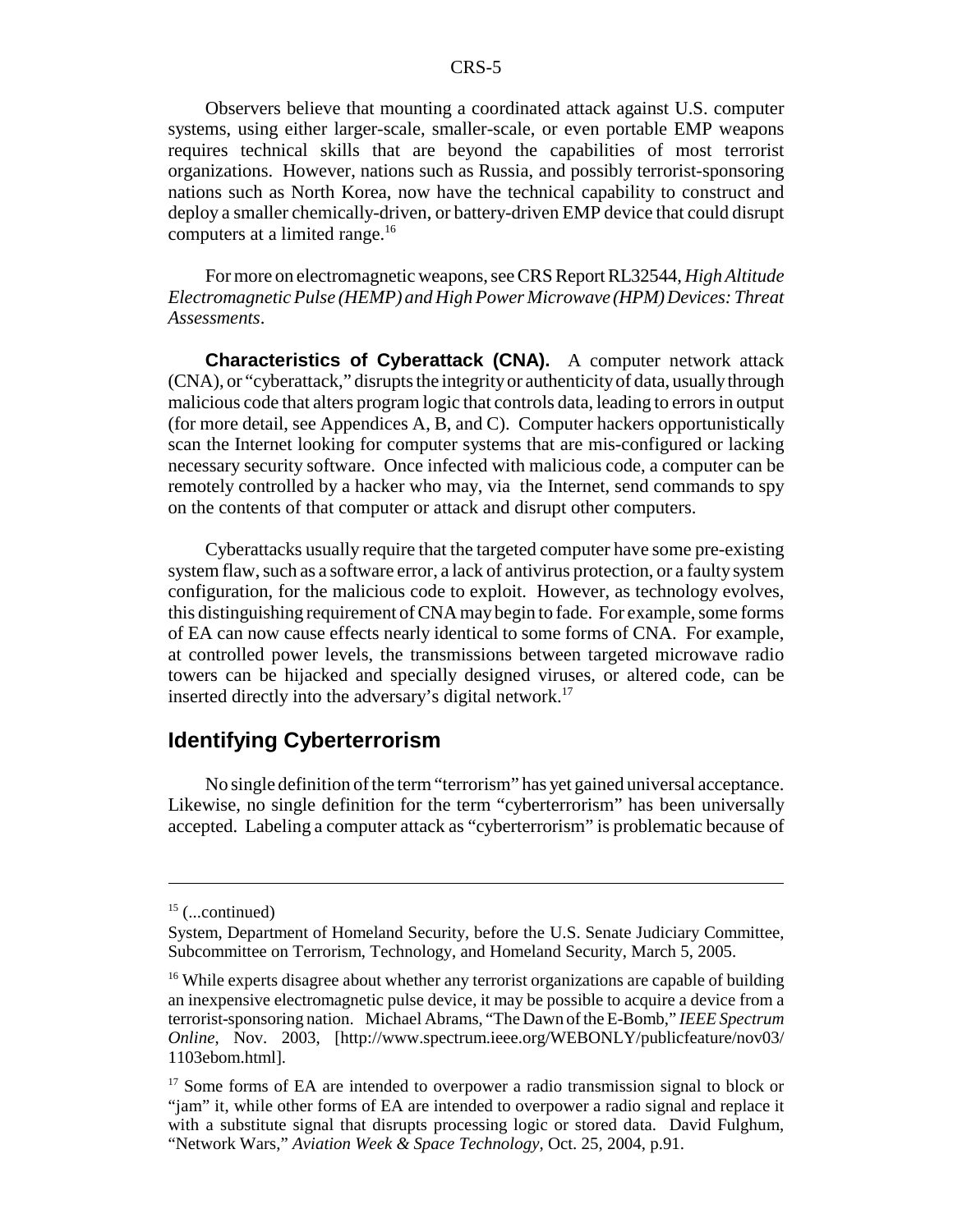Observers believe that mounting a coordinated attack against U.S. computer systems, using either larger-scale, smaller-scale, or even portable EMP weapons requires technical skills that are beyond the capabilities of most terrorist organizations. However, nations such as Russia, and possibly terrorist-sponsoring nations such as North Korea, now have the technical capability to construct and deploy a smaller chemically-driven, or battery-driven EMP device that could disrupt computers at a limited range.[16]

For more on electromagnetic weapons, see CRS Report RL32544, *High Altitude Electromagnetic Pulse (HEMP) and High Power Microwave (HPM) Devices: Threat Assessments*.

**Characteristics of Cyberattack (CNA).** A computer network attack (CNA), or "cyberattack," disrupts the integrity or authenticity of data, usually through malicious code that alters program logic that controls data, leading to errors in output (for more detail, see Appendices A, B, and C). Computer hackers opportunistically scan the Internet looking for computer systems that are mis-configured or lacking necessary security software. Once infected with malicious code, a computer can be remotely controlled by a hacker who may, via the Internet, send commands to spy on the contents of that computer or attack and disrupt other computers.

Cyberattacks usually require that the targeted computer have some pre-existing system flaw, such as a software error, a lack of antivirus protection, or a faulty system configuration, for the malicious code to exploit. However, as technology evolves, this distinguishing requirement of CNA may begin to fade. For example, some forms of EA can now cause effects nearly identical to some forms of CNA. For example, at controlled power levels, the transmissions between targeted microwave radio towers can be hijacked and specially designed viruses, or altered code, can be inserted directly into the adversary's digital network.[17]

## Identifying Cyberterrorism

No single definition of the term "terrorism" has yet gained universal acceptance. Likewise, no single definition for the term "cyberterrorism" has been universally accepted. Labeling a computer attack as "cyberterrorism" is problematic because of

---

[15] (...continued)
System, Department of Homeland Security, before the U.S. Senate Judiciary Committee, Subcommittee on Terrorism, Technology, and Homeland Security, March 5, 2005.

[16] While experts disagree about whether any terrorist organizations are capable of building an inexpensive electromagnetic pulse device, it may be possible to acquire a device from a terrorist-sponsoring nation. Michael Abrams, "The Dawn of the E-Bomb," *IEEE Spectrum Online*, Nov. 2003, [http://www.spectrum.ieee.org/WEBONLY/publicfeature/nov03/1103ebom.html].

[17] Some forms of EA are intended to overpower a radio transmission signal to block or "jam" it, while other forms of EA are intended to overpower a radio signal and replace it with a substitute signal that disrupts processing logic or stored data. David Fulghum, "Network Wars," *Aviation Week & Space Technology*, Oct. 25, 2004, p.91.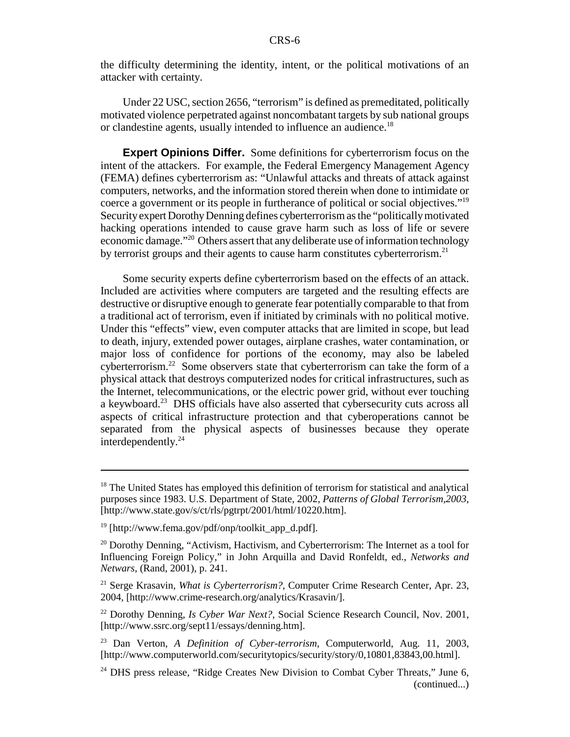the difficulty determining the identity, intent, or the political motivations of an attacker with certainty.

Under 22 USC, section 2656, "terrorism" is defined as premeditated, politically motivated violence perpetrated against noncombatant targets by sub national groups or clandestine agents, usually intended to influence an audience.[18]

**Expert Opinions Differ.** Some definitions for cyberterrorism focus on the intent of the attackers. For example, the Federal Emergency Management Agency (FEMA) defines cyberterrorism as: "Unlawful attacks and threats of attack against computers, networks, and the information stored therein when done to intimidate or coerce a government or its people in furtherance of political or social objectives."[19] Security expert Dorothy Denning defines cyberterrorism as the "politically motivated hacking operations intended to cause grave harm such as loss of life or severe economic damage."[20] Others assert that any deliberate use of information technology by terrorist groups and their agents to cause harm constitutes cyberterrorism.[21]

Some security experts define cyberterrorism based on the effects of an attack. Included are activities where computers are targeted and the resulting effects are destructive or disruptive enough to generate fear potentially comparable to that from a traditional act of terrorism, even if initiated by criminals with no political motive. Under this "effects" view, even computer attacks that are limited in scope, but lead to death, injury, extended power outages, airplane crashes, water contamination, or major loss of confidence for portions of the economy, may also be labeled cyberterrorism.[22] Some observers state that cyberterrorism can take the form of a physical attack that destroys computerized nodes for critical infrastructures, such as the Internet, telecommunications, or the electric power grid, without ever touching a keyboard.[23] DHS officials have also asserted that cybersecurity cuts across all aspects of critical infrastructure protection and that cyberoperations cannot be separated from the physical aspects of businesses because they operate interdependently.[24]

---

[18] The United States has employed this definition of terrorism for statistical and analytical purposes since 1983. U.S. Department of State, 2002, *Patterns of Global Terrorism,2003*, [http://www.state.gov/s/ct/rls/pgtrpt/2001/html/10220.htm].

[19] [http://www.fema.gov/pdf/onp/toolkit_app_d.pdf].

[20] Dorothy Denning, "Activism, Hactivism, and Cyberterrorism: The Internet as a tool for Influencing Foreign Policy," in John Arquilla and David Ronfeldt, ed., *Networks and Netwars*, (Rand, 2001), p. 241.

[21] Serge Krasavin, *What is Cyberterrorism?*, Computer Crime Research Center, Apr. 23, 2004, [http://www.crime-research.org/analytics/Krasavin/].

[22] Dorothy Denning, *Is Cyber War Next?*, Social Science Research Council, Nov. 2001, [http://www.ssrc.org/sept11/essays/denning.htm].

[23] Dan Verton, *A Definition of Cyber-terrorism*, Computerworld, Aug. 11, 2003, [http://www.computerworld.com/securitytopics/security/story/0,10801,83843,00.html].

[24] DHS press release, "Ridge Creates New Division to Combat Cyber Threats," June 6, (continued...)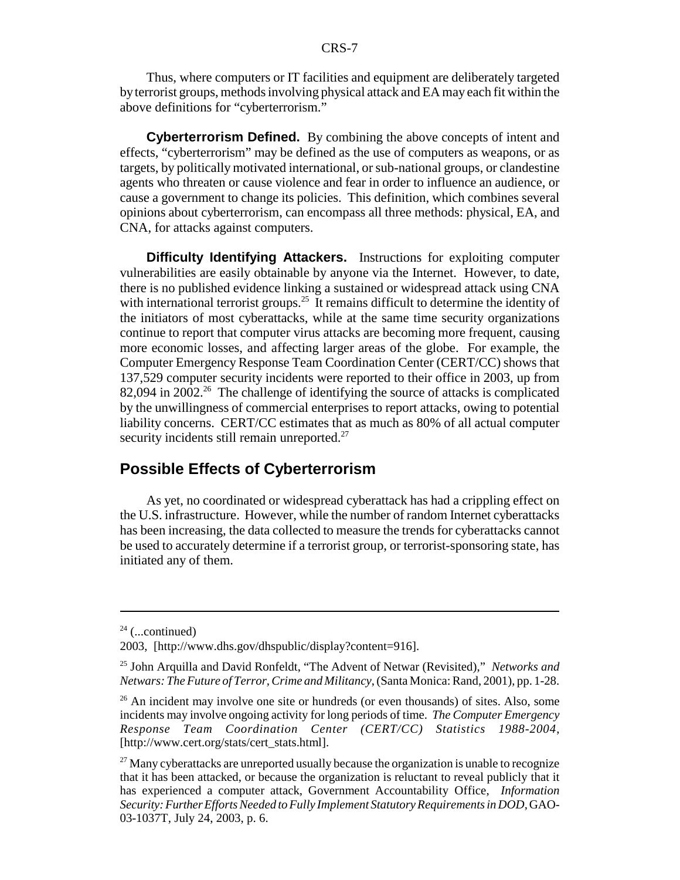Thus, where computers or IT facilities and equipment are deliberately targeted by terrorist groups, methods involving physical attack and EA may each fit within the above definitions for "cyberterrorism."

**Cyberterrorism Defined.** By combining the above concepts of intent and effects, "cyberterrorism" may be defined as the use of computers as weapons, or as targets, by politically motivated international, or sub-national groups, or clandestine agents who threaten or cause violence and fear in order to influence an audience, or cause a government to change its policies. This definition, which combines several opinions about cyberterrorism, can encompass all three methods: physical, EA, and CNA, for attacks against computers.

**Difficulty Identifying Attackers.** Instructions for exploiting computer vulnerabilities are easily obtainable by anyone via the Internet. However, to date, there is no published evidence linking a sustained or widespread attack using CNA with international terrorist groups.[25] It remains difficult to determine the identity of the initiators of most cyberattacks, while at the same time security organizations continue to report that computer virus attacks are becoming more frequent, causing more economic losses, and affecting larger areas of the globe. For example, the Computer Emergency Response Team Coordination Center (CERT/CC) shows that 137,529 computer security incidents were reported to their office in 2003, up from 82,094 in 2002.[26] The challenge of identifying the source of attacks is complicated by the unwillingness of commercial enterprises to report attacks, owing to potential liability concerns. CERT/CC estimates that as much as 80% of all actual computer security incidents still remain unreported.[27]

## Possible Effects of Cyberterrorism

As yet, no coordinated or widespread cyberattack has had a crippling effect on the U.S. infrastructure. However, while the number of random Internet cyberattacks has been increasing, the data collected to measure the trends for cyberattacks cannot be used to accurately determine if a terrorist group, or terrorist-sponsoring state, has initiated any of them.

---

[24] (...continued)

2003, [http://www.dhs.gov/dhspublic/display?content=916].

[25] John Arquilla and David Ronfeldt, "The Advent of Netwar (Revisited)," *Networks and Netwars: The Future of Terror, Crime and Militancy*, (Santa Monica: Rand, 2001), pp. 1-28.

[26] An incident may involve one site or hundreds (or even thousands) of sites. Also, some incidents may involve ongoing activity for long periods of time. *The Computer Emergency Response Team Coordination Center (CERT/CC) Statistics 1988-2004*, [http://www.cert.org/stats/cert_stats.html].

[27] Many cyberattacks are unreported usually because the organization is unable to recognize that it has been attacked, or because the organization is reluctant to reveal publicly that it has experienced a computer attack, Government Accountability Office, *Information Security: Further Efforts Needed to Fully Implement Statutory Requirements in DOD*, GAO-03-1037T, July 24, 2003, p. 6.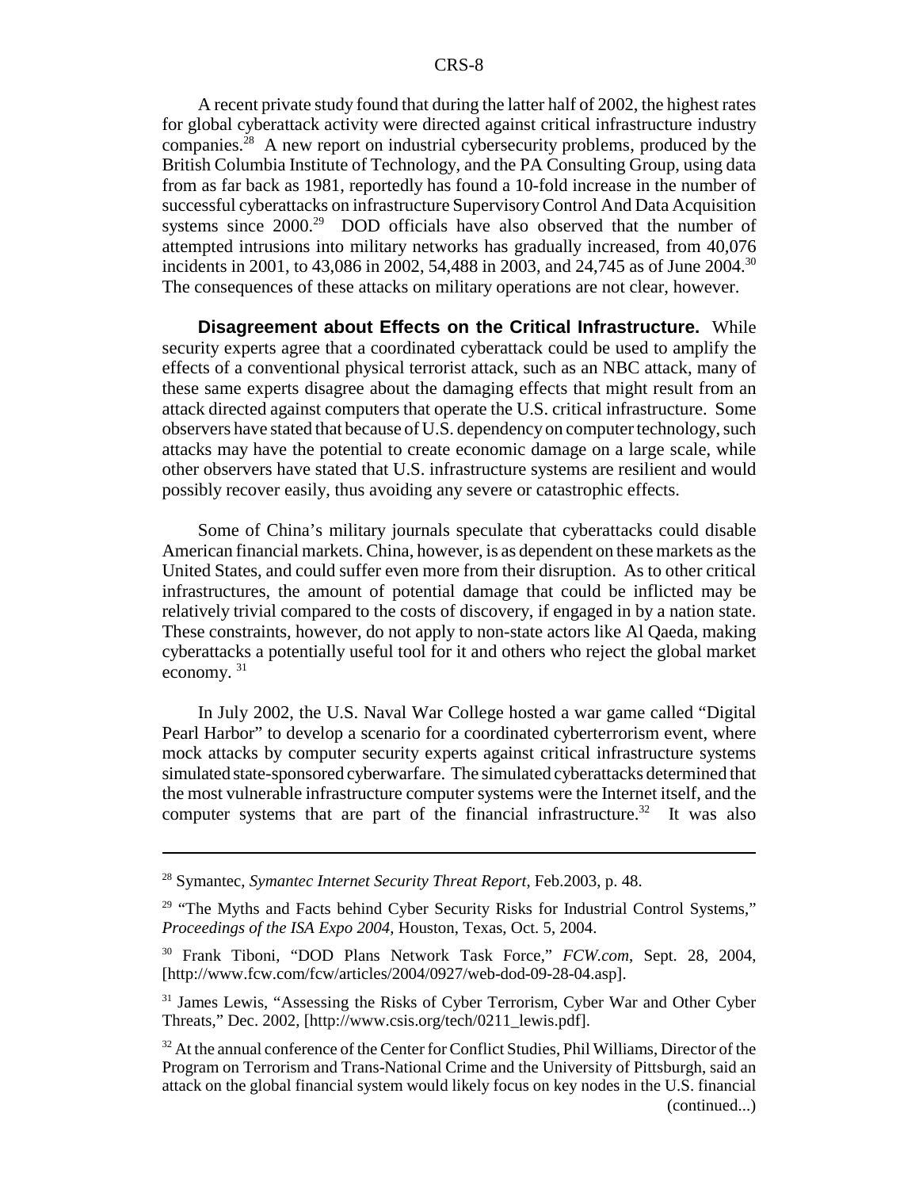A recent private study found that during the latter half of 2002, the highest rates for global cyberattack activity were directed against critical infrastructure industry companies.[28] A new report on industrial cybersecurity problems, produced by the British Columbia Institute of Technology, and the PA Consulting Group, using data from as far back as 1981, reportedly has found a 10-fold increase in the number of successful cyberattacks on infrastructure Supervisory Control And Data Acquisition systems since 2000.[29] DOD officials have also observed that the number of attempted intrusions into military networks has gradually increased, from 40,076 incidents in 2001, to 43,086 in 2002, 54,488 in 2003, and 24,745 as of June 2004.[30] The consequences of these attacks on military operations are not clear, however.

**Disagreement about Effects on the Critical Infrastructure.** While security experts agree that a coordinated cyberattack could be used to amplify the effects of a conventional physical terrorist attack, such as an NBC attack, many of these same experts disagree about the damaging effects that might result from an attack directed against computers that operate the U.S. critical infrastructure. Some observers have stated that because of U.S. dependency on computer technology, such attacks may have the potential to create economic damage on a large scale, while other observers have stated that U.S. infrastructure systems are resilient and would possibly recover easily, thus avoiding any severe or catastrophic effects.

Some of China's military journals speculate that cyberattacks could disable American financial markets. China, however, is as dependent on these markets as the United States, and could suffer even more from their disruption. As to other critical infrastructures, the amount of potential damage that could be inflicted may be relatively trivial compared to the costs of discovery, if engaged in by a nation state. These constraints, however, do not apply to non-state actors like Al Qaeda, making cyberattacks a potentially useful tool for it and others who reject the global market economy. [31]

In July 2002, the U.S. Naval War College hosted a war game called "Digital Pearl Harbor" to develop a scenario for a coordinated cyberterrorism event, where mock attacks by computer security experts against critical infrastructure systems simulated state-sponsored cyberwarfare. The simulated cyberattacks determined that the most vulnerable infrastructure computer systems were the Internet itself, and the computer systems that are part of the financial infrastructure.[32] It was also

---

[28] Symantec, *Symantec Internet Security Threat Report*, Feb.2003, p. 48.

[29] "The Myths and Facts behind Cyber Security Risks for Industrial Control Systems," *Proceedings of the ISA Expo 2004*, Houston, Texas, Oct. 5, 2004.

[30] Frank Tiboni, "DOD Plans Network Task Force," *FCW.com*, Sept. 28, 2004, [http://www.fcw.com/fcw/articles/2004/0927/web-dod-09-28-04.asp].

[31] James Lewis, "Assessing the Risks of Cyber Terrorism, Cyber War and Other Cyber Threats," Dec. 2002, [http://www.csis.org/tech/0211_lewis.pdf].

[32] At the annual conference of the Center for Conflict Studies, Phil Williams, Director of the Program on Terrorism and Trans-National Crime and the University of Pittsburgh, said an attack on the global financial system would likely focus on key nodes in the U.S. financial (continued...)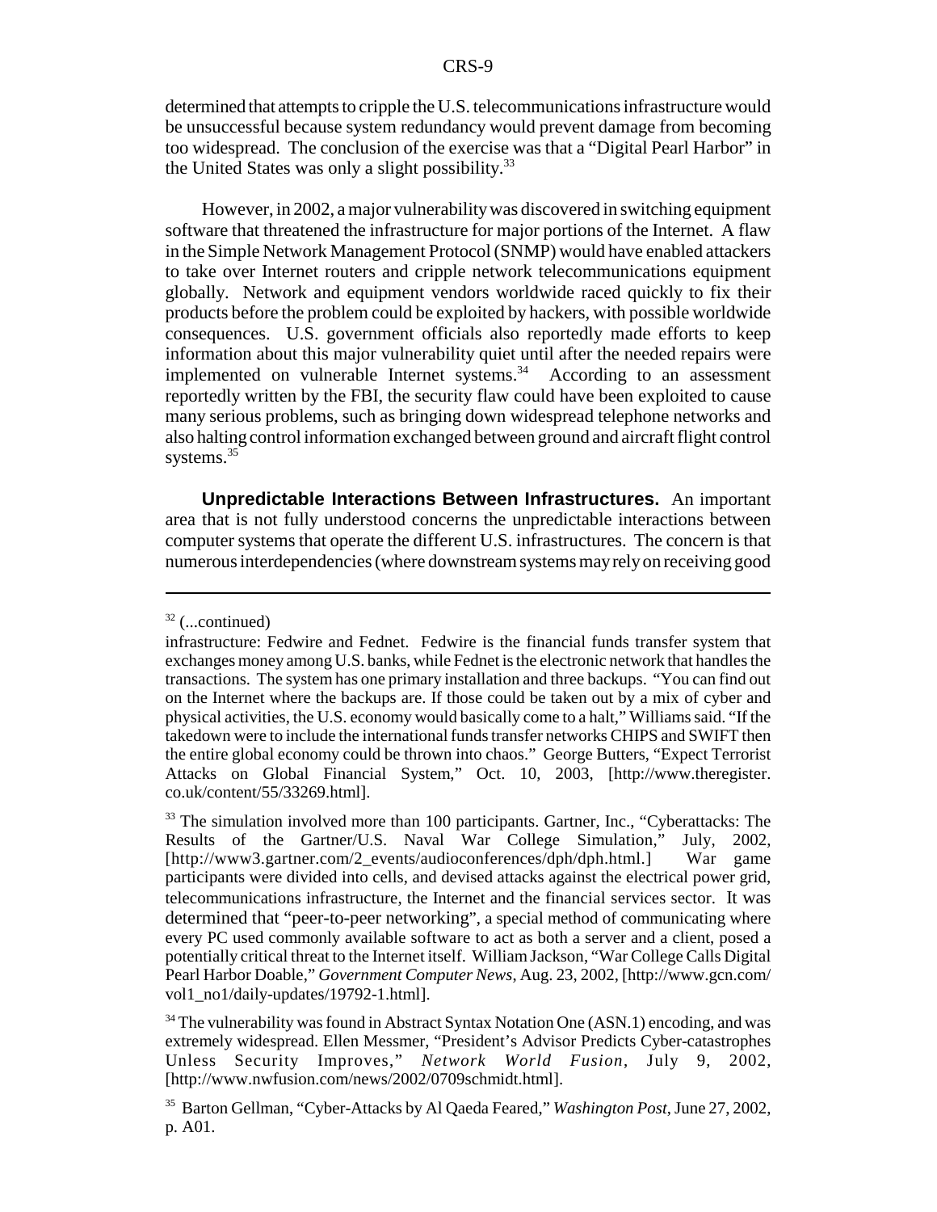determined that attempts to cripple the U.S. telecommunications infrastructure would be unsuccessful because system redundancy would prevent damage from becoming too widespread. The conclusion of the exercise was that a "Digital Pearl Harbor" in the United States was only a slight possibility.[33]

However, in 2002, a major vulnerability was discovered in switching equipment software that threatened the infrastructure for major portions of the Internet. A flaw in the Simple Network Management Protocol (SNMP) would have enabled attackers to take over Internet routers and cripple network telecommunications equipment globally. Network and equipment vendors worldwide raced quickly to fix their products before the problem could be exploited by hackers, with possible worldwide consequences. U.S. government officials also reportedly made efforts to keep information about this major vulnerability quiet until after the needed repairs were implemented on vulnerable Internet systems.[34] According to an assessment reportedly written by the FBI, the security flaw could have been exploited to cause many serious problems, such as bringing down widespread telephone networks and also halting control information exchanged between ground and aircraft flight control systems.[35]

**Unpredictable Interactions Between Infrastructures.** An important area that is not fully understood concerns the unpredictable interactions between computer systems that operate the different U.S. infrastructures. The concern is that numerous interdependencies (where downstream systems may rely on receiving good

---

[32] (...continued)
infrastructure: Fedwire and Fednet. Fedwire is the financial funds transfer system that exchanges money among U.S. banks, while Fednet is the electronic network that handles the transactions. The system has one primary installation and three backups. "You can find out on the Internet where the backups are. If those could be taken out by a mix of cyber and physical activities, the U.S. economy would basically come to a halt," Williams said. "If the takedown were to include the international funds transfer networks CHIPS and SWIFT then the entire global economy could be thrown into chaos." George Butters, "Expect Terrorist Attacks on Global Financial System," Oct. 10, 2003, [http://www.theregister.co.uk/content/55/33269.html].

[33] The simulation involved more than 100 participants. Gartner, Inc., "Cyberattacks: The Results of the Gartner/U.S. Naval War College Simulation," July, 2002, [http://www3.gartner.com/2_events/audioconferences/dph/dph.html.] War game participants were divided into cells, and devised attacks against the electrical power grid, telecommunications infrastructure, the Internet and the financial services sector. It was determined that "peer-to-peer networking", a special method of communicating where every PC used commonly available software to act as both a server and a client, posed a potentially critical threat to the Internet itself. William Jackson, "War College Calls Digital Pearl Harbor Doable," *Government Computer News*, Aug. 23, 2002, [http://www.gcn.com/vol1_no1/daily-updates/19792-1.html].

[34] The vulnerability was found in Abstract Syntax Notation One (ASN.1) encoding, and was extremely widespread. Ellen Messmer, "President's Advisor Predicts Cyber-catastrophes Unless Security Improves," *Network World Fusion*, July 9, 2002, [http://www.nwfusion.com/news/2002/0709schmidt.html].

[35] Barton Gellman, "Cyber-Attacks by Al Qaeda Feared," *Washington Post*, June 27, 2002, p. A01.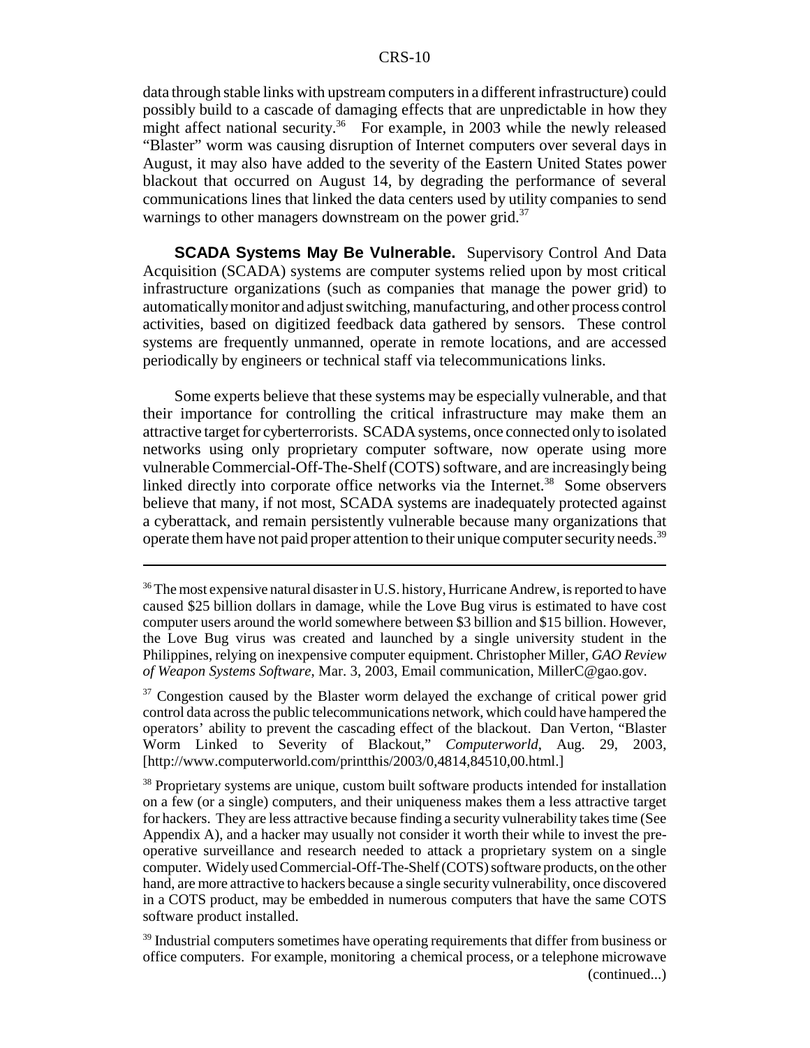data through stable links with upstream computers in a different infrastructure) could possibly build to a cascade of damaging effects that are unpredictable in how they might affect national security.[36] For example, in 2003 while the newly released "Blaster" worm was causing disruption of Internet computers over several days in August, it may also have added to the severity of the Eastern United States power blackout that occurred on August 14, by degrading the performance of several communications lines that linked the data centers used by utility companies to send warnings to other managers downstream on the power grid.[37]

**SCADA Systems May Be Vulnerable.** Supervisory Control And Data Acquisition (SCADA) systems are computer systems relied upon by most critical infrastructure organizations (such as companies that manage the power grid) to automatically monitor and adjust switching, manufacturing, and other process control activities, based on digitized feedback data gathered by sensors. These control systems are frequently unmanned, operate in remote locations, and are accessed periodically by engineers or technical staff via telecommunications links.

Some experts believe that these systems may be especially vulnerable, and that their importance for controlling the critical infrastructure may make them an attractive target for cyberterrorists. SCADA systems, once connected only to isolated networks using only proprietary computer software, now operate using more vulnerable Commercial-Off-The-Shelf (COTS) software, and are increasingly being linked directly into corporate office networks via the Internet.[38] Some observers believe that many, if not most, SCADA systems are inadequately protected against a cyberattack, and remain persistently vulnerable because many organizations that operate them have not paid proper attention to their unique computer security needs.[39]

---

[36] The most expensive natural disaster in U.S. history, Hurricane Andrew, is reported to have caused $25 billion dollars in damage, while the Love Bug virus is estimated to have cost computer users around the world somewhere between $3 billion and $15 billion. However, the Love Bug virus was created and launched by a single university student in the Philippines, relying on inexpensive computer equipment. Christopher Miller, *GAO Review of Weapon Systems Software*, Mar. 3, 2003, Email communication, MillerC@gao.gov.

[37] Congestion caused by the Blaster worm delayed the exchange of critical power grid control data across the public telecommunications network, which could have hampered the operators' ability to prevent the cascading effect of the blackout. Dan Verton, "Blaster Worm Linked to Severity of Blackout," *Computerworld*, Aug. 29, 2003, [http://www.computerworld.com/printthis/2003/0,4814,84510,00.html.]

[38] Proprietary systems are unique, custom built software products intended for installation on a few (or a single) computers, and their uniqueness makes them a less attractive target for hackers. They are less attractive because finding a security vulnerability takes time (See Appendix A), and a hacker may usually not consider it worth their while to invest the pre-operative surveillance and research needed to attack a proprietary system on a single computer. Widely used Commercial-Off-The-Shelf (COTS) software products, on the other hand, are more attractive to hackers because a single security vulnerability, once discovered in a COTS product, may be embedded in numerous computers that have the same COTS software product installed.

[39] Industrial computers sometimes have operating requirements that differ from business or office computers. For example, monitoring a chemical process, or a telephone microwave (continued...)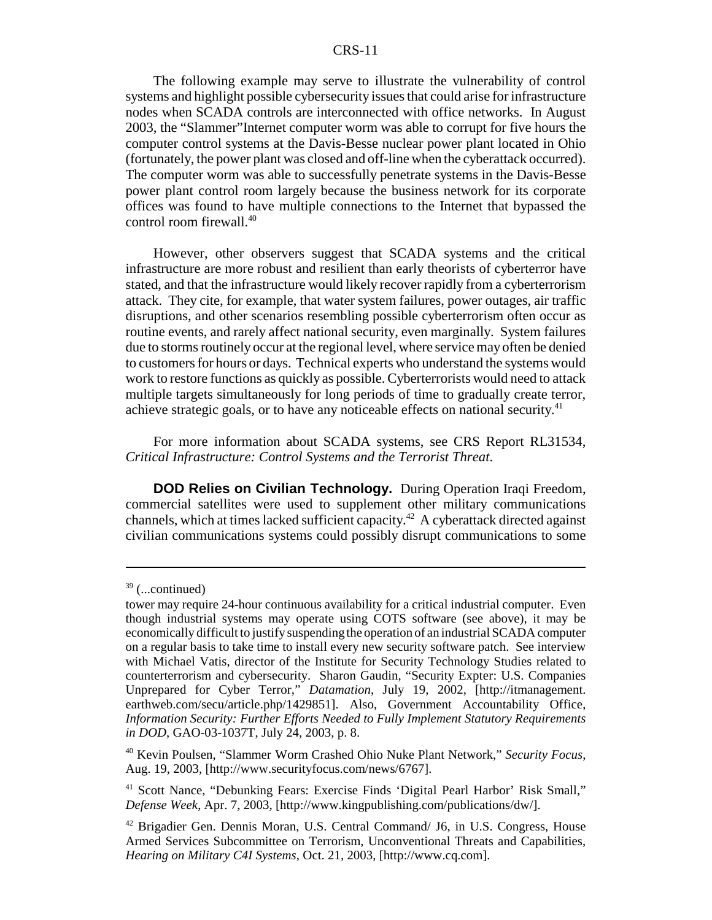The following example may serve to illustrate the vulnerability of control systems and highlight possible cybersecurity issues that could arise for infrastructure nodes when SCADA controls are interconnected with office networks. In August 2003, the "Slammer"Internet computer worm was able to corrupt for five hours the computer control systems at the Davis-Besse nuclear power plant located in Ohio (fortunately, the power plant was closed and off-line when the cyberattack occurred). The computer worm was able to successfully penetrate systems in the Davis-Besse power plant control room largely because the business network for its corporate offices was found to have multiple connections to the Internet that bypassed the control room firewall.[40]

However, other observers suggest that SCADA systems and the critical infrastructure are more robust and resilient than early theorists of cyberterror have stated, and that the infrastructure would likely recover rapidly from a cyberterrorism attack. They cite, for example, that water system failures, power outages, air traffic disruptions, and other scenarios resembling possible cyberterrorism often occur as routine events, and rarely affect national security, even marginally. System failures due to storms routinely occur at the regional level, where service may often be denied to customers for hours or days. Technical experts who understand the systems would work to restore functions as quickly as possible. Cyberterrorists would need to attack multiple targets simultaneously for long periods of time to gradually create terror, achieve strategic goals, or to have any noticeable effects on national security.[41]

For more information about SCADA systems, see CRS Report RL31534, *Critical Infrastructure: Control Systems and the Terrorist Threat*.

**DOD Relies on Civilian Technology.** During Operation Iraqi Freedom, commercial satellites were used to supplement other military communications channels, which at times lacked sufficient capacity.[42] A cyberattack directed against civilian communications systems could possibly disrupt communications to some

---

[39] (...continued)

tower may require 24-hour continuous availability for a critical industrial computer. Even though industrial systems may operate using COTS software (see above), it may be economically difficult to justify suspending the operation of an industrial SCADA computer on a regular basis to take time to install every new security software patch. See interview with Michael Vatis, director of the Institute for Security Technology Studies related to counterterrorism and cybersecurity. Sharon Gaudin, "Security Expter: U.S. Companies Unprepared for Cyber Terror," *Datamation*, July 19, 2002, [http://itmanagement.earthweb.com/secu/article.php/1429851]. Also, Government Accountability Office, *Information Security: Further Efforts Needed to Fully Implement Statutory Requirements in DOD*, GAO-03-1037T, July 24, 2003, p. 8.

[40] Kevin Poulsen, "Slammer Worm Crashed Ohio Nuke Plant Network," *Security Focus*, Aug. 19, 2003, [http://www.securityfocus.com/news/6767].

[41] Scott Nance, "Debunking Fears: Exercise Finds 'Digital Pearl Harbor' Risk Small," *Defense Week*, Apr. 7, 2003, [http://www.kingpublishing.com/publications/dw/].

[42] Brigadier Gen. Dennis Moran, U.S. Central Command/ J6, in U.S. Congress, House Armed Services Subcommittee on Terrorism, Unconventional Threats and Capabilities, *Hearing on Military C4I Systems*, Oct. 21, 2003, [http://www.cq.com].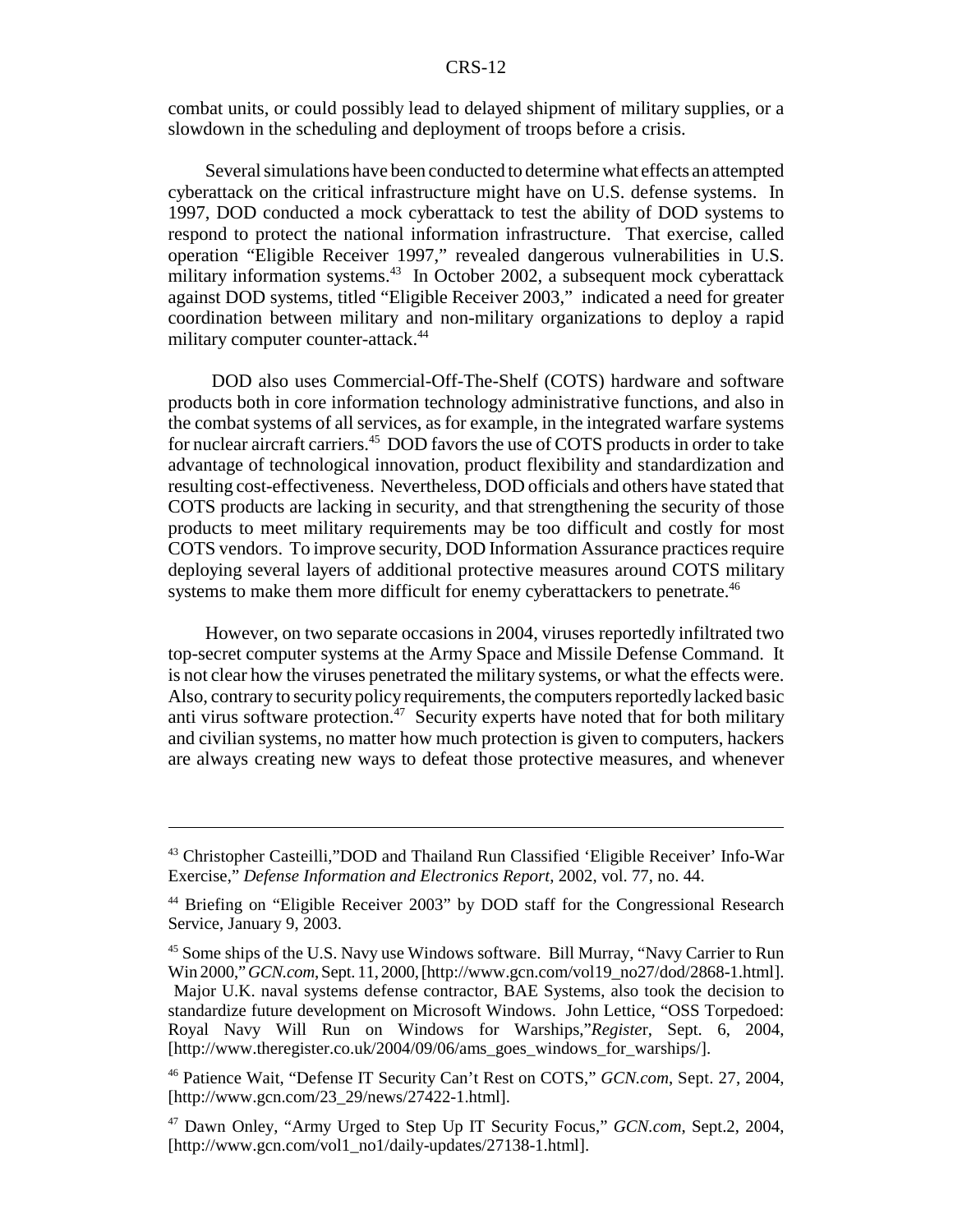combat units, or could possibly lead to delayed shipment of military supplies, or a slowdown in the scheduling and deployment of troops before a crisis.

Several simulations have been conducted to determine what effects an attempted cyberattack on the critical infrastructure might have on U.S. defense systems. In 1997, DOD conducted a mock cyberattack to test the ability of DOD systems to respond to protect the national information infrastructure. That exercise, called operation "Eligible Receiver 1997," revealed dangerous vulnerabilities in U.S. military information systems.[43] In October 2002, a subsequent mock cyberattack against DOD systems, titled "Eligible Receiver 2003," indicated a need for greater coordination between military and non-military organizations to deploy a rapid military computer counter-attack.[44]

DOD also uses Commercial-Off-The-Shelf (COTS) hardware and software products both in core information technology administrative functions, and also in the combat systems of all services, as for example, in the integrated warfare systems for nuclear aircraft carriers.[45] DOD favors the use of COTS products in order to take advantage of technological innovation, product flexibility and standardization and resulting cost-effectiveness. Nevertheless, DOD officials and others have stated that COTS products are lacking in security, and that strengthening the security of those products to meet military requirements may be too difficult and costly for most COTS vendors. To improve security, DOD Information Assurance practices require deploying several layers of additional protective measures around COTS military systems to make them more difficult for enemy cyberattackers to penetrate.[46]

However, on two separate occasions in 2004, viruses reportedly infiltrated two top-secret computer systems at the Army Space and Missile Defense Command. It is not clear how the viruses penetrated the military systems, or what the effects were. Also, contrary to security policy requirements, the computers reportedly lacked basic anti virus software protection.[47] Security experts have noted that for both military and civilian systems, no matter how much protection is given to computers, hackers are always creating new ways to defeat those protective measures, and whenever

---

[43] Christopher Casteilli,"DOD and Thailand Run Classified 'Eligible Receiver' Info-War Exercise," *Defense Information and Electronics Report*, 2002, vol. 77, no. 44.

[44] Briefing on "Eligible Receiver 2003" by DOD staff for the Congressional Research Service, January 9, 2003.

[45] Some ships of the U.S. Navy use Windows software. Bill Murray, "Navy Carrier to Run Win 2000," *GCN.com*, Sept. 11, 2000, [http://www.gcn.com/vol19_no27/dod/2868-1.html]. Major U.K. naval systems defense contractor, BAE Systems, also took the decision to standardize future development on Microsoft Windows. John Lettice, "OSS Torpedoed: Royal Navy Will Run on Windows for Warships,"*Register*, Sept. 6, 2004, [http://www.theregister.co.uk/2004/09/06/ams_goes_windows_for_warships/].

[46] Patience Wait, "Defense IT Security Can't Rest on COTS," *GCN.com*, Sept. 27, 2004, [http://www.gcn.com/23_29/news/27422-1.html].

[47] Dawn Onley, "Army Urged to Step Up IT Security Focus," *GCN.com*, Sept.2, 2004, [http://www.gcn.com/vol1_no1/daily-updates/27138-1.html].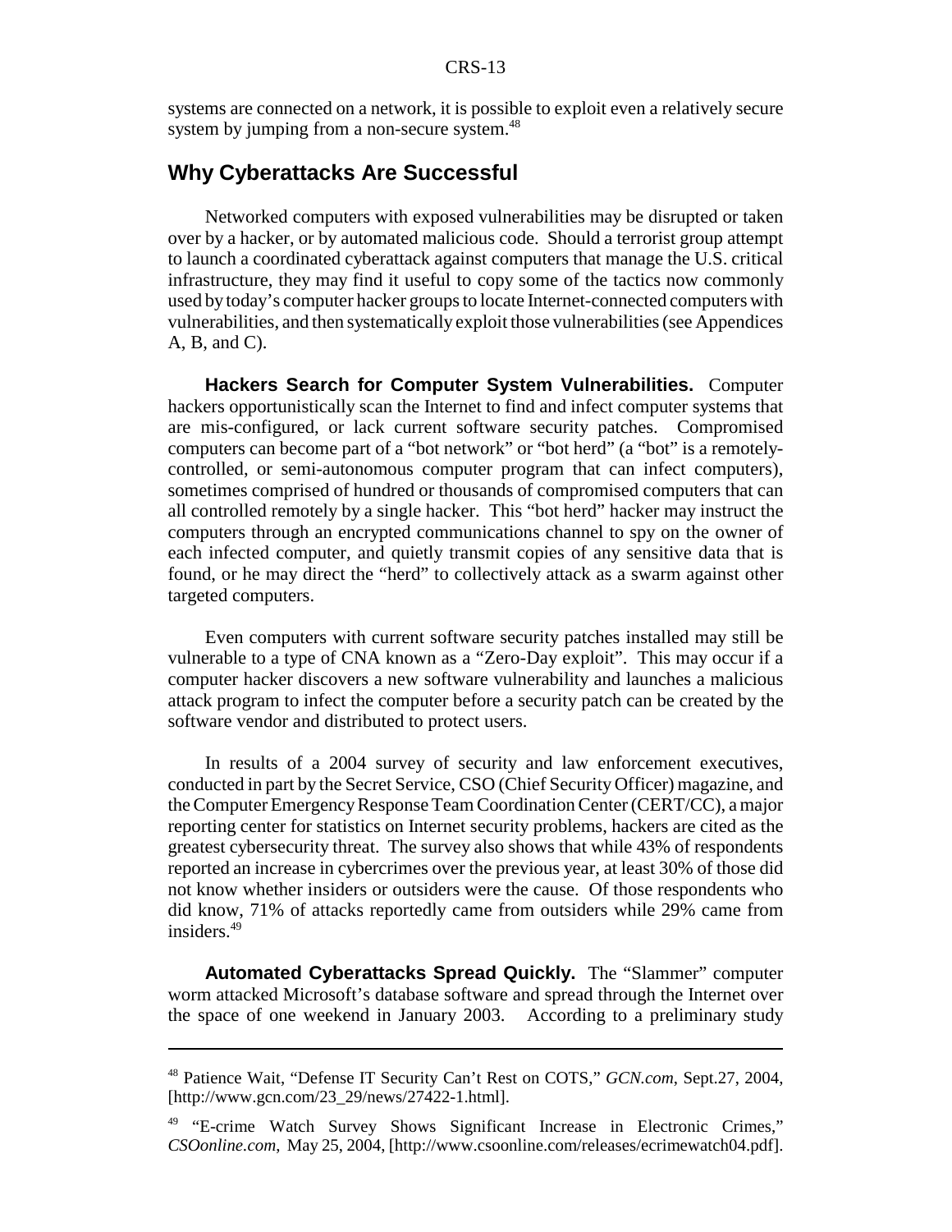systems are connected on a network, it is possible to exploit even a relatively secure system by jumping from a non-secure system.[48]

## Why Cyberattacks Are Successful

Networked computers with exposed vulnerabilities may be disrupted or taken over by a hacker, or by automated malicious code. Should a terrorist group attempt to launch a coordinated cyberattack against computers that manage the U.S. critical infrastructure, they may find it useful to copy some of the tactics now commonly used by today's computer hacker groups to locate Internet-connected computers with vulnerabilities, and then systematically exploit those vulnerabilities (see Appendices A, B, and C).

**Hackers Search for Computer System Vulnerabilities.** Computer hackers opportunistically scan the Internet to find and infect computer systems that are mis-configured, or lack current software security patches. Compromised computers can become part of a "bot network" or "bot herd" (a "bot" is a remotely-controlled, or semi-autonomous computer program that can infect computers), sometimes comprised of hundred or thousands of compromised computers that can all controlled remotely by a single hacker. This "bot herd" hacker may instruct the computers through an encrypted communications channel to spy on the owner of each infected computer, and quietly transmit copies of any sensitive data that is found, or he may direct the "herd" to collectively attack as a swarm against other targeted computers.

Even computers with current software security patches installed may still be vulnerable to a type of CNA known as a "Zero-Day exploit". This may occur if a computer hacker discovers a new software vulnerability and launches a malicious attack program to infect the computer before a security patch can be created by the software vendor and distributed to protect users.

In results of a 2004 survey of security and law enforcement executives, conducted in part by the Secret Service, CSO (Chief Security Officer) magazine, and the Computer Emergency Response Team Coordination Center (CERT/CC), a major reporting center for statistics on Internet security problems, hackers are cited as the greatest cybersecurity threat. The survey also shows that while 43% of respondents reported an increase in cybercrimes over the previous year, at least 30% of those did not know whether insiders or outsiders were the cause. Of those respondents who did know, 71% of attacks reportedly came from outsiders while 29% came from insiders.[49]

**Automated Cyberattacks Spread Quickly.** The "Slammer" computer worm attacked Microsoft's database software and spread through the Internet over the space of one weekend in January 2003. According to a preliminary study

---

[48] Patience Wait, "Defense IT Security Can't Rest on COTS," *GCN.com*, Sept.27, 2004, [http://www.gcn.com/23_29/news/27422-1.html].

[49] "E-crime Watch Survey Shows Significant Increase in Electronic Crimes," *CSOonline.com*, May 25, 2004, [http://www.csoonline.com/releases/ecrimewatch04.pdf].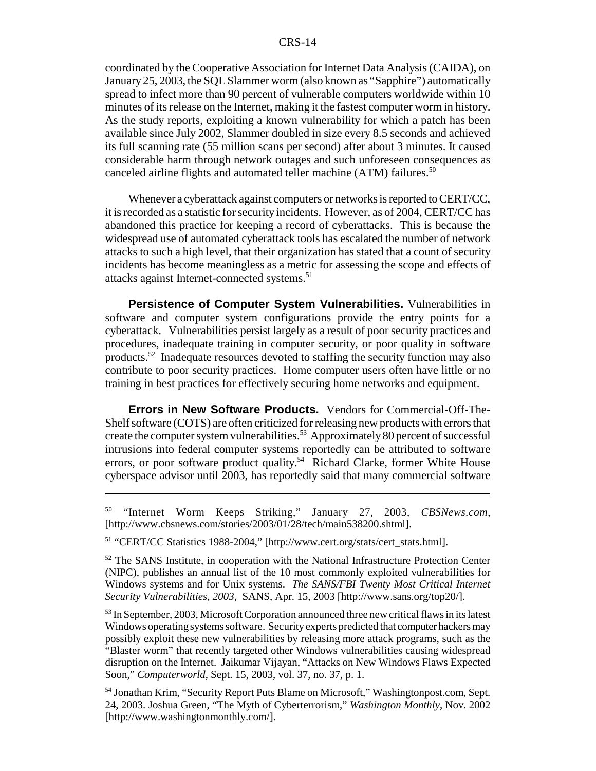coordinated by the Cooperative Association for Internet Data Analysis (CAIDA), on January 25, 2003, the SQL Slammer worm (also known as "Sapphire") automatically spread to infect more than 90 percent of vulnerable computers worldwide within 10 minutes of its release on the Internet, making it the fastest computer worm in history. As the study reports, exploiting a known vulnerability for which a patch has been available since July 2002, Slammer doubled in size every 8.5 seconds and achieved its full scanning rate (55 million scans per second) after about 3 minutes. It caused considerable harm through network outages and such unforeseen consequences as canceled airline flights and automated teller machine (ATM) failures.[50]

Whenever a cyberattack against computers or networks is reported to CERT/CC, it is recorded as a statistic for security incidents. However, as of 2004, CERT/CC has abandoned this practice for keeping a record of cyberattacks. This is because the widespread use of automated cyberattack tools has escalated the number of network attacks to such a high level, that their organization has stated that a count of security incidents has become meaningless as a metric for assessing the scope and effects of attacks against Internet-connected systems.[51]

**Persistence of Computer System Vulnerabilities.** Vulnerabilities in software and computer system configurations provide the entry points for a cyberattack. Vulnerabilities persist largely as a result of poor security practices and procedures, inadequate training in computer security, or poor quality in software products.[52] Inadequate resources devoted to staffing the security function may also contribute to poor security practices. Home computer users often have little or no training in best practices for effectively securing home networks and equipment.

**Errors in New Software Products.** Vendors for Commercial-Off-The-Shelf software (COTS) are often criticized for releasing new products with errors that create the computer system vulnerabilities.[53] Approximately 80 percent of successful intrusions into federal computer systems reportedly can be attributed to software errors, or poor software product quality.[54] Richard Clarke, former White House cyberspace advisor until 2003, has reportedly said that many commercial software

---

[50] "Internet Worm Keeps Striking," January 27, 2003, *CBSNews.com*, [http://www.cbsnews.com/stories/2003/01/28/tech/main538200.shtml].

[51] "CERT/CC Statistics 1988-2004," [http://www.cert.org/stats/cert_stats.html].

[52] The SANS Institute, in cooperation with the National Infrastructure Protection Center (NIPC), publishes an annual list of the 10 most commonly exploited vulnerabilities for Windows systems and for Unix systems. *The SANS/FBI Twenty Most Critical Internet Security Vulnerabilities, 2003*, SANS, Apr. 15, 2003 [http://www.sans.org/top20/].

[53] In September, 2003, Microsoft Corporation announced three new critical flaws in its latest Windows operating systems software. Security experts predicted that computer hackers may possibly exploit these new vulnerabilities by releasing more attack programs, such as the "Blaster worm" that recently targeted other Windows vulnerabilities causing widespread disruption on the Internet. Jaikumar Vijayan, "Attacks on New Windows Flaws Expected Soon," *Computerworld*, Sept. 15, 2003, vol. 37, no. 37, p. 1.

[54] Jonathan Krim, "Security Report Puts Blame on Microsoft," Washingtonpost.com, Sept. 24, 2003. Joshua Green, "The Myth of Cyberterrorism," *Washington Monthly*, Nov. 2002 [http://www.washingtonmonthly.com/].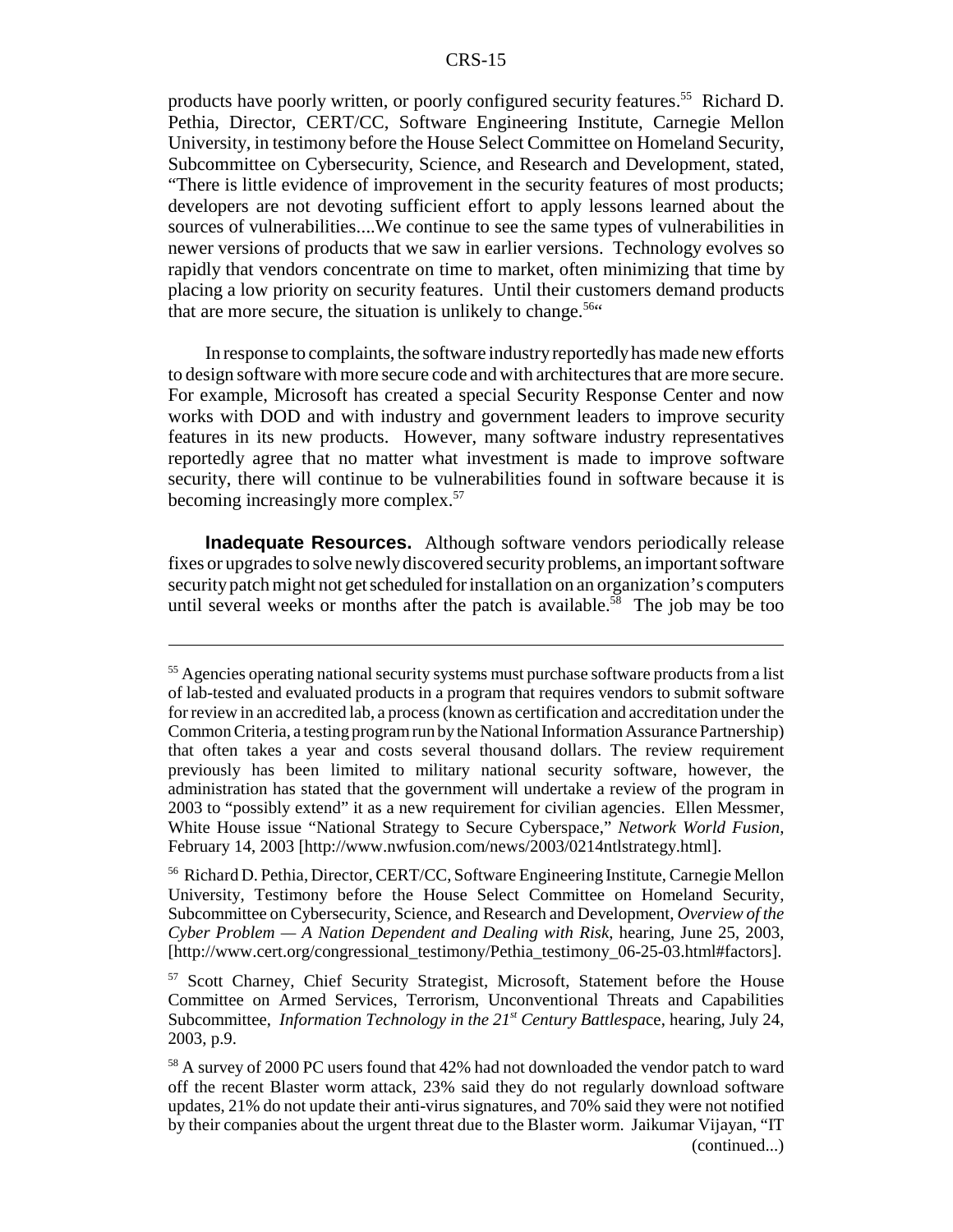products have poorly written, or poorly configured security features.[55] Richard D. Pethia, Director, CERT/CC, Software Engineering Institute, Carnegie Mellon University, in testimony before the House Select Committee on Homeland Security, Subcommittee on Cybersecurity, Science, and Research and Development, stated, "There is little evidence of improvement in the security features of most products; developers are not devoting sufficient effort to apply lessons learned about the sources of vulnerabilities....We continue to see the same types of vulnerabilities in newer versions of products that we saw in earlier versions. Technology evolves so rapidly that vendors concentrate on time to market, often minimizing that time by placing a low priority on security features. Until their customers demand products that are more secure, the situation is unlikely to change.[56]"

In response to complaints, the software industry reportedly has made new efforts to design software with more secure code and with architectures that are more secure. For example, Microsoft has created a special Security Response Center and now works with DOD and with industry and government leaders to improve security features in its new products. However, many software industry representatives reportedly agree that no matter what investment is made to improve software security, there will continue to be vulnerabilities found in software because it is becoming increasingly more complex.[57]

**Inadequate Resources.** Although software vendors periodically release fixes or upgrades to solve newly discovered security problems, an important software security patch might not get scheduled for installation on an organization's computers until several weeks or months after the patch is available.[58] The job may be too

---

[55] Agencies operating national security systems must purchase software products from a list of lab-tested and evaluated products in a program that requires vendors to submit software for review in an accredited lab, a process (known as certification and accreditation under the Common Criteria, a testing program run by the National Information Assurance Partnership) that often takes a year and costs several thousand dollars. The review requirement previously has been limited to military national security software, however, the administration has stated that the government will undertake a review of the program in 2003 to "possibly extend" it as a new requirement for civilian agencies. Ellen Messmer, White House issue "National Strategy to Secure Cyberspace," *Network World Fusion*, February 14, 2003 [http://www.nwfusion.com/news/2003/0214ntlstrategy.html].

[56] Richard D. Pethia, Director, CERT/CC, Software Engineering Institute, Carnegie Mellon University, Testimony before the House Select Committee on Homeland Security, Subcommittee on Cybersecurity, Science, and Research and Development, *Overview of the Cyber Problem — A Nation Dependent and Dealing with Risk*, hearing, June 25, 2003, [http://www.cert.org/congressional_testimony/Pethia_testimony_06-25-03.html#factors].

[57] Scott Charney, Chief Security Strategist, Microsoft, Statement before the House Committee on Armed Services, Terrorism, Unconventional Threats and Capabilities Subcommittee, *Information Technology in the 21st Century Battlespace*, hearing, July 24, 2003, p.9.

[58] A survey of 2000 PC users found that 42% had not downloaded the vendor patch to ward off the recent Blaster worm attack, 23% said they do not regularly download software updates, 21% do not update their anti-virus signatures, and 70% said they were not notified by their companies about the urgent threat due to the Blaster worm. Jaikumar Vijayan, "IT (continued...)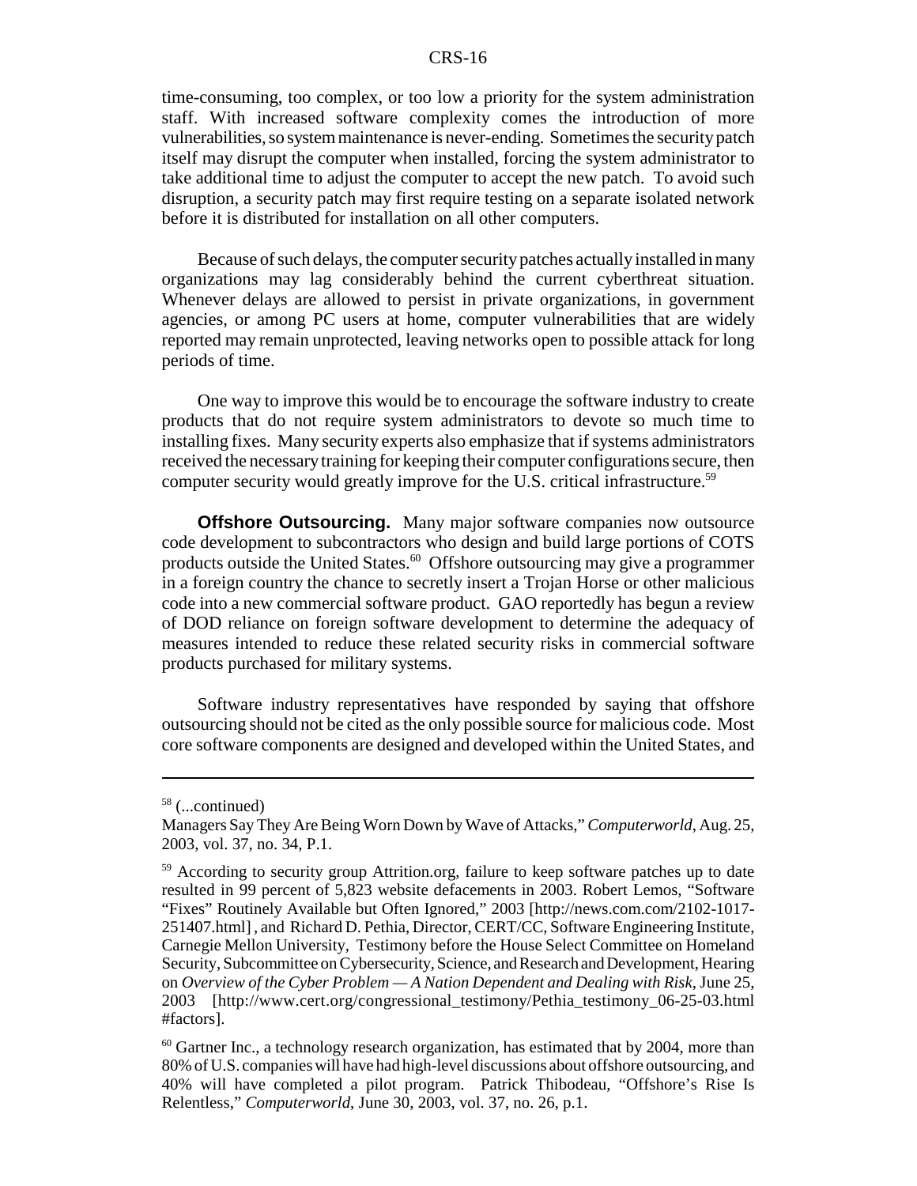time-consuming, too complex, or too low a priority for the system administration staff. With increased software complexity comes the introduction of more vulnerabilities, so system maintenance is never-ending. Sometimes the security patch itself may disrupt the computer when installed, forcing the system administrator to take additional time to adjust the computer to accept the new patch. To avoid such disruption, a security patch may first require testing on a separate isolated network before it is distributed for installation on all other computers.

Because of such delays, the computer security patches actually installed in many organizations may lag considerably behind the current cyberthreat situation. Whenever delays are allowed to persist in private organizations, in government agencies, or among PC users at home, computer vulnerabilities that are widely reported may remain unprotected, leaving networks open to possible attack for long periods of time.

One way to improve this would be to encourage the software industry to create products that do not require system administrators to devote so much time to installing fixes. Many security experts also emphasize that if systems administrators received the necessary training for keeping their computer configurations secure, then computer security would greatly improve for the U.S. critical infrastructure.[59]

**Offshore Outsourcing.** Many major software companies now outsource code development to subcontractors who design and build large portions of COTS products outside the United States.[60] Offshore outsourcing may give a programmer in a foreign country the chance to secretly insert a Trojan Horse or other malicious code into a new commercial software product. GAO reportedly has begun a review of DOD reliance on foreign software development to determine the adequacy of measures intended to reduce these related security risks in commercial software products purchased for military systems.

Software industry representatives have responded by saying that offshore outsourcing should not be cited as the only possible source for malicious code. Most core software components are designed and developed within the United States, and

---

[58] (...continued)
Managers Say They Are Being Worn Down by Wave of Attacks," *Computerworld*, Aug. 25, 2003, vol. 37, no. 34, P.1.

[59] According to security group Attrition.org, failure to keep software patches up to date resulted in 99 percent of 5,823 website defacements in 2003. Robert Lemos, "Software "Fixes" Routinely Available but Often Ignored," 2003 [http://news.com.com/2102-1017-251407.html], and Richard D. Pethia, Director, CERT/CC, Software Engineering Institute, Carnegie Mellon University, Testimony before the House Select Committee on Homeland Security, Subcommittee on Cybersecurity, Science, and Research and Development, Hearing on *Overview of the Cyber Problem — A Nation Dependent and Dealing with Risk*, June 25, 2003 [http://www.cert.org/congressional_testimony/Pethia_testimony_06-25-03.html #factors].

[60] Gartner Inc., a technology research organization, has estimated that by 2004, more than 80% of U.S. companies will have had high-level discussions about offshore outsourcing, and 40% will have completed a pilot program. Patrick Thibodeau, "Offshore's Rise Is Relentless," *Computerworld*, June 30, 2003, vol. 37, no. 26, p.1.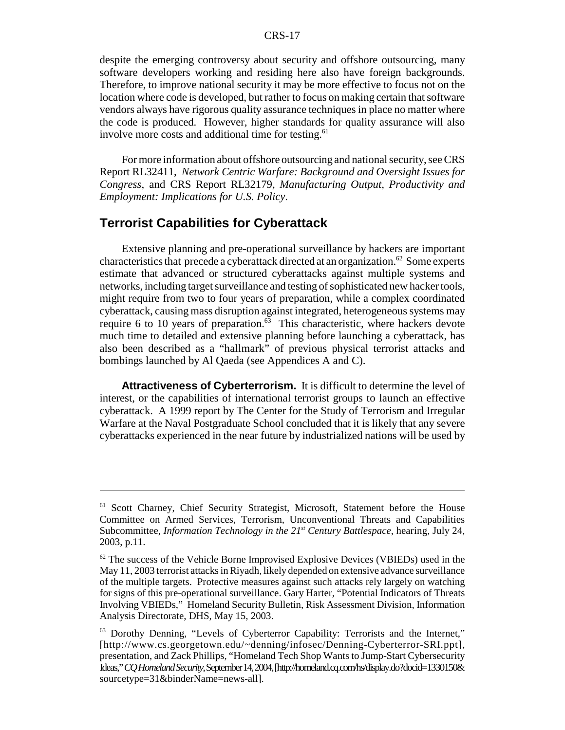despite the emerging controversy about security and offshore outsourcing, many software developers working and residing here also have foreign backgrounds. Therefore, to improve national security it may be more effective to focus not on the location where code is developed, but rather to focus on making certain that software vendors always have rigorous quality assurance techniques in place no matter where the code is produced. However, higher standards for quality assurance will also involve more costs and additional time for testing.[61]

For more information about offshore outsourcing and national security, see CRS Report RL32411, *Network Centric Warfare: Background and Oversight Issues for Congress*, and CRS Report RL32179, *Manufacturing Output, Productivity and Employment: Implications for U.S. Policy*.

## Terrorist Capabilities for Cyberattack

Extensive planning and pre-operational surveillance by hackers are important characteristics that precede a cyberattack directed at an organization.[62] Some experts estimate that advanced or structured cyberattacks against multiple systems and networks, including target surveillance and testing of sophisticated new hacker tools, might require from two to four years of preparation, while a complex coordinated cyberattack, causing mass disruption against integrated, heterogeneous systems may require 6 to 10 years of preparation.[63] This characteristic, where hackers devote much time to detailed and extensive planning before launching a cyberattack, has also been described as a "hallmark" of previous physical terrorist attacks and bombings launched by Al Qaeda (see Appendices A and C).

**Attractiveness of Cyberterrorism.** It is difficult to determine the level of interest, or the capabilities of international terrorist groups to launch an effective cyberattack. A 1999 report by The Center for the Study of Terrorism and Irregular Warfare at the Naval Postgraduate School concluded that it is likely that any severe cyberattacks experienced in the near future by industrialized nations will be used by

---

[61] Scott Charney, Chief Security Strategist, Microsoft, Statement before the House Committee on Armed Services, Terrorism, Unconventional Threats and Capabilities Subcommittee, *Information Technology in the 21st Century Battlespace*, hearing, July 24, 2003, p.11.

[62] The success of the Vehicle Borne Improvised Explosive Devices (VBIEDs) used in the May 11, 2003 terrorist attacks in Riyadh, likely depended on extensive advance surveillance of the multiple targets. Protective measures against such attacks rely largely on watching for signs of this pre-operational surveillance. Gary Harter, "Potential Indicators of Threats Involving VBIEDs," Homeland Security Bulletin, Risk Assessment Division, Information Analysis Directorate, DHS, May 15, 2003.

[63] Dorothy Denning, "Levels of Cyberterror Capability: Terrorists and the Internet," [http://www.cs.georgetown.edu/~denning/infosec/Denning-Cyberterror-SRI.ppt], presentation, and Zack Phillips, "Homeland Tech Shop Wants to Jump-Start Cybersecurity Ideas," *CQ Homeland Security*, September 14, 2004, [http://homeland.cq.com/hs/display.do?docid=1330150&sourcetype=31&binderName=news-all].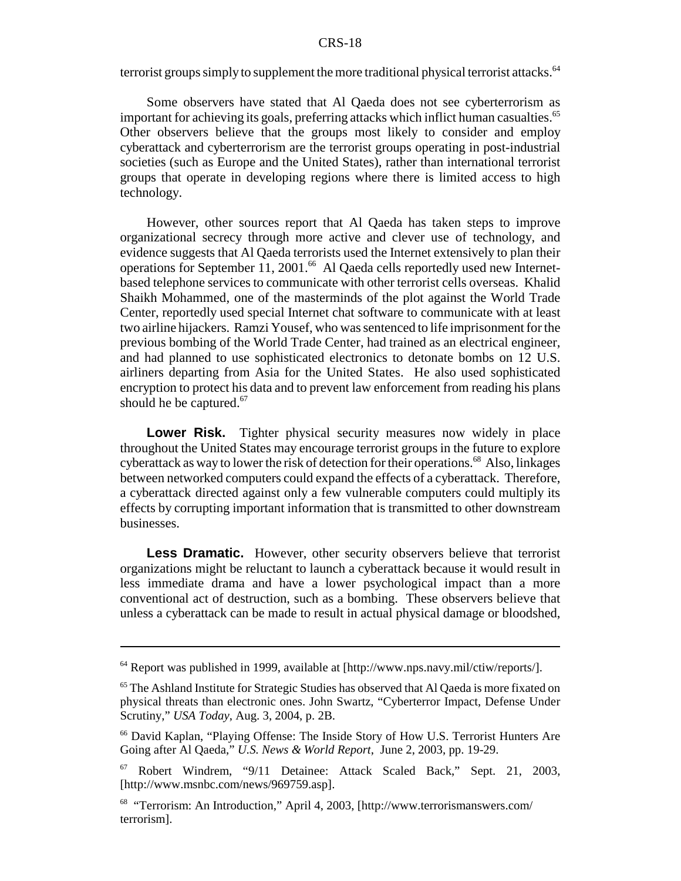terrorist groups simply to supplement the more traditional physical terrorist attacks.[64]

Some observers have stated that Al Qaeda does not see cyberterrorism as important for achieving its goals, preferring attacks which inflict human casualties.[65] Other observers believe that the groups most likely to consider and employ cyberattack and cyberterrorism are the terrorist groups operating in post-industrial societies (such as Europe and the United States), rather than international terrorist groups that operate in developing regions where there is limited access to high technology.

However, other sources report that Al Qaeda has taken steps to improve organizational secrecy through more active and clever use of technology, and evidence suggests that Al Qaeda terrorists used the Internet extensively to plan their operations for September 11, 2001.[66] Al Qaeda cells reportedly used new Internet-based telephone services to communicate with other terrorist cells overseas. Khalid Shaikh Mohammed, one of the masterminds of the plot against the World Trade Center, reportedly used special Internet chat software to communicate with at least two airline hijackers. Ramzi Yousef, who was sentenced to life imprisonment for the previous bombing of the World Trade Center, had trained as an electrical engineer, and had planned to use sophisticated electronics to detonate bombs on 12 U.S. airliners departing from Asia for the United States. He also used sophisticated encryption to protect his data and to prevent law enforcement from reading his plans should he be captured.[67]

**Lower Risk.** Tighter physical security measures now widely in place throughout the United States may encourage terrorist groups in the future to explore cyberattack as way to lower the risk of detection for their operations.[68] Also, linkages between networked computers could expand the effects of a cyberattack. Therefore, a cyberattack directed against only a few vulnerable computers could multiply its effects by corrupting important information that is transmitted to other downstream businesses.

**Less Dramatic.** However, other security observers believe that terrorist organizations might be reluctant to launch a cyberattack because it would result in less immediate drama and have a lower psychological impact than a more conventional act of destruction, such as a bombing. These observers believe that unless a cyberattack can be made to result in actual physical damage or bloodshed,

---

[64] Report was published in 1999, available at [http://www.nps.navy.mil/ctiw/reports/].

[65] The Ashland Institute for Strategic Studies has observed that Al Qaeda is more fixated on physical threats than electronic ones. John Swartz, "Cyberterror Impact, Defense Under Scrutiny," *USA Today*, Aug. 3, 2004, p. 2B.

[66] David Kaplan, "Playing Offense: The Inside Story of How U.S. Terrorist Hunters Are Going after Al Qaeda," *U.S. News & World Report*, June 2, 2003, pp. 19-29.

[67] Robert Windrem, "9/11 Detainee: Attack Scaled Back," Sept. 21, 2003, [http://www.msnbc.com/news/969759.asp].

[68] "Terrorism: An Introduction," April 4, 2003, [http://www.terrorismanswers.com/terrorism].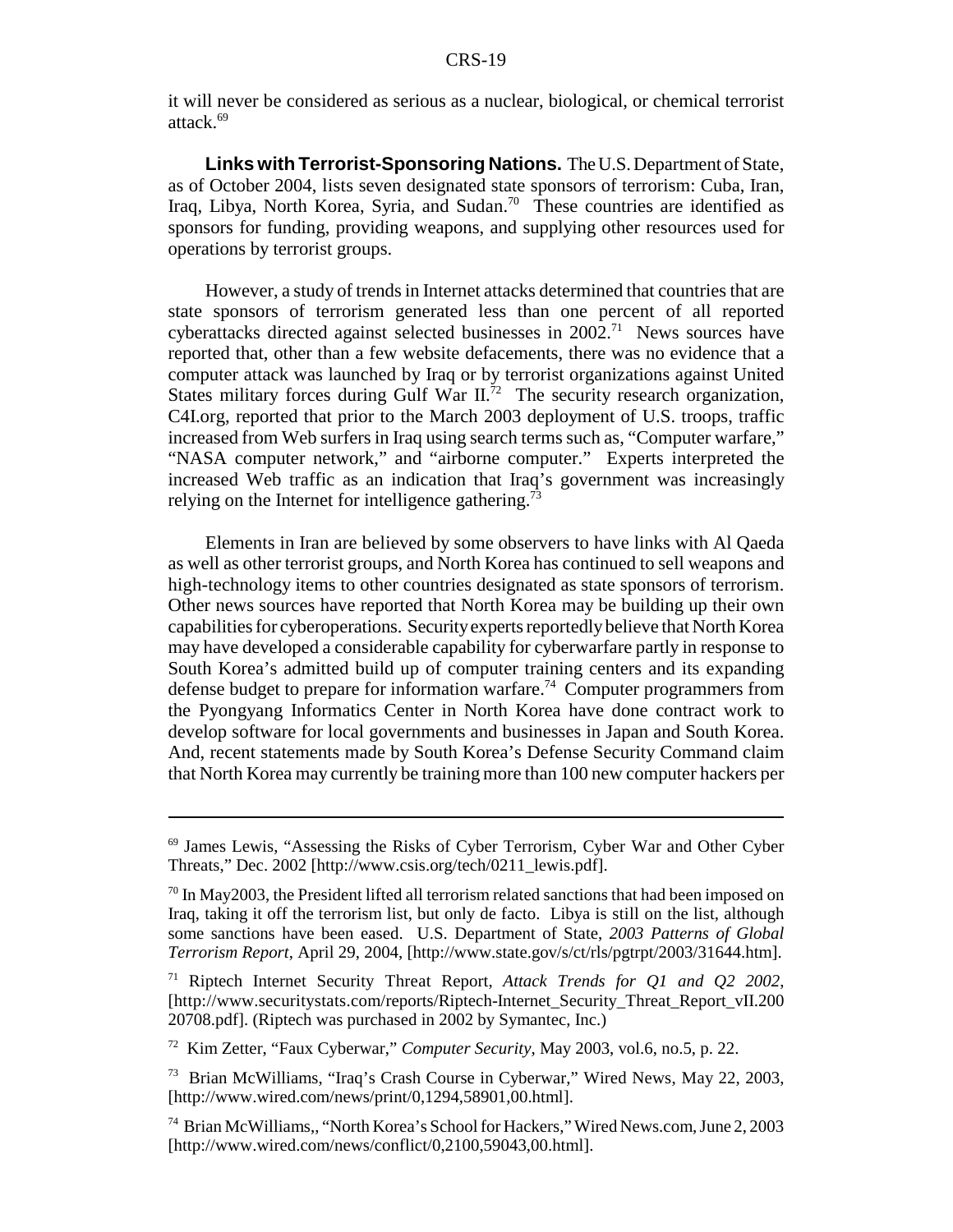it will never be considered as serious as a nuclear, biological, or chemical terrorist attack.[69]

**Links with Terrorist-Sponsoring Nations.** The U.S. Department of State, as of October 2004, lists seven designated state sponsors of terrorism: Cuba, Iran, Iraq, Libya, North Korea, Syria, and Sudan.[70] These countries are identified as sponsors for funding, providing weapons, and supplying other resources used for operations by terrorist groups.

However, a study of trends in Internet attacks determined that countries that are state sponsors of terrorism generated less than one percent of all reported cyberattacks directed against selected businesses in 2002.[71] News sources have reported that, other than a few website defacements, there was no evidence that a computer attack was launched by Iraq or by terrorist organizations against United States military forces during Gulf War II.[72] The security research organization, C4I.org, reported that prior to the March 2003 deployment of U.S. troops, traffic increased from Web surfers in Iraq using search terms such as, "Computer warfare," "NASA computer network," and "airborne computer." Experts interpreted the increased Web traffic as an indication that Iraq's government was increasingly relying on the Internet for intelligence gathering.[73]

Elements in Iran are believed by some observers to have links with Al Qaeda as well as other terrorist groups, and North Korea has continued to sell weapons and high-technology items to other countries designated as state sponsors of terrorism. Other news sources have reported that North Korea may be building up their own capabilities for cyberoperations. Security experts reportedly believe that North Korea may have developed a considerable capability for cyberwarfare partly in response to South Korea's admitted build up of computer training centers and its expanding defense budget to prepare for information warfare.[74] Computer programmers from the Pyongyang Informatics Center in North Korea have done contract work to develop software for local governments and businesses in Japan and South Korea. And, recent statements made by South Korea's Defense Security Command claim that North Korea may currently be training more than 100 new computer hackers per

---

[69] James Lewis, "Assessing the Risks of Cyber Terrorism, Cyber War and Other Cyber Threats," Dec. 2002 [http://www.csis.org/tech/0211_lewis.pdf].

[70] In May2003, the President lifted all terrorism related sanctions that had been imposed on Iraq, taking it off the terrorism list, but only de facto. Libya is still on the list, although some sanctions have been eased. U.S. Department of State, *2003 Patterns of Global Terrorism Report*, April 29, 2004, [http://www.state.gov/s/ct/rls/pgtrpt/2003/31644.htm].

[71] Riptech Internet Security Threat Report, *Attack Trends for Q1 and Q2 2002*, [http://www.securitystats.com/reports/Riptech-Internet_Security_Threat_Report_vII.20020708.pdf]. (Riptech was purchased in 2002 by Symantec, Inc.)

[72] Kim Zetter, "Faux Cyberwar," *Computer Security*, May 2003, vol.6, no.5, p. 22.

[73] Brian McWilliams, "Iraq's Crash Course in Cyberwar," Wired News, May 22, 2003, [http://www.wired.com/news/print/0,1294,58901,00.html].

[74] Brian McWilliams,, "North Korea's School for Hackers," Wired News.com, June 2, 2003 [http://www.wired.com/news/conflict/0,2100,59043,00.html].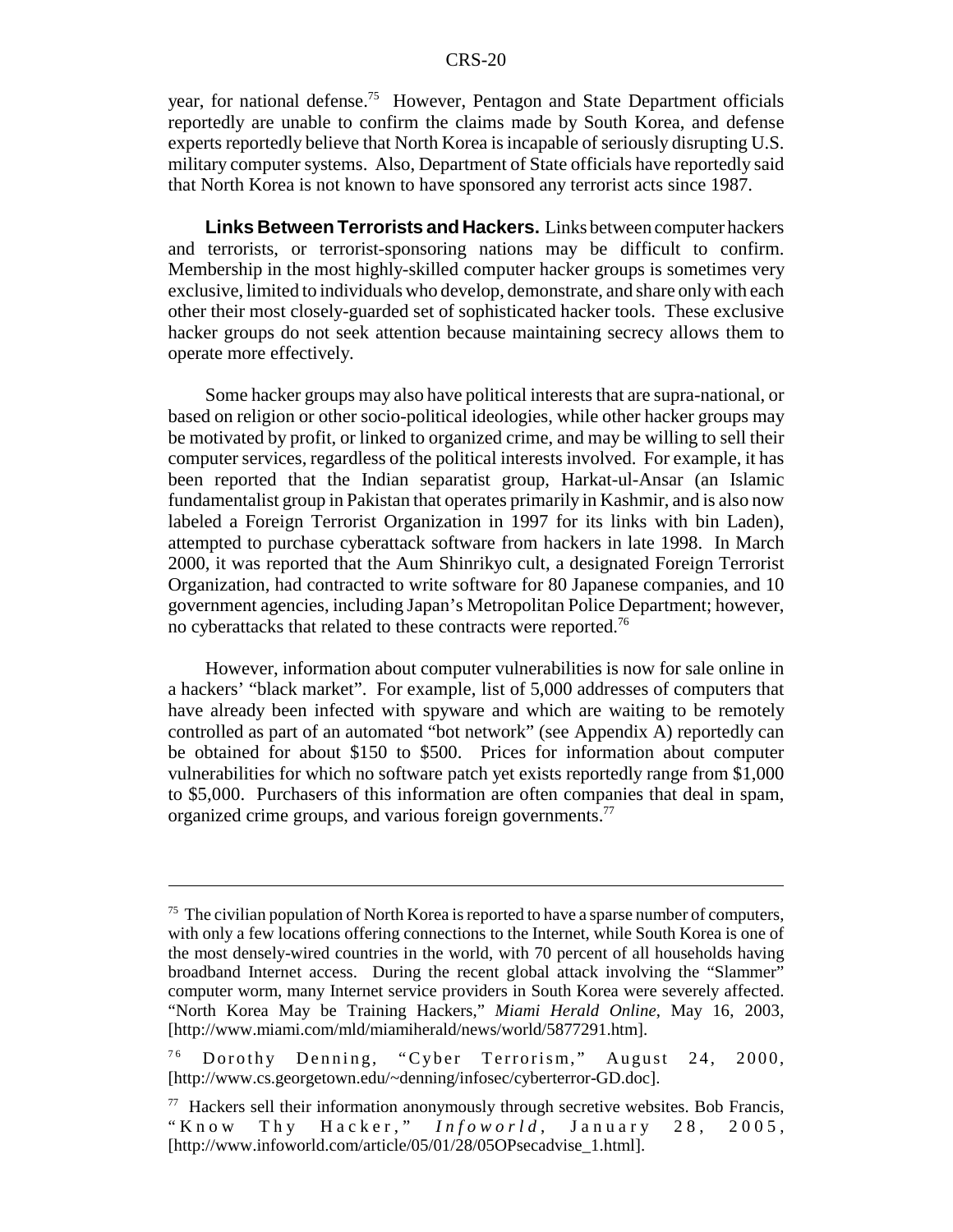year, for national defense.[75] However, Pentagon and State Department officials reportedly are unable to confirm the claims made by South Korea, and defense experts reportedly believe that North Korea is incapable of seriously disrupting U.S. military computer systems. Also, Department of State officials have reportedly said that North Korea is not known to have sponsored any terrorist acts since 1987.

**Links Between Terrorists and Hackers.** Links between computer hackers and terrorists, or terrorist-sponsoring nations may be difficult to confirm. Membership in the most highly-skilled computer hacker groups is sometimes very exclusive, limited to individuals who develop, demonstrate, and share only with each other their most closely-guarded set of sophisticated hacker tools. These exclusive hacker groups do not seek attention because maintaining secrecy allows them to operate more effectively.

Some hacker groups may also have political interests that are supra-national, or based on religion or other socio-political ideologies, while other hacker groups may be motivated by profit, or linked to organized crime, and may be willing to sell their computer services, regardless of the political interests involved. For example, it has been reported that the Indian separatist group, Harkat-ul-Ansar (an Islamic fundamentalist group in Pakistan that operates primarily in Kashmir, and is also now labeled a Foreign Terrorist Organization in 1997 for its links with bin Laden), attempted to purchase cyberattack software from hackers in late 1998. In March 2000, it was reported that the Aum Shinrikyo cult, a designated Foreign Terrorist Organization, had contracted to write software for 80 Japanese companies, and 10 government agencies, including Japan's Metropolitan Police Department; however, no cyberattacks that related to these contracts were reported.[76]

However, information about computer vulnerabilities is now for sale online in a hackers' "black market". For example, list of 5,000 addresses of computers that have already been infected with spyware and which are waiting to be remotely controlled as part of an automated "bot network" (see Appendix A) reportedly can be obtained for about $150 to $500. Prices for information about computer vulnerabilities for which no software patch yet exists reportedly range from $1,000 to $5,000. Purchasers of this information are often companies that deal in spam, organized crime groups, and various foreign governments.[77]

---

[75] The civilian population of North Korea is reported to have a sparse number of computers, with only a few locations offering connections to the Internet, while South Korea is one of the most densely-wired countries in the world, with 70 percent of all households having broadband Internet access. During the recent global attack involving the "Slammer" computer worm, many Internet service providers in South Korea were severely affected. "North Korea May be Training Hackers," *Miami Herald Online*, May 16, 2003, [http://www.miami.com/mld/miamiherald/news/world/5877291.htm].

[76] Dorothy Denning, "Cyber Terrorism," August 24, 2000, [http://www.cs.georgetown.edu/~denning/infosec/cyberterror-GD.doc].

[77] Hackers sell their information anonymously through secretive websites. Bob Francis, "Know Thy Hacker," *Infoworld*, January 28, 2005, [http://www.infoworld.com/article/05/01/28/05OPsecadvise_1.html].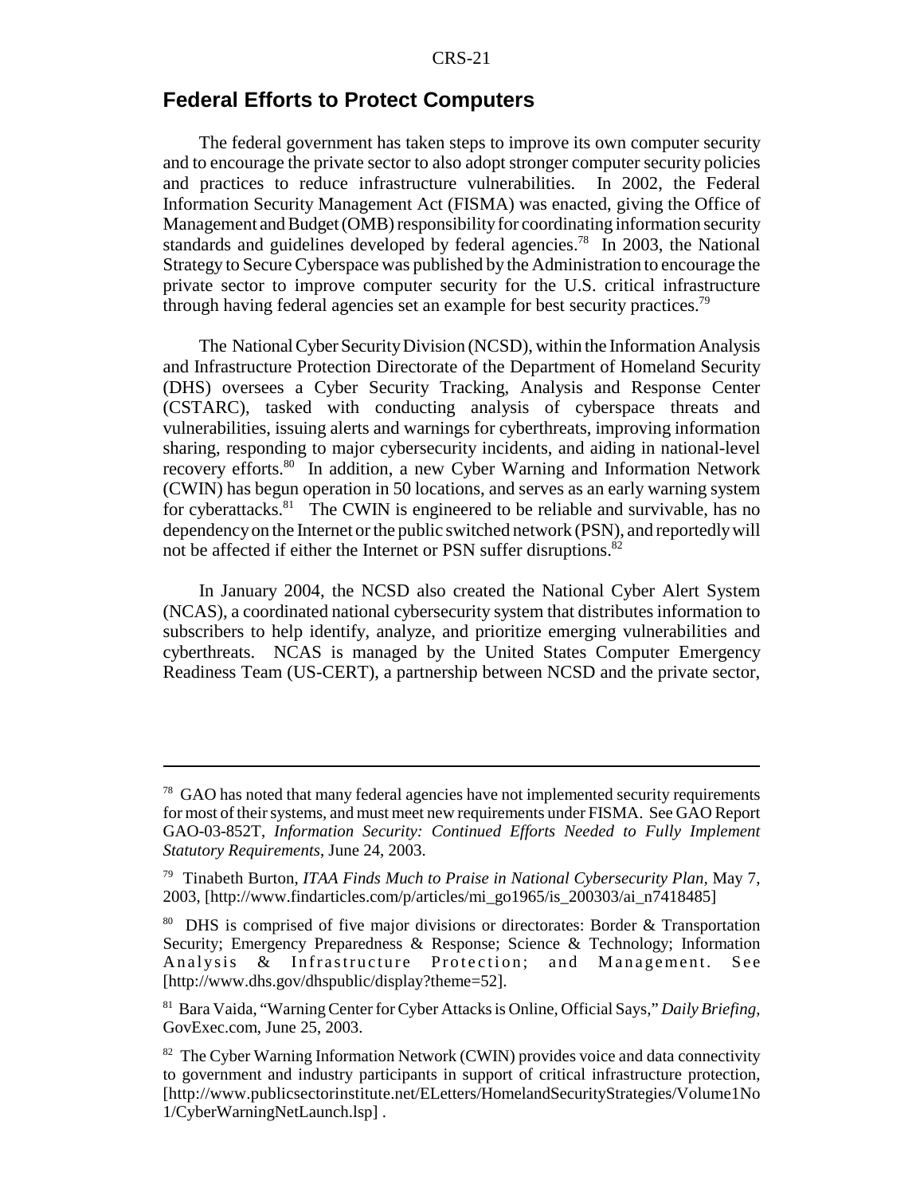## Federal Efforts to Protect Computers

The federal government has taken steps to improve its own computer security and to encourage the private sector to also adopt stronger computer security policies and practices to reduce infrastructure vulnerabilities. In 2002, the Federal Information Security Management Act (FISMA) was enacted, giving the Office of Management and Budget (OMB) responsibility for coordinating information security standards and guidelines developed by federal agencies.[78] In 2003, the National Strategy to Secure Cyberspace was published by the Administration to encourage the private sector to improve computer security for the U.S. critical infrastructure through having federal agencies set an example for best security practices.[79]

The National Cyber Security Division (NCSD), within the Information Analysis and Infrastructure Protection Directorate of the Department of Homeland Security (DHS) oversees a Cyber Security Tracking, Analysis and Response Center (CSTARC), tasked with conducting analysis of cyberspace threats and vulnerabilities, issuing alerts and warnings for cyberthreats, improving information sharing, responding to major cybersecurity incidents, and aiding in national-level recovery efforts.[80] In addition, a new Cyber Warning and Information Network (CWIN) has begun operation in 50 locations, and serves as an early warning system for cyberattacks.[81] The CWIN is engineered to be reliable and survivable, has no dependency on the Internet or the public switched network (PSN), and reportedly will not be affected if either the Internet or PSN suffer disruptions.[82]

In January 2004, the NCSD also created the National Cyber Alert System (NCAS), a coordinated national cybersecurity system that distributes information to subscribers to help identify, analyze, and prioritize emerging vulnerabilities and cyberthreats. NCAS is managed by the United States Computer Emergency Readiness Team (US-CERT), a partnership between NCSD and the private sector,

---

[78] GAO has noted that many federal agencies have not implemented security requirements for most of their systems, and must meet new requirements under FISMA. See GAO Report GAO-03-852T, *Information Security: Continued Efforts Needed to Fully Implement Statutory Requirements*, June 24, 2003.

[79] Tinabeth Burton, *ITAA Finds Much to Praise in National Cybersecurity Plan*, May 7, 2003, [http://www.findarticles.com/p/articles/mi_go1965/is_200303/ai_n7418485]

[80] DHS is comprised of five major divisions or directorates: Border & Transportation Security; Emergency Preparedness & Response; Science & Technology; Information Analysis & Infrastructure Protection; and Management. See [http://www.dhs.gov/dhspublic/display?theme=52].

[81] Bara Vaida, "Warning Center for Cyber Attacks is Online, Official Says," *Daily Briefing*, GovExec.com, June 25, 2003.

[82] The Cyber Warning Information Network (CWIN) provides voice and data connectivity to government and industry participants in support of critical infrastructure protection, [http://www.publicsectorinstitute.net/ELetters/HomelandSecurityStrategies/Volume1No1/CyberWarningNetLaunch.lsp] .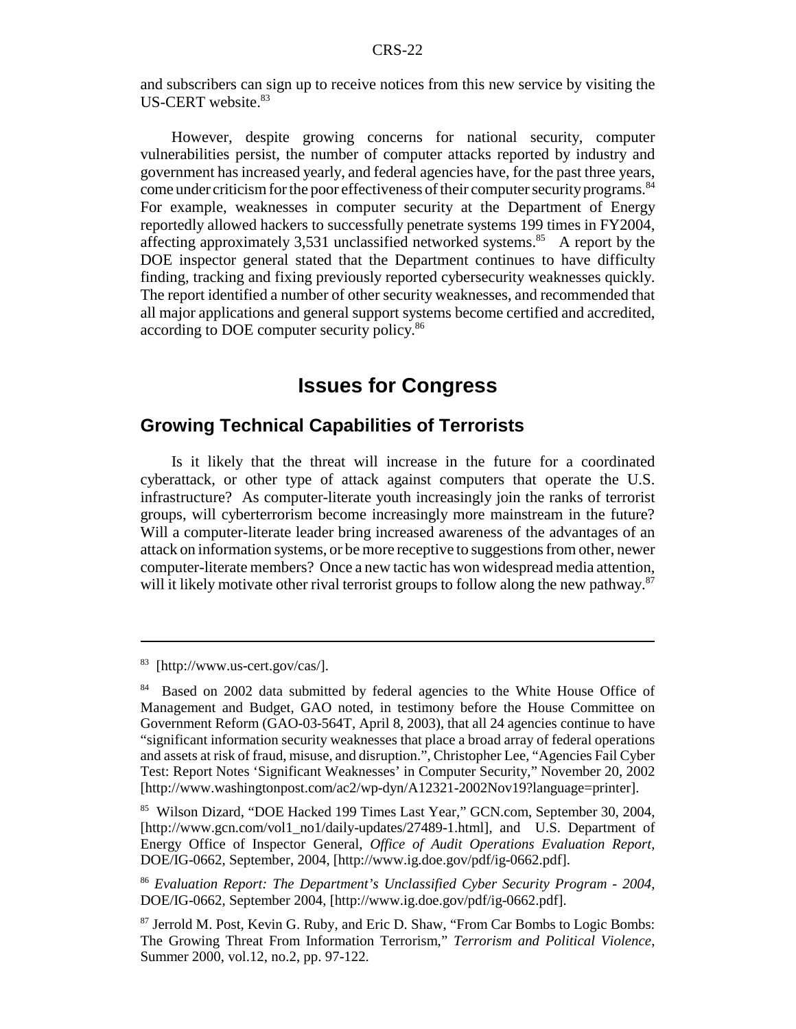and subscribers can sign up to receive notices from this new service by visiting the US-CERT website.[83]

However, despite growing concerns for national security, computer vulnerabilities persist, the number of computer attacks reported by industry and government has increased yearly, and federal agencies have, for the past three years, come under criticism for the poor effectiveness of their computer security programs.[84] For example, weaknesses in computer security at the Department of Energy reportedly allowed hackers to successfully penetrate systems 199 times in FY2004, affecting approximately 3,531 unclassified networked systems.[85] A report by the DOE inspector general stated that the Department continues to have difficulty finding, tracking and fixing previously reported cybersecurity weaknesses quickly. The report identified a number of other security weaknesses, and recommended that all major applications and general support systems become certified and accredited, according to DOE computer security policy.[86]

# Issues for Congress

## Growing Technical Capabilities of Terrorists

Is it likely that the threat will increase in the future for a coordinated cyberattack, or other type of attack against computers that operate the U.S. infrastructure? As computer-literate youth increasingly join the ranks of terrorist groups, will cyberterrorism become increasingly more mainstream in the future? Will a computer-literate leader bring increased awareness of the advantages of an attack on information systems, or be more receptive to suggestions from other, newer computer-literate members? Once a new tactic has won widespread media attention, will it likely motivate other rival terrorist groups to follow along the new pathway.[87]

---

[83] [http://www.us-cert.gov/cas/].

[84] Based on 2002 data submitted by federal agencies to the White House Office of Management and Budget, GAO noted, in testimony before the House Committee on Government Reform (GAO-03-564T, April 8, 2003), that all 24 agencies continue to have "significant information security weaknesses that place a broad array of federal operations and assets at risk of fraud, misuse, and disruption.", Christopher Lee, "Agencies Fail Cyber Test: Report Notes 'Significant Weaknesses' in Computer Security," November 20, 2002 [http://www.washingtonpost.com/ac2/wp-dyn/A12321-2002Nov19?language=printer].

[85] Wilson Dizard, "DOE Hacked 199 Times Last Year," GCN.com, September 30, 2004, [http://www.gcn.com/vol1_no1/daily-updates/27489-1.html], and U.S. Department of Energy Office of Inspector General, *Office of Audit Operations Evaluation Report*, DOE/IG-0662, September, 2004, [http://www.ig.doe.gov/pdf/ig-0662.pdf].

[86] *Evaluation Report: The Department's Unclassified Cyber Security Program - 2004*, DOE/IG-0662, September 2004, [http://www.ig.doe.gov/pdf/ig-0662.pdf].

[87] Jerrold M. Post, Kevin G. Ruby, and Eric D. Shaw, "From Car Bombs to Logic Bombs: The Growing Threat From Information Terrorism," *Terrorism and Political Violence*, Summer 2000, vol.12, no.2, pp. 97-122.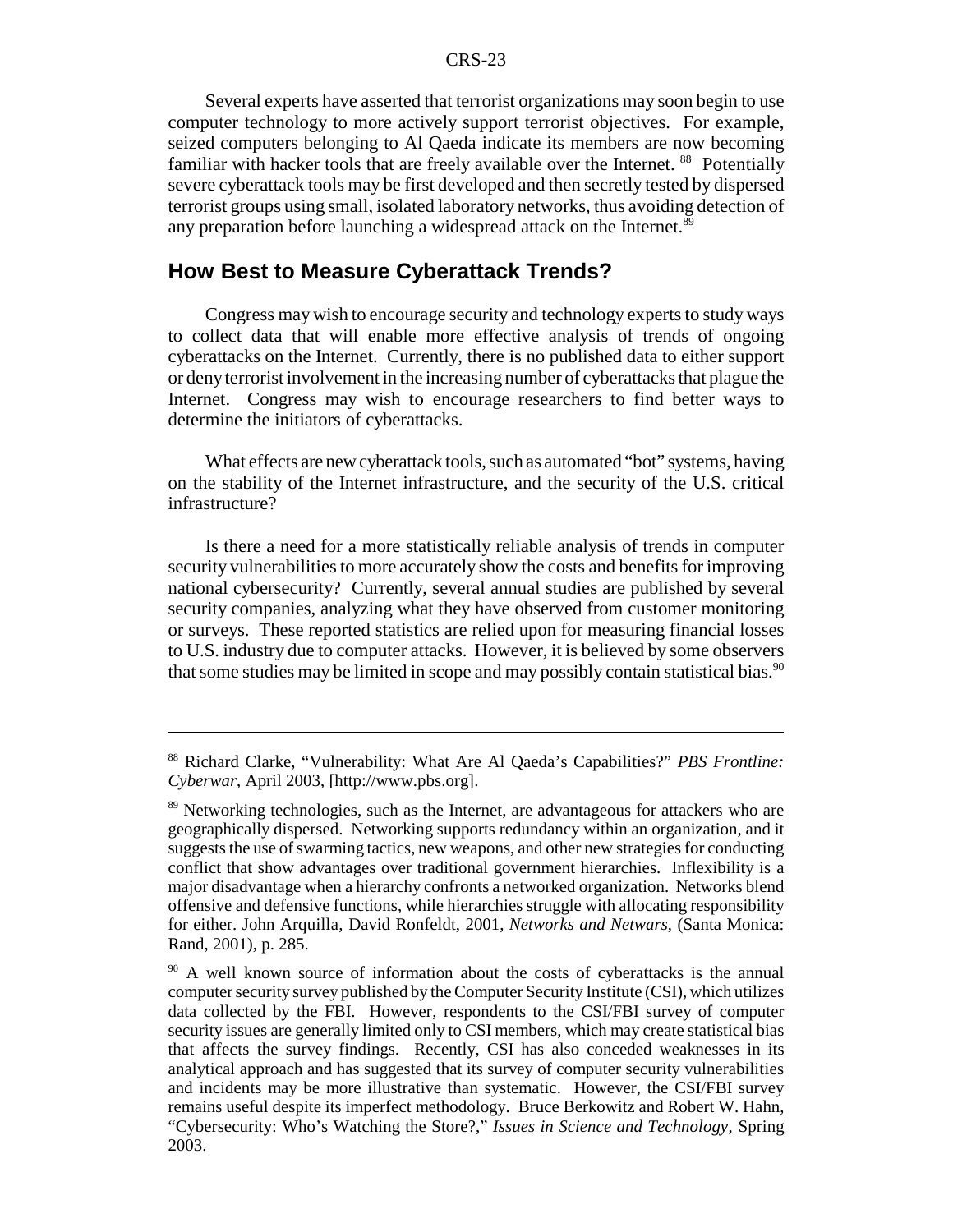Several experts have asserted that terrorist organizations may soon begin to use computer technology to more actively support terrorist objectives. For example, seized computers belonging to Al Qaeda indicate its members are now becoming familiar with hacker tools that are freely available over the Internet. [88] Potentially severe cyberattack tools may be first developed and then secretly tested by dispersed terrorist groups using small, isolated laboratory networks, thus avoiding detection of any preparation before launching a widespread attack on the Internet.[89]

## How Best to Measure Cyberattack Trends?

Congress may wish to encourage security and technology experts to study ways to collect data that will enable more effective analysis of trends of ongoing cyberattacks on the Internet. Currently, there is no published data to either support or deny terrorist involvement in the increasing number of cyberattacks that plague the Internet. Congress may wish to encourage researchers to find better ways to determine the initiators of cyberattacks.

What effects are new cyberattack tools, such as automated "bot" systems, having on the stability of the Internet infrastructure, and the security of the U.S. critical infrastructure?

Is there a need for a more statistically reliable analysis of trends in computer security vulnerabilities to more accurately show the costs and benefits for improving national cybersecurity? Currently, several annual studies are published by several security companies, analyzing what they have observed from customer monitoring or surveys. These reported statistics are relied upon for measuring financial losses to U.S. industry due to computer attacks. However, it is believed by some observers that some studies may be limited in scope and may possibly contain statistical bias.[90]

---

[88] Richard Clarke, "Vulnerability: What Are Al Qaeda's Capabilities?" *PBS Frontline: Cyberwar*, April 2003, [http://www.pbs.org].

[89] Networking technologies, such as the Internet, are advantageous for attackers who are geographically dispersed. Networking supports redundancy within an organization, and it suggests the use of swarming tactics, new weapons, and other new strategies for conducting conflict that show advantages over traditional government hierarchies. Inflexibility is a major disadvantage when a hierarchy confronts a networked organization. Networks blend offensive and defensive functions, while hierarchies struggle with allocating responsibility for either. John Arquilla, David Ronfeldt, 2001, *Networks and Netwars*, (Santa Monica: Rand, 2001), p. 285.

[90] A well known source of information about the costs of cyberattacks is the annual computer security survey published by the Computer Security Institute (CSI), which utilizes data collected by the FBI. However, respondents to the CSI/FBI survey of computer security issues are generally limited only to CSI members, which may create statistical bias that affects the survey findings. Recently, CSI has also conceded weaknesses in its analytical approach and has suggested that its survey of computer security vulnerabilities and incidents may be more illustrative than systematic. However, the CSI/FBI survey remains useful despite its imperfect methodology. Bruce Berkowitz and Robert W. Hahn, "Cybersecurity: Who's Watching the Store?," *Issues in Science and Technology*, Spring 2003.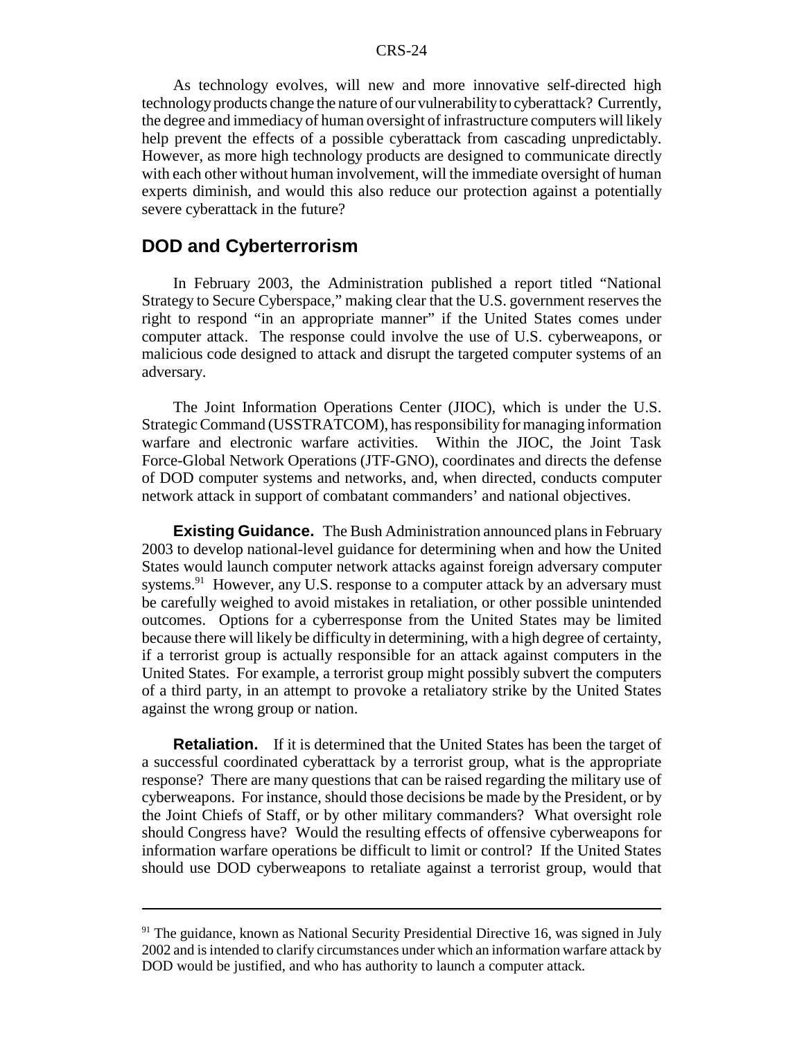As technology evolves, will new and more innovative self-directed high technology products change the nature of our vulnerability to cyberattack? Currently, the degree and immediacy of human oversight of infrastructure computers will likely help prevent the effects of a possible cyberattack from cascading unpredictably. However, as more high technology products are designed to communicate directly with each other without human involvement, will the immediate oversight of human experts diminish, and would this also reduce our protection against a potentially severe cyberattack in the future?

## DOD and Cyberterrorism

In February 2003, the Administration published a report titled "National Strategy to Secure Cyberspace," making clear that the U.S. government reserves the right to respond "in an appropriate manner" if the United States comes under computer attack. The response could involve the use of U.S. cyberweapons, or malicious code designed to attack and disrupt the targeted computer systems of an adversary.

The Joint Information Operations Center (JIOC), which is under the U.S. Strategic Command (USSTRATCOM), has responsibility for managing information warfare and electronic warfare activities. Within the JIOC, the Joint Task Force-Global Network Operations (JTF-GNO), coordinates and directs the defense of DOD computer systems and networks, and, when directed, conducts computer network attack in support of combatant commanders' and national objectives.

**Existing Guidance.** The Bush Administration announced plans in February 2003 to develop national-level guidance for determining when and how the United States would launch computer network attacks against foreign adversary computer systems.[91] However, any U.S. response to a computer attack by an adversary must be carefully weighed to avoid mistakes in retaliation, or other possible unintended outcomes. Options for a cyberresponse from the United States may be limited because there will likely be difficulty in determining, with a high degree of certainty, if a terrorist group is actually responsible for an attack against computers in the United States. For example, a terrorist group might possibly subvert the computers of a third party, in an attempt to provoke a retaliatory strike by the United States against the wrong group or nation.

**Retaliation.** If it is determined that the United States has been the target of a successful coordinated cyberattack by a terrorist group, what is the appropriate response? There are many questions that can be raised regarding the military use of cyberweapons. For instance, should those decisions be made by the President, or by the Joint Chiefs of Staff, or by other military commanders? What oversight role should Congress have? Would the resulting effects of offensive cyberweapons for information warfare operations be difficult to limit or control? If the United States should use DOD cyberweapons to retaliate against a terrorist group, would that

---

[91] The guidance, known as National Security Presidential Directive 16, was signed in July 2002 and is intended to clarify circumstances under which an information warfare attack by DOD would be justified, and who has authority to launch a computer attack.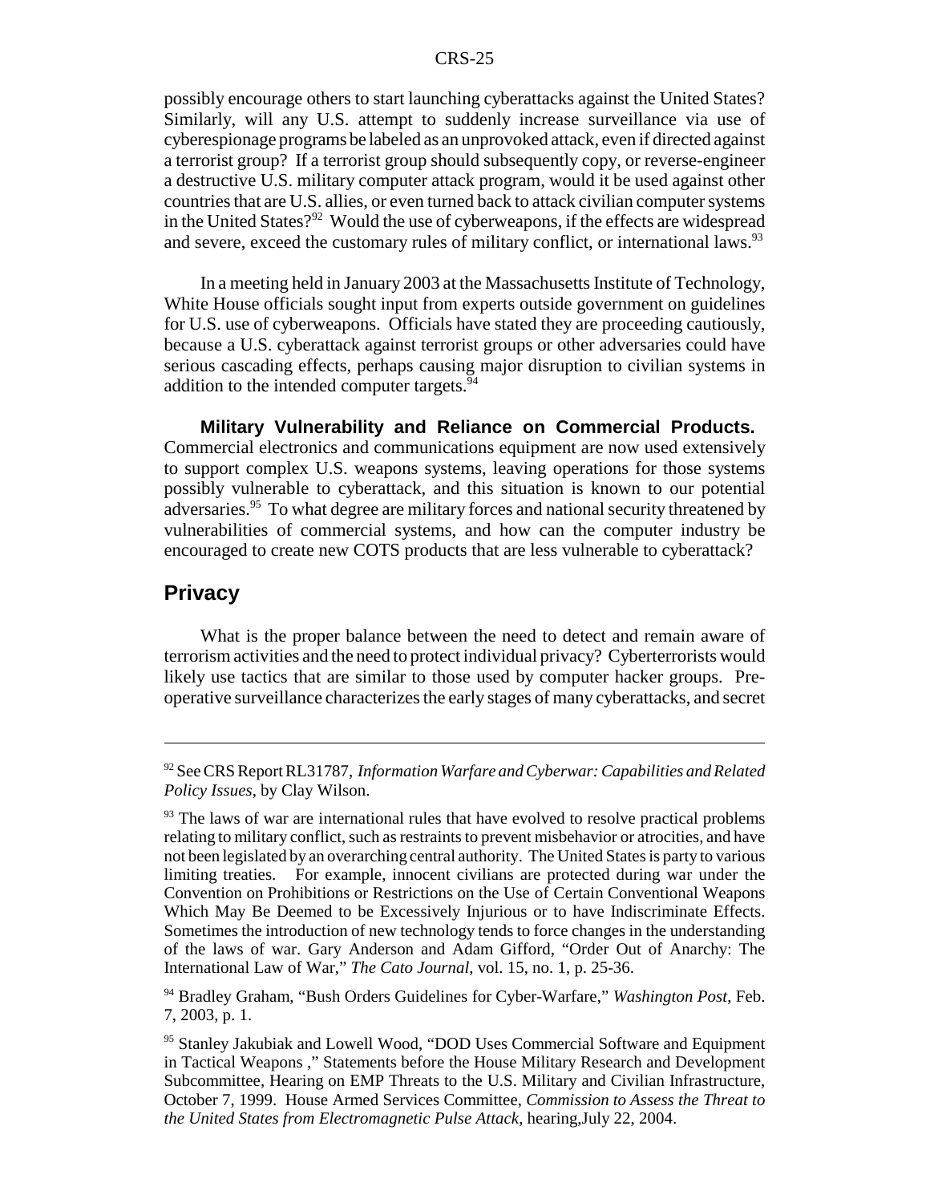possibly encourage others to start launching cyberattacks against the United States? Similarly, will any U.S. attempt to suddenly increase surveillance via use of cyberespionage programs be labeled as an unprovoked attack, even if directed against a terrorist group? If a terrorist group should subsequently copy, or reverse-engineer a destructive U.S. military computer attack program, would it be used against other countries that are U.S. allies, or even turned back to attack civilian computer systems in the United States?[92] Would the use of cyberweapons, if the effects are widespread and severe, exceed the customary rules of military conflict, or international laws.[93]

In a meeting held in January 2003 at the Massachusetts Institute of Technology, White House officials sought input from experts outside government on guidelines for U.S. use of cyberweapons. Officials have stated they are proceeding cautiously, because a U.S. cyberattack against terrorist groups or other adversaries could have serious cascading effects, perhaps causing major disruption to civilian systems in addition to the intended computer targets.[94]

**Military Vulnerability and Reliance on Commercial Products.** Commercial electronics and communications equipment are now used extensively to support complex U.S. weapons systems, leaving operations for those systems possibly vulnerable to cyberattack, and this situation is known to our potential adversaries.[95] To what degree are military forces and national security threatened by vulnerabilities of commercial systems, and how can the computer industry be encouraged to create new COTS products that are less vulnerable to cyberattack?

## Privacy

What is the proper balance between the need to detect and remain aware of terrorism activities and the need to protect individual privacy? Cyberterrorists would likely use tactics that are similar to those used by computer hacker groups. Pre-operative surveillance characterizes the early stages of many cyberattacks, and secret

---

[92] See CRS Report RL31787, *Information Warfare and Cyberwar: Capabilities and Related Policy Issues*, by Clay Wilson.

[93] The laws of war are international rules that have evolved to resolve practical problems relating to military conflict, such as restraints to prevent misbehavior or atrocities, and have not been legislated by an overarching central authority. The United States is party to various limiting treaties. For example, innocent civilians are protected during war under the Convention on Prohibitions or Restrictions on the Use of Certain Conventional Weapons Which May Be Deemed to be Excessively Injurious or to have Indiscriminate Effects. Sometimes the introduction of new technology tends to force changes in the understanding of the laws of war. Gary Anderson and Adam Gifford, "Order Out of Anarchy: The International Law of War," *The Cato Journal*, vol. 15, no. 1, p. 25-36.

[94] Bradley Graham, "Bush Orders Guidelines for Cyber-Warfare," *Washington Post*, Feb. 7, 2003, p. 1.

[95] Stanley Jakubiak and Lowell Wood, "DOD Uses Commercial Software and Equipment in Tactical Weapons ," Statements before the House Military Research and Development Subcommittee, Hearing on EMP Threats to the U.S. Military and Civilian Infrastructure, October 7, 1999. House Armed Services Committee, *Commission to Assess the Threat to the United States from Electromagnetic Pulse Attack*, hearing,July 22, 2004.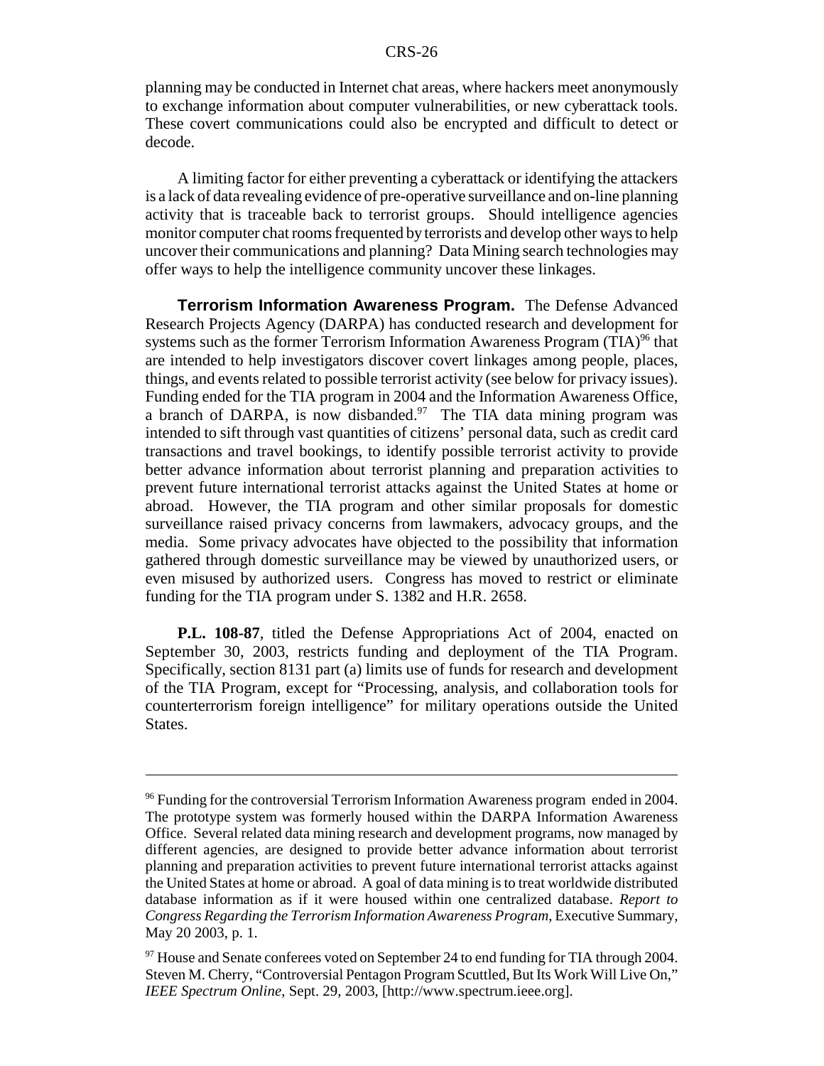planning may be conducted in Internet chat areas, where hackers meet anonymously to exchange information about computer vulnerabilities, or new cyberattack tools. These covert communications could also be encrypted and difficult to detect or decode.

A limiting factor for either preventing a cyberattack or identifying the attackers is a lack of data revealing evidence of pre-operative surveillance and on-line planning activity that is traceable back to terrorist groups. Should intelligence agencies monitor computer chat rooms frequented by terrorists and develop other ways to help uncover their communications and planning? Data Mining search technologies may offer ways to help the intelligence community uncover these linkages.

**Terrorism Information Awareness Program.** The Defense Advanced Research Projects Agency (DARPA) has conducted research and development for systems such as the former Terrorism Information Awareness Program (TIA)[96] that are intended to help investigators discover covert linkages among people, places, things, and events related to possible terrorist activity (see below for privacy issues). Funding ended for the TIA program in 2004 and the Information Awareness Office, a branch of DARPA, is now disbanded.[97] The TIA data mining program was intended to sift through vast quantities of citizens' personal data, such as credit card transactions and travel bookings, to identify possible terrorist activity to provide better advance information about terrorist planning and preparation activities to prevent future international terrorist attacks against the United States at home or abroad. However, the TIA program and other similar proposals for domestic surveillance raised privacy concerns from lawmakers, advocacy groups, and the media. Some privacy advocates have objected to the possibility that information gathered through domestic surveillance may be viewed by unauthorized users, or even misused by authorized users. Congress has moved to restrict or eliminate funding for the TIA program under S. 1382 and H.R. 2658.

**P.L. 108-87**, titled the Defense Appropriations Act of 2004, enacted on September 30, 2003, restricts funding and deployment of the TIA Program. Specifically, section 8131 part (a) limits use of funds for research and development of the TIA Program, except for "Processing, analysis, and collaboration tools for counterterrorism foreign intelligence" for military operations outside the United States.

---

[96] Funding for the controversial Terrorism Information Awareness program ended in 2004. The prototype system was formerly housed within the DARPA Information Awareness Office. Several related data mining research and development programs, now managed by different agencies, are designed to provide better advance information about terrorist planning and preparation activities to prevent future international terrorist attacks against the United States at home or abroad. A goal of data mining is to treat worldwide distributed database information as if it were housed within one centralized database. *Report to Congress Regarding the Terrorism Information Awareness Program*, Executive Summary, May 20 2003, p. 1.

[97] House and Senate conferees voted on September 24 to end funding for TIA through 2004. Steven M. Cherry, "Controversial Pentagon Program Scuttled, But Its Work Will Live On," *IEEE Spectrum Online*, Sept. 29, 2003, [http://www.spectrum.ieee.org].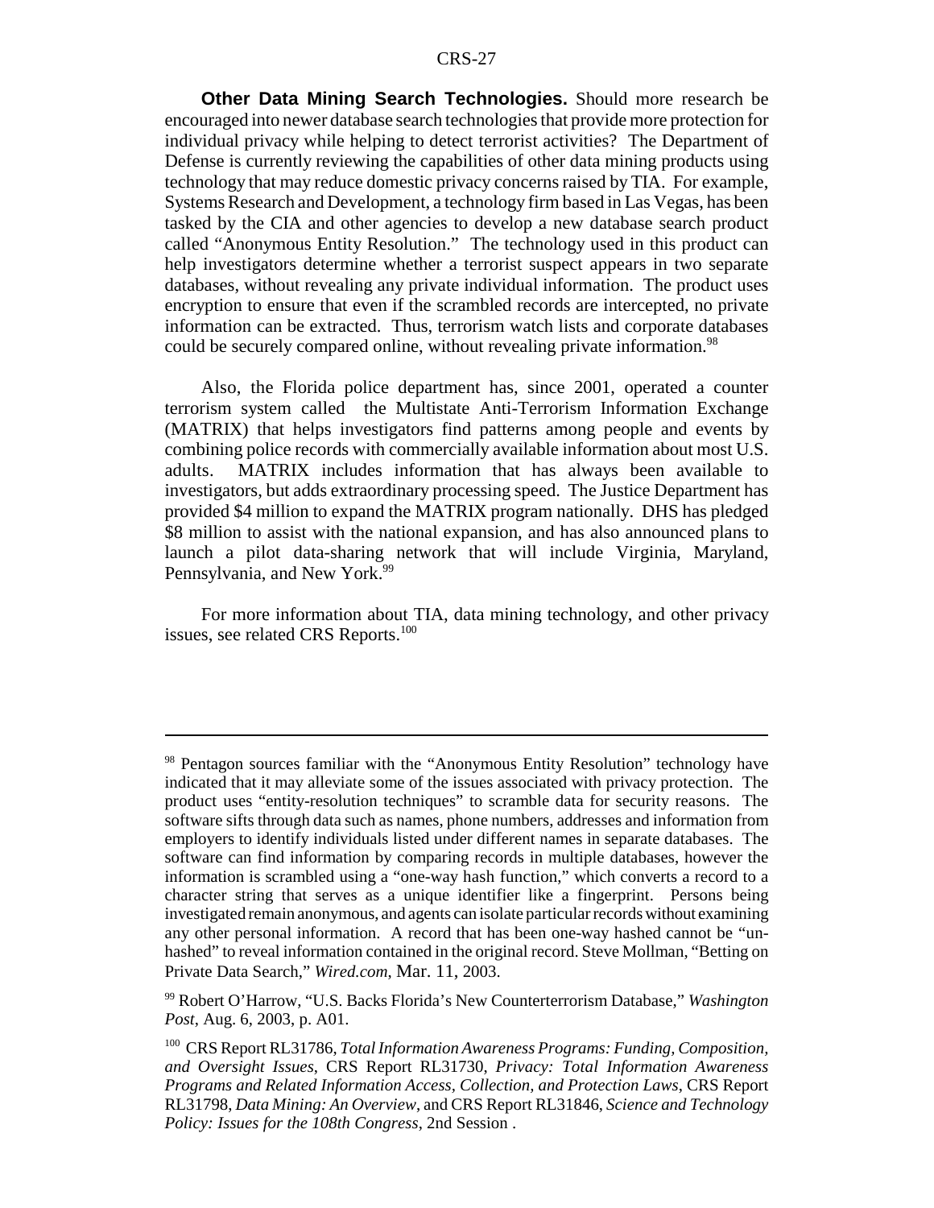**Other Data Mining Search Technologies.** Should more research be encouraged into newer database search technologies that provide more protection for individual privacy while helping to detect terrorist activities? The Department of Defense is currently reviewing the capabilities of other data mining products using technology that may reduce domestic privacy concerns raised by TIA. For example, Systems Research and Development, a technology firm based in Las Vegas, has been tasked by the CIA and other agencies to develop a new database search product called "Anonymous Entity Resolution." The technology used in this product can help investigators determine whether a terrorist suspect appears in two separate databases, without revealing any private individual information. The product uses encryption to ensure that even if the scrambled records are intercepted, no private information can be extracted. Thus, terrorism watch lists and corporate databases could be securely compared online, without revealing private information.[98]

Also, the Florida police department has, since 2001, operated a counter terrorism system called the Multistate Anti-Terrorism Information Exchange (MATRIX) that helps investigators find patterns among people and events by combining police records with commercially available information about most U.S. adults. MATRIX includes information that has always been available to investigators, but adds extraordinary processing speed. The Justice Department has provided $4 million to expand the MATRIX program nationally. DHS has pledged $8 million to assist with the national expansion, and has also announced plans to launch a pilot data-sharing network that will include Virginia, Maryland, Pennsylvania, and New York.[99]

For more information about TIA, data mining technology, and other privacy issues, see related CRS Reports.[100]

---

[98] Pentagon sources familiar with the "Anonymous Entity Resolution" technology have indicated that it may alleviate some of the issues associated with privacy protection. The product uses "entity-resolution techniques" to scramble data for security reasons. The software sifts through data such as names, phone numbers, addresses and information from employers to identify individuals listed under different names in separate databases. The software can find information by comparing records in multiple databases, however the information is scrambled using a "one-way hash function," which converts a record to a character string that serves as a unique identifier like a fingerprint. Persons being investigated remain anonymous, and agents can isolate particular records without examining any other personal information. A record that has been one-way hashed cannot be "un-hashed" to reveal information contained in the original record. Steve Mollman, "Betting on Private Data Search," *Wired.com*, Mar. 11, 2003.

[99] Robert O'Harrow, "U.S. Backs Florida's New Counterterrorism Database," *Washington Post*, Aug. 6, 2003, p. A01.

[100] CRS Report RL31786, *Total Information Awareness Programs: Funding, Composition, and Oversight Issues*, CRS Report RL31730, *Privacy: Total Information Awareness Programs and Related Information Access, Collection, and Protection Laws*, CRS Report RL31798, *Data Mining: An Overview*, and CRS Report RL31846, *Science and Technology Policy: Issues for the 108th Congress*, 2nd Session .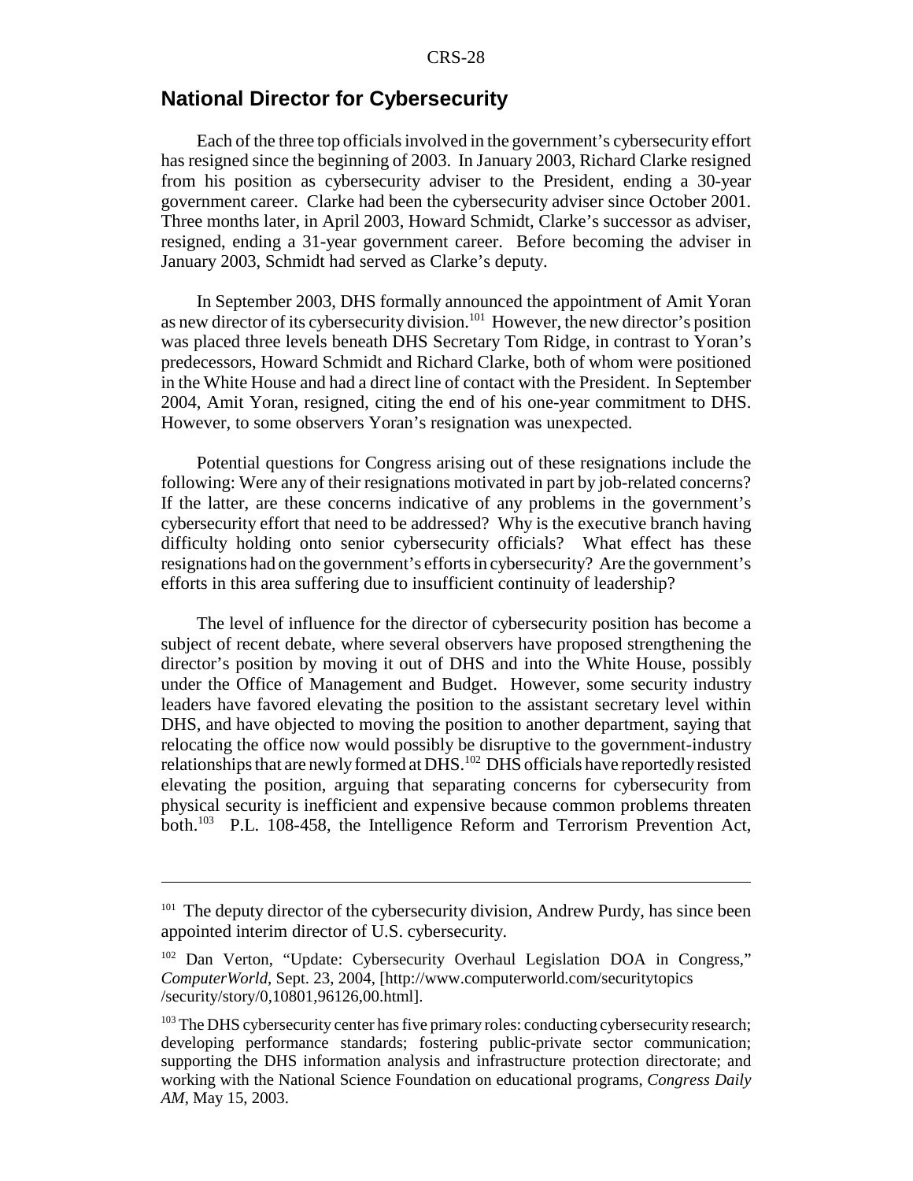## National Director for Cybersecurity

Each of the three top officials involved in the government's cybersecurity effort has resigned since the beginning of 2003. In January 2003, Richard Clarke resigned from his position as cybersecurity adviser to the President, ending a 30-year government career. Clarke had been the cybersecurity adviser since October 2001. Three months later, in April 2003, Howard Schmidt, Clarke's successor as adviser, resigned, ending a 31-year government career. Before becoming the adviser in January 2003, Schmidt had served as Clarke's deputy.

In September 2003, DHS formally announced the appointment of Amit Yoran as new director of its cybersecurity division.[101] However, the new director's position was placed three levels beneath DHS Secretary Tom Ridge, in contrast to Yoran's predecessors, Howard Schmidt and Richard Clarke, both of whom were positioned in the White House and had a direct line of contact with the President. In September 2004, Amit Yoran, resigned, citing the end of his one-year commitment to DHS. However, to some observers Yoran's resignation was unexpected.

Potential questions for Congress arising out of these resignations include the following: Were any of their resignations motivated in part by job-related concerns? If the latter, are these concerns indicative of any problems in the government's cybersecurity effort that need to be addressed? Why is the executive branch having difficulty holding onto senior cybersecurity officials? What effect has these resignations had on the government's efforts in cybersecurity? Are the government's efforts in this area suffering due to insufficient continuity of leadership?

The level of influence for the director of cybersecurity position has become a subject of recent debate, where several observers have proposed strengthening the director's position by moving it out of DHS and into the White House, possibly under the Office of Management and Budget. However, some security industry leaders have favored elevating the position to the assistant secretary level within DHS, and have objected to moving the position to another department, saying that relocating the office now would possibly be disruptive to the government-industry relationships that are newly formed at DHS.[102] DHS officials have reportedly resisted elevating the position, arguing that separating concerns for cybersecurity from physical security is inefficient and expensive because common problems threaten both.[103] P.L. 108-458, the Intelligence Reform and Terrorism Prevention Act,

---

[101] The deputy director of the cybersecurity division, Andrew Purdy, has since been appointed interim director of U.S. cybersecurity.

[102] Dan Verton, "Update: Cybersecurity Overhaul Legislation DOA in Congress," *ComputerWorld*, Sept. 23, 2004, [http://www.computerworld.com/securitytopics /security/story/0,10801,96126,00.html].

[103] The DHS cybersecurity center has five primary roles: conducting cybersecurity research; developing performance standards; fostering public-private sector communication; supporting the DHS information analysis and infrastructure protection directorate; and working with the National Science Foundation on educational programs, *Congress Daily AM*, May 15, 2003.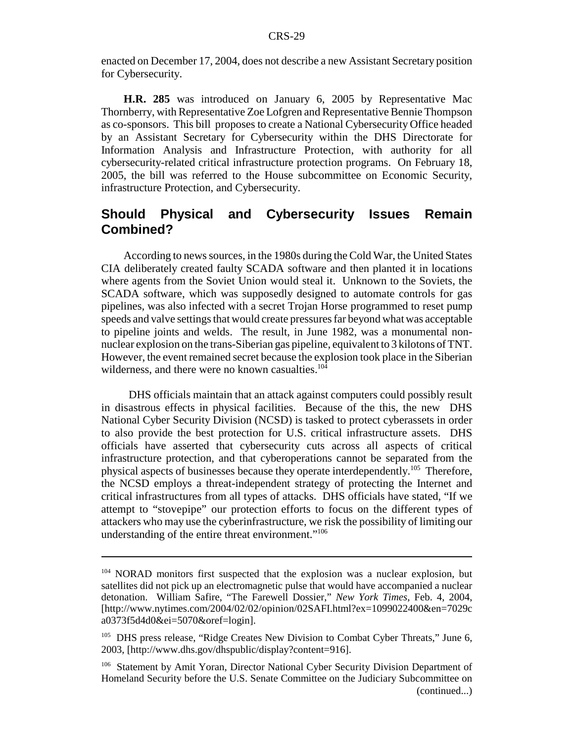enacted on December 17, 2004, does not describe a new Assistant Secretary position for Cybersecurity.

**H.R. 285** was introduced on January 6, 2005 by Representative Mac Thornberry, with Representative Zoe Lofgren and Representative Bennie Thompson as co-sponsors. This bill proposes to create a National Cybersecurity Office headed by an Assistant Secretary for Cybersecurity within the DHS Directorate for Information Analysis and Infrastructure Protection, with authority for all cybersecurity-related critical infrastructure protection programs. On February 18, 2005, the bill was referred to the House subcommittee on Economic Security, infrastructure Protection, and Cybersecurity.

## Should Physical and Cybersecurity Issues Remain Combined?

According to news sources, in the 1980s during the Cold War, the United States CIA deliberately created faulty SCADA software and then planted it in locations where agents from the Soviet Union would steal it. Unknown to the Soviets, the SCADA software, which was supposedly designed to automate controls for gas pipelines, was also infected with a secret Trojan Horse programmed to reset pump speeds and valve settings that would create pressures far beyond what was acceptable to pipeline joints and welds. The result, in June 1982, was a monumental non-nuclear explosion on the trans-Siberian gas pipeline, equivalent to 3 kilotons of TNT. However, the event remained secret because the explosion took place in the Siberian wilderness, and there were no known casualties.[104]

DHS officials maintain that an attack against computers could possibly result in disastrous effects in physical facilities. Because of the this, the new DHS National Cyber Security Division (NCSD) is tasked to protect cyberassets in order to also provide the best protection for U.S. critical infrastructure assets. DHS officials have asserted that cybersecurity cuts across all aspects of critical infrastructure protection, and that cyberoperations cannot be separated from the physical aspects of businesses because they operate interdependently.[105] Therefore, the NCSD employs a threat-independent strategy of protecting the Internet and critical infrastructures from all types of attacks. DHS officials have stated, "If we attempt to "stovepipe" our protection efforts to focus on the different types of attackers who may use the cyberinfrastructure, we risk the possibility of limiting our understanding of the entire threat environment."[106]

---

[104] NORAD monitors first suspected that the explosion was a nuclear explosion, but satellites did not pick up an electromagnetic pulse that would have accompanied a nuclear detonation. William Safire, "The Farewell Dossier," *New York Times*, Feb. 4, 2004, [http://www.nytimes.com/2004/02/02/opinion/02SAFI.html?ex=1099022400&en=7029ca0373f5d4d0&ei=5070&oref=login].

[105] DHS press release, "Ridge Creates New Division to Combat Cyber Threats," June 6, 2003, [http://www.dhs.gov/dhspublic/display?content=916].

[106] Statement by Amit Yoran, Director National Cyber Security Division Department of Homeland Security before the U.S. Senate Committee on the Judiciary Subcommittee on (continued...)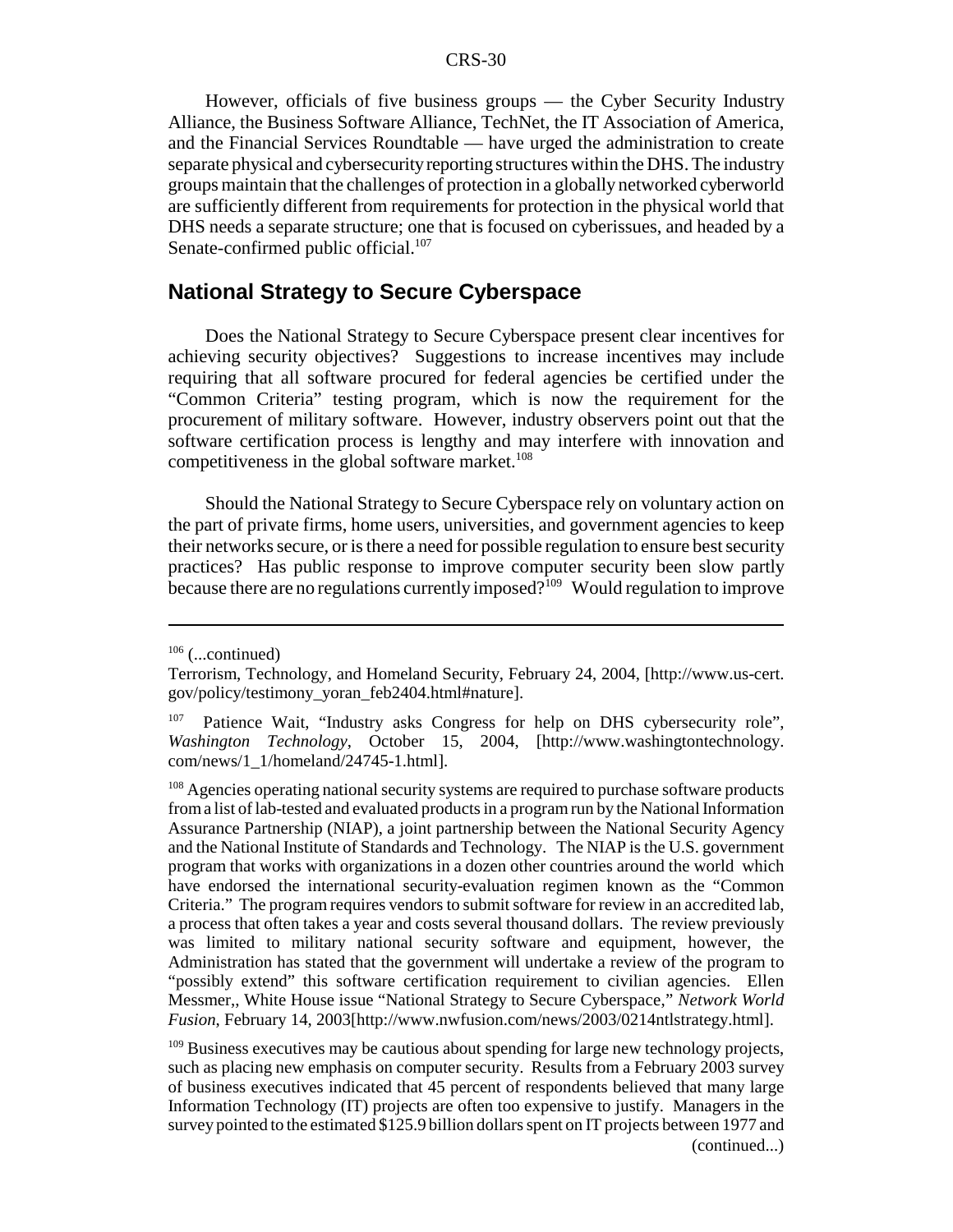However, officials of five business groups — the Cyber Security Industry Alliance, the Business Software Alliance, TechNet, the IT Association of America, and the Financial Services Roundtable — have urged the administration to create separate physical and cybersecurity reporting structures within the DHS. The industry groups maintain that the challenges of protection in a globally networked cyberworld are sufficiently different from requirements for protection in the physical world that DHS needs a separate structure; one that is focused on cyberissues, and headed by a Senate-confirmed public official.[107]

## National Strategy to Secure Cyberspace

Does the National Strategy to Secure Cyberspace present clear incentives for achieving security objectives? Suggestions to increase incentives may include requiring that all software procured for federal agencies be certified under the "Common Criteria" testing program, which is now the requirement for the procurement of military software. However, industry observers point out that the software certification process is lengthy and may interfere with innovation and competitiveness in the global software market.[108]

Should the National Strategy to Secure Cyberspace rely on voluntary action on the part of private firms, home users, universities, and government agencies to keep their networks secure, or is there a need for possible regulation to ensure best security practices? Has public response to improve computer security been slow partly because there are no regulations currently imposed?[109] Would regulation to improve

---

[106] (...continued)
Terrorism, Technology, and Homeland Security, February 24, 2004, [http://www.us-cert.gov/policy/testimony_yoran_feb2404.html#nature].

[107] Patience Wait, "Industry asks Congress for help on DHS cybersecurity role", *Washington Technology*, October 15, 2004, [http://www.washingtontechnology.com/news/1_1/homeland/24745-1.html].

[108] Agencies operating national security systems are required to purchase software products from a list of lab-tested and evaluated products in a program run by the National Information Assurance Partnership (NIAP), a joint partnership between the National Security Agency and the National Institute of Standards and Technology. The NIAP is the U.S. government program that works with organizations in a dozen other countries around the world which have endorsed the international security-evaluation regimen known as the "Common Criteria." The program requires vendors to submit software for review in an accredited lab, a process that often takes a year and costs several thousand dollars. The review previously was limited to military national security software and equipment, however, the Administration has stated that the government will undertake a review of the program to "possibly extend" this software certification requirement to civilian agencies. Ellen Messmer,, White House issue "National Strategy to Secure Cyberspace," *Network World Fusion*, February 14, 2003[http://www.nwfusion.com/news/2003/0214ntlstrategy.html].

[109] Business executives may be cautious about spending for large new technology projects, such as placing new emphasis on computer security. Results from a February 2003 survey of business executives indicated that 45 percent of respondents believed that many large Information Technology (IT) projects are often too expensive to justify. Managers in the survey pointed to the estimated $125.9 billion dollars spent on IT projects between 1977 and (continued...)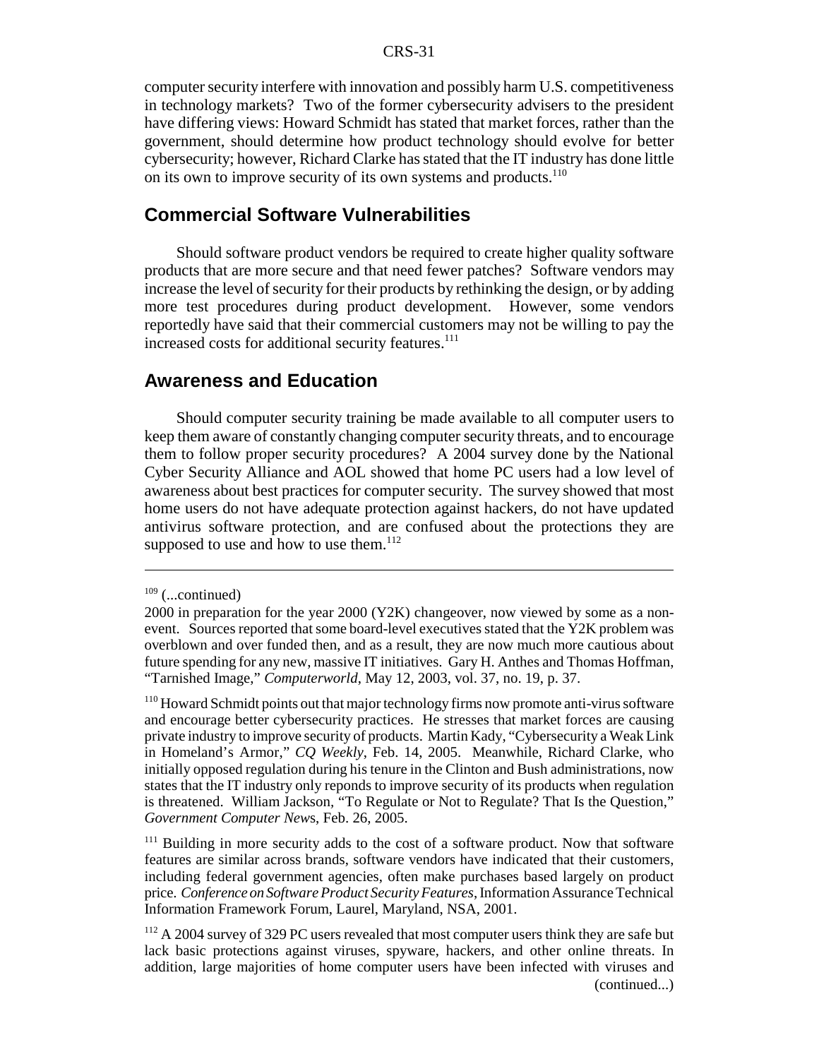computer security interfere with innovation and possibly harm U.S. competitiveness in technology markets? Two of the former cybersecurity advisers to the president have differing views: Howard Schmidt has stated that market forces, rather than the government, should determine how product technology should evolve for better cybersecurity; however, Richard Clarke has stated that the IT industry has done little on its own to improve security of its own systems and products.[110]

## Commercial Software Vulnerabilities

Should software product vendors be required to create higher quality software products that are more secure and that need fewer patches? Software vendors may increase the level of security for their products by rethinking the design, or by adding more test procedures during product development. However, some vendors reportedly have said that their commercial customers may not be willing to pay the increased costs for additional security features.[111]

## Awareness and Education

Should computer security training be made available to all computer users to keep them aware of constantly changing computer security threats, and to encourage them to follow proper security procedures? A 2004 survey done by the National Cyber Security Alliance and AOL showed that home PC users had a low level of awareness about best practices for computer security. The survey showed that most home users do not have adequate protection against hackers, do not have updated antivirus software protection, and are confused about the protections they are supposed to use and how to use them.[112]

---

[109] (...continued)

2000 in preparation for the year 2000 (Y2K) changeover, now viewed by some as a non-event. Sources reported that some board-level executives stated that the Y2K problem was overblown and over funded then, and as a result, they are now much more cautious about future spending for any new, massive IT initiatives. Gary H. Anthes and Thomas Hoffman, "Tarnished Image," *Computerworld*, May 12, 2003, vol. 37, no. 19, p. 37.

[110] Howard Schmidt points out that major technology firms now promote anti-virus software and encourage better cybersecurity practices. He stresses that market forces are causing private industry to improve security of products. Martin Kady, "Cybersecurity a Weak Link in Homeland's Armor," *CQ Weekly*, Feb. 14, 2005. Meanwhile, Richard Clarke, who initially opposed regulation during his tenure in the Clinton and Bush administrations, now states that the IT industry only reponds to improve security of its products when regulation is threatened. William Jackson, "To Regulate or Not to Regulate? That Is the Question," *Government Computer News*, Feb. 26, 2005.

[111] Building in more security adds to the cost of a software product. Now that software features are similar across brands, software vendors have indicated that their customers, including federal government agencies, often make purchases based largely on product price. *Conference on Software Product Security Features*, Information Assurance Technical Information Framework Forum, Laurel, Maryland, NSA, 2001.

[112] A 2004 survey of 329 PC users revealed that most computer users think they are safe but lack basic protections against viruses, spyware, hackers, and other online threats. In addition, large majorities of home computer users have been infected with viruses and (continued...)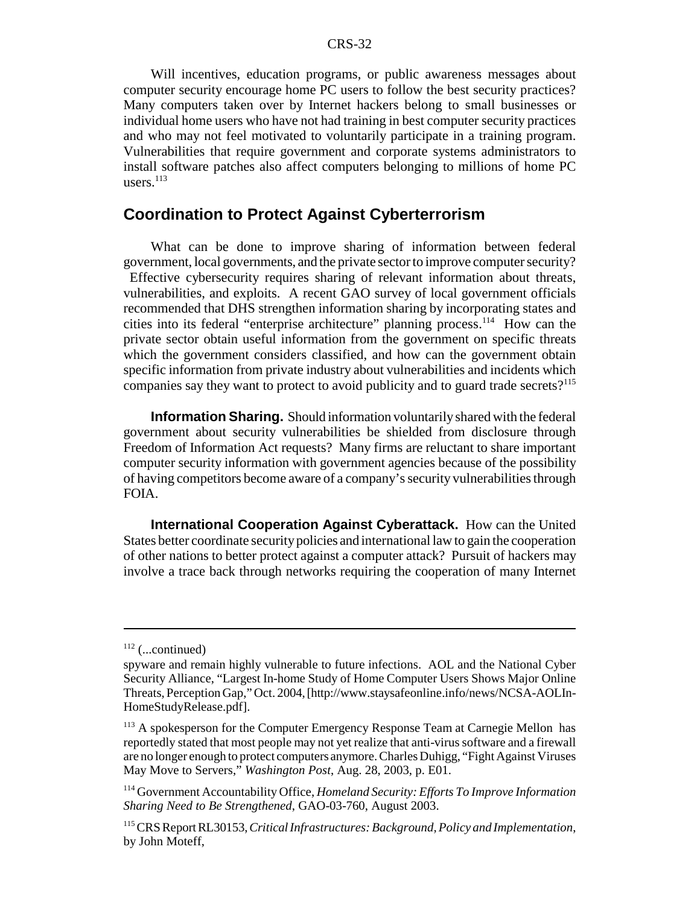Will incentives, education programs, or public awareness messages about computer security encourage home PC users to follow the best security practices? Many computers taken over by Internet hackers belong to small businesses or individual home users who have not had training in best computer security practices and who may not feel motivated to voluntarily participate in a training program. Vulnerabilities that require government and corporate systems administrators to install software patches also affect computers belonging to millions of home PC users.[113]

## Coordination to Protect Against Cyberterrorism

What can be done to improve sharing of information between federal government, local governments, and the private sector to improve computer security? Effective cybersecurity requires sharing of relevant information about threats, vulnerabilities, and exploits. A recent GAO survey of local government officials recommended that DHS strengthen information sharing by incorporating states and cities into its federal "enterprise architecture" planning process.[114] How can the private sector obtain useful information from the government on specific threats which the government considers classified, and how can the government obtain specific information from private industry about vulnerabilities and incidents which companies say they want to protect to avoid publicity and to guard trade secrets?[115]

**Information Sharing.** Should information voluntarily shared with the federal government about security vulnerabilities be shielded from disclosure through Freedom of Information Act requests? Many firms are reluctant to share important computer security information with government agencies because of the possibility of having competitors become aware of a company's security vulnerabilities through FOIA.

**International Cooperation Against Cyberattack.** How can the United States better coordinate security policies and international law to gain the cooperation of other nations to better protect against a computer attack? Pursuit of hackers may involve a trace back through networks requiring the cooperation of many Internet

---

[112] (...continued)

spyware and remain highly vulnerable to future infections. AOL and the National Cyber Security Alliance, "Largest In-home Study of Home Computer Users Shows Major Online Threats, Perception Gap," Oct. 2004, [http://www.staysafeonline.info/news/NCSA-AOLIn-HomeStudyRelease.pdf].

[113] A spokesperson for the Computer Emergency Response Team at Carnegie Mellon has reportedly stated that most people may not yet realize that anti-virus software and a firewall are no longer enough to protect computers anymore. Charles Duhigg, "Fight Against Viruses May Move to Servers," *Washington Post*, Aug. 28, 2003, p. E01.

[114] Government Accountability Office, *Homeland Security: Efforts To Improve Information Sharing Need to Be Strengthened*, GAO-03-760, August 2003.

[115] CRS Report RL30153, *Critical Infrastructures: Background, Policy and Implementation*, by John Moteff,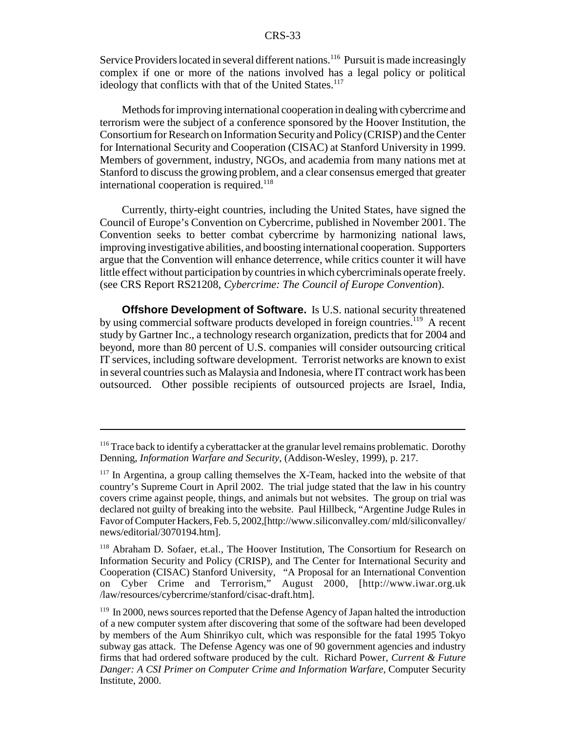Service Providers located in several different nations.[116] Pursuit is made increasingly complex if one or more of the nations involved has a legal policy or political ideology that conflicts with that of the United States.[117]

Methods for improving international cooperation in dealing with cybercrime and terrorism were the subject of a conference sponsored by the Hoover Institution, the Consortium for Research on Information Security and Policy (CRISP) and the Center for International Security and Cooperation (CISAC) at Stanford University in 1999. Members of government, industry, NGOs, and academia from many nations met at Stanford to discuss the growing problem, and a clear consensus emerged that greater international cooperation is required.[118]

Currently, thirty-eight countries, including the United States, have signed the Council of Europe's Convention on Cybercrime, published in November 2001. The Convention seeks to better combat cybercrime by harmonizing national laws, improving investigative abilities, and boosting international cooperation. Supporters argue that the Convention will enhance deterrence, while critics counter it will have little effect without participation by countries in which cybercriminals operate freely. (see CRS Report RS21208, *Cybercrime: The Council of Europe Convention*).

**Offshore Development of Software.** Is U.S. national security threatened by using commercial software products developed in foreign countries.[119] A recent study by Gartner Inc., a technology research organization, predicts that for 2004 and beyond, more than 80 percent of U.S. companies will consider outsourcing critical IT services, including software development. Terrorist networks are known to exist in several countries such as Malaysia and Indonesia, where IT contract work has been outsourced. Other possible recipients of outsourced projects are Israel, India,

---

[116] Trace back to identify a cyberattacker at the granular level remains problematic. Dorothy Denning, *Information Warfare and Security*, (Addison-Wesley, 1999), p. 217.

[117] In Argentina, a group calling themselves the X-Team, hacked into the website of that country's Supreme Court in April 2002. The trial judge stated that the law in his country covers crime against people, things, and animals but not websites. The group on trial was declared not guilty of breaking into the website. Paul Hillbeck, "Argentine Judge Rules in Favor of Computer Hackers, Feb. 5, 2002,[http://www.siliconvalley.com/ mld/siliconvalley/ news/editorial/3070194.htm].

[118] Abraham D. Sofaer, et.al., The Hoover Institution, The Consortium for Research on Information Security and Policy (CRISP), and The Center for International Security and Cooperation (CISAC) Stanford University, "A Proposal for an International Convention on Cyber Crime and Terrorism," August 2000, [http://www.iwar.org.uk /law/resources/cybercrime/stanford/cisac-draft.htm].

[119] In 2000, news sources reported that the Defense Agency of Japan halted the introduction of a new computer system after discovering that some of the software had been developed by members of the Aum Shinrikyo cult, which was responsible for the fatal 1995 Tokyo subway gas attack. The Defense Agency was one of 90 government agencies and industry firms that had ordered software produced by the cult. Richard Power, *Current & Future Danger: A CSI Primer on Computer Crime and Information Warfare*, Computer Security Institute, 2000.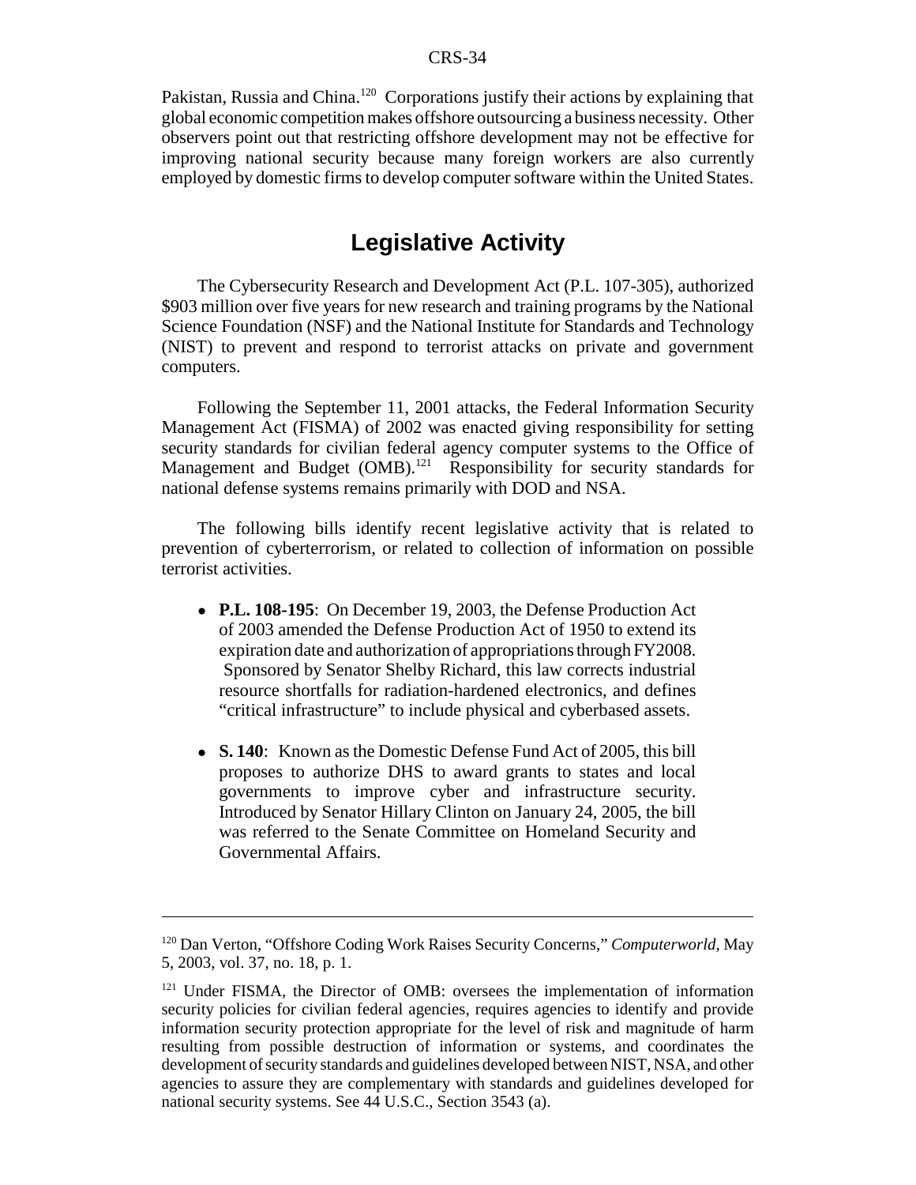Pakistan, Russia and China.[120] Corporations justify their actions by explaining that global economic competition makes offshore outsourcing a business necessity. Other observers point out that restricting offshore development may not be effective for improving national security because many foreign workers are also currently employed by domestic firms to develop computer software within the United States.

## Legislative Activity

The Cybersecurity Research and Development Act (P.L. 107-305), authorized $903 million over five years for new research and training programs by the National Science Foundation (NSF) and the National Institute for Standards and Technology (NIST) to prevent and respond to terrorist attacks on private and government computers.

Following the September 11, 2001 attacks, the Federal Information Security Management Act (FISMA) of 2002 was enacted giving responsibility for setting security standards for civilian federal agency computer systems to the Office of Management and Budget (OMB).[121] Responsibility for security standards for national defense systems remains primarily with DOD and NSA.

The following bills identify recent legislative activity that is related to prevention of cyberterrorism, or related to collection of information on possible terrorist activities.

- **P.L. 108-195**: On December 19, 2003, the Defense Production Act of 2003 amended the Defense Production Act of 1950 to extend its expiration date and authorization of appropriations through FY2008. Sponsored by Senator Shelby Richard, this law corrects industrial resource shortfalls for radiation-hardened electronics, and defines "critical infrastructure" to include physical and cyberbased assets.

- **S. 140**: Known as the Domestic Defense Fund Act of 2005, this bill proposes to authorize DHS to award grants to states and local governments to improve cyber and infrastructure security. Introduced by Senator Hillary Clinton on January 24, 2005, the bill was referred to the Senate Committee on Homeland Security and Governmental Affairs.

---

[120] Dan Verton, "Offshore Coding Work Raises Security Concerns," *Computerworld*, May 5, 2003, vol. 37, no. 18, p. 1.

[121] Under FISMA, the Director of OMB: oversees the implementation of information security policies for civilian federal agencies, requires agencies to identify and provide information security protection appropriate for the level of risk and magnitude of harm resulting from possible destruction of information or systems, and coordinates the development of security standards and guidelines developed between NIST, NSA, and other agencies to assure they are complementary with standards and guidelines developed for national security systems. See 44 U.S.C., Section 3543 (a).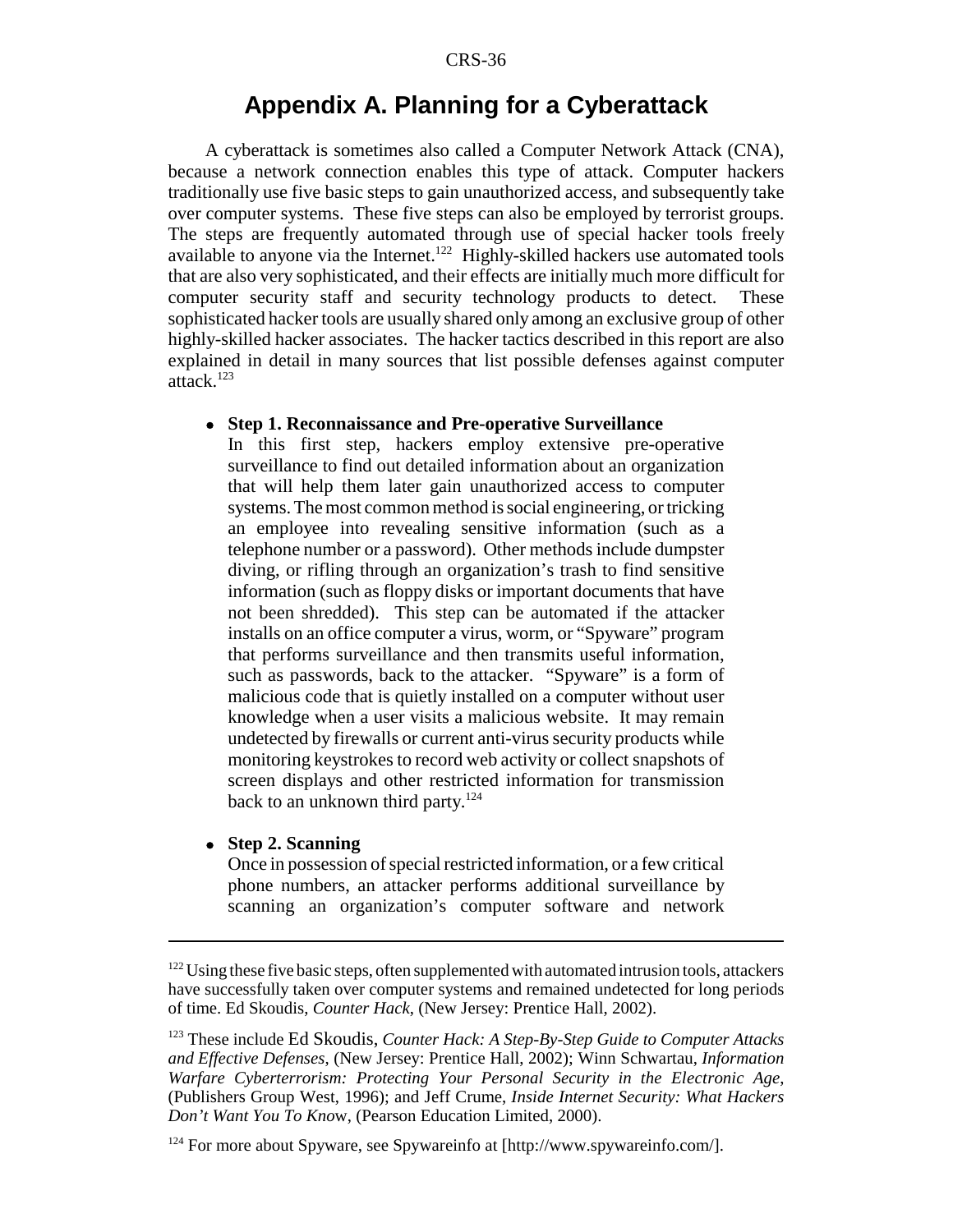# Appendix A. Planning for a Cyberattack

A cyberattack is sometimes also called a Computer Network Attack (CNA), because a network connection enables this type of attack. Computer hackers traditionally use five basic steps to gain unauthorized access, and subsequently take over computer systems. These five steps can also be employed by terrorist groups. The steps are frequently automated through use of special hacker tools freely available to anyone via the Internet.[122] Highly-skilled hackers use automated tools that are also very sophisticated, and their effects are initially much more difficult for computer security staff and security technology products to detect. These sophisticated hacker tools are usually shared only among an exclusive group of other highly-skilled hacker associates. The hacker tactics described in this report are also explained in detail in many sources that list possible defenses against computer attack.[123]

- **Step 1. Reconnaissance and Pre-operative Surveillance**
  In this first step, hackers employ extensive pre-operative surveillance to find out detailed information about an organization that will help them later gain unauthorized access to computer systems. The most common method is social engineering, or tricking an employee into revealing sensitive information (such as a telephone number or a password). Other methods include dumpster diving, or rifling through an organization's trash to find sensitive information (such as floppy disks or important documents that have not been shredded). This step can be automated if the attacker installs on an office computer a virus, worm, or "Spyware" program that performs surveillance and then transmits useful information, such as passwords, back to the attacker. "Spyware" is a form of malicious code that is quietly installed on a computer without user knowledge when a user visits a malicious website. It may remain undetected by firewalls or current anti-virus security products while monitoring keystrokes to record web activity or collect snapshots of screen displays and other restricted information for transmission back to an unknown third party.[124]

- **Step 2. Scanning**
  Once in possession of special restricted information, or a few critical phone numbers, an attacker performs additional surveillance by scanning an organization's computer software and network

---

[122] Using these five basic steps, often supplemented with automated intrusion tools, attackers have successfully taken over computer systems and remained undetected for long periods of time. Ed Skoudis, *Counter Hack*, (New Jersey: Prentice Hall, 2002).

[123] These include Ed Skoudis, *Counter Hack: A Step-By-Step Guide to Computer Attacks and Effective Defenses*, (New Jersey: Prentice Hall, 2002); Winn Schwartau, *Information Warfare Cyberterrorism: Protecting Your Personal Security in the Electronic Age*, (Publishers Group West, 1996); and Jeff Crume, *Inside Internet Security: What Hackers Don't Want You To Know*, (Pearson Education Limited, 2000).

[124] For more about Spyware, see Spywareinfo at [http://www.spywareinfo.com/].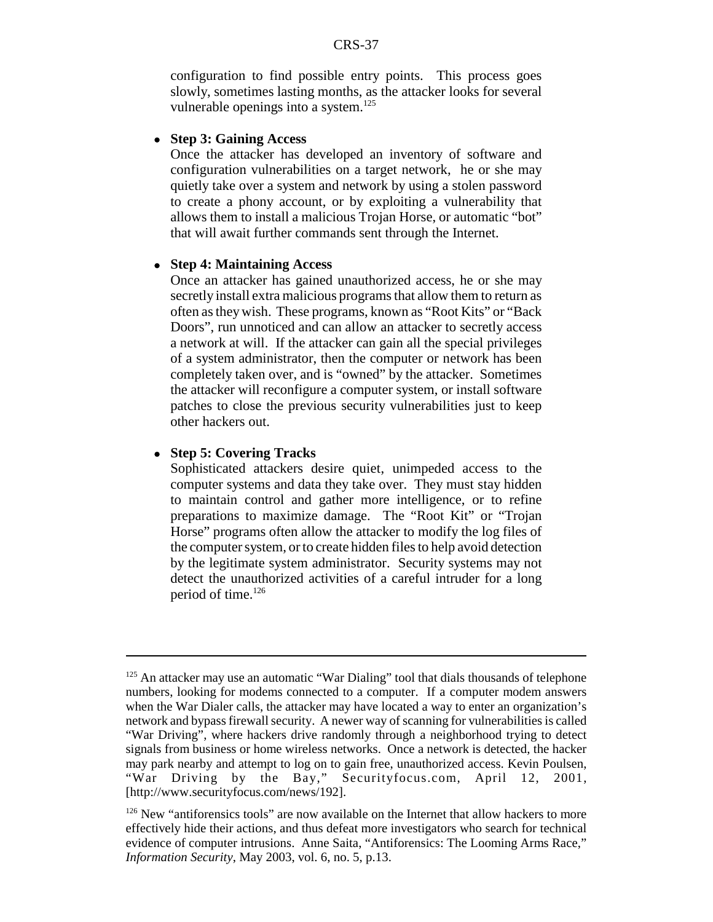configuration to find possible entry points. This process goes slowly, sometimes lasting months, as the attacker looks for several vulnerable openings into a system.[125]

- **Step 3: Gaining Access**
  Once the attacker has developed an inventory of software and configuration vulnerabilities on a target network, he or she may quietly take over a system and network by using a stolen password to create a phony account, or by exploiting a vulnerability that allows them to install a malicious Trojan Horse, or automatic "bot" that will await further commands sent through the Internet.

- **Step 4: Maintaining Access**
  Once an attacker has gained unauthorized access, he or she may secretly install extra malicious programs that allow them to return as often as they wish. These programs, known as "Root Kits" or "Back Doors", run unnoticed and can allow an attacker to secretly access a network at will. If the attacker can gain all the special privileges of a system administrator, then the computer or network has been completely taken over, and is "owned" by the attacker. Sometimes the attacker will reconfigure a computer system, or install software patches to close the previous security vulnerabilities just to keep other hackers out.

- **Step 5: Covering Tracks**
  Sophisticated attackers desire quiet, unimpeded access to the computer systems and data they take over. They must stay hidden to maintain control and gather more intelligence, or to refine preparations to maximize damage. The "Root Kit" or "Trojan Horse" programs often allow the attacker to modify the log files of the computer system, or to create hidden files to help avoid detection by the legitimate system administrator. Security systems may not detect the unauthorized activities of a careful intruder for a long period of time.[126]

---

[125] An attacker may use an automatic "War Dialing" tool that dials thousands of telephone numbers, looking for modems connected to a computer. If a computer modem answers when the War Dialer calls, the attacker may have located a way to enter an organization's network and bypass firewall security. A newer way of scanning for vulnerabilities is called "War Driving", where hackers drive randomly through a neighborhood trying to detect signals from business or home wireless networks. Once a network is detected, the hacker may park nearby and attempt to log on to gain free, unauthorized access. Kevin Poulsen, "War Driving by the Bay," Securityfocus.com, April 12, 2001, [http://www.securityfocus.com/news/192].

[126] New "antiforensics tools" are now available on the Internet that allow hackers to more effectively hide their actions, and thus defeat more investigators who search for technical evidence of computer intrusions. Anne Saita, "Antiforensics: The Looming Arms Race," *Information Security*, May 2003, vol. 6, no. 5, p.13.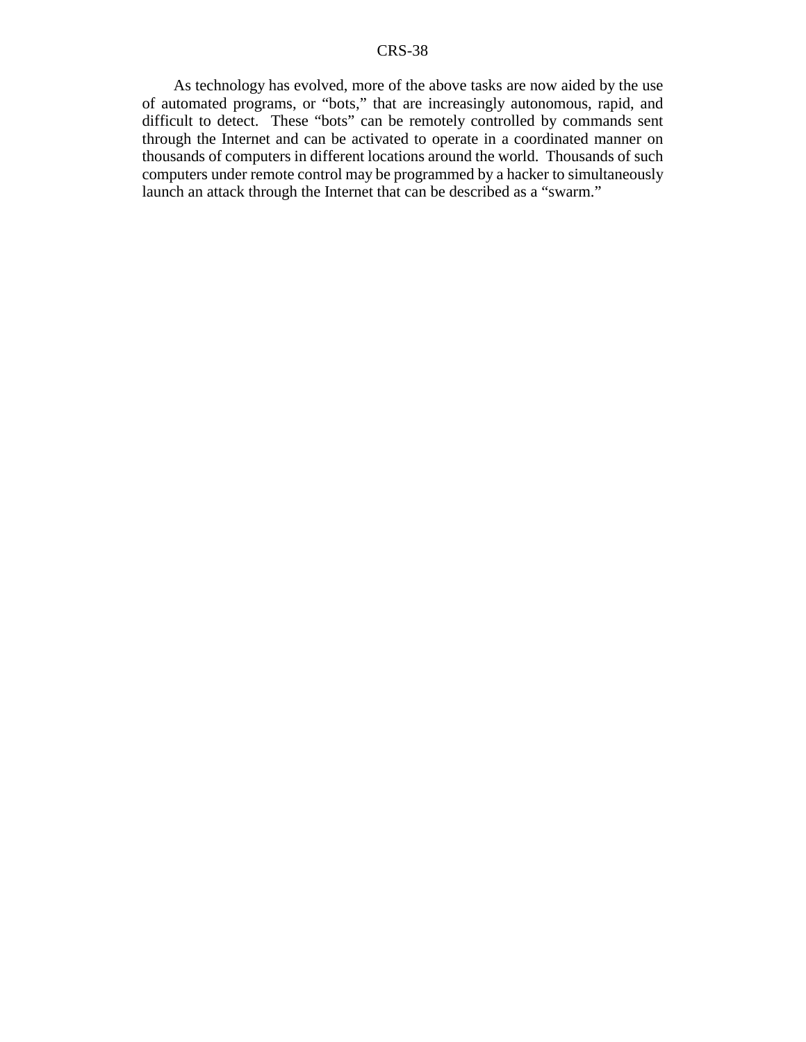As technology has evolved, more of the above tasks are now aided by the use of automated programs, or "bots," that are increasingly autonomous, rapid, and difficult to detect. These "bots" can be remotely controlled by commands sent through the Internet and can be activated to operate in a coordinated manner on thousands of computers in different locations around the world. Thousands of such computers under remote control may be programmed by a hacker to simultaneously launch an attack through the Internet that can be described as a "swarm."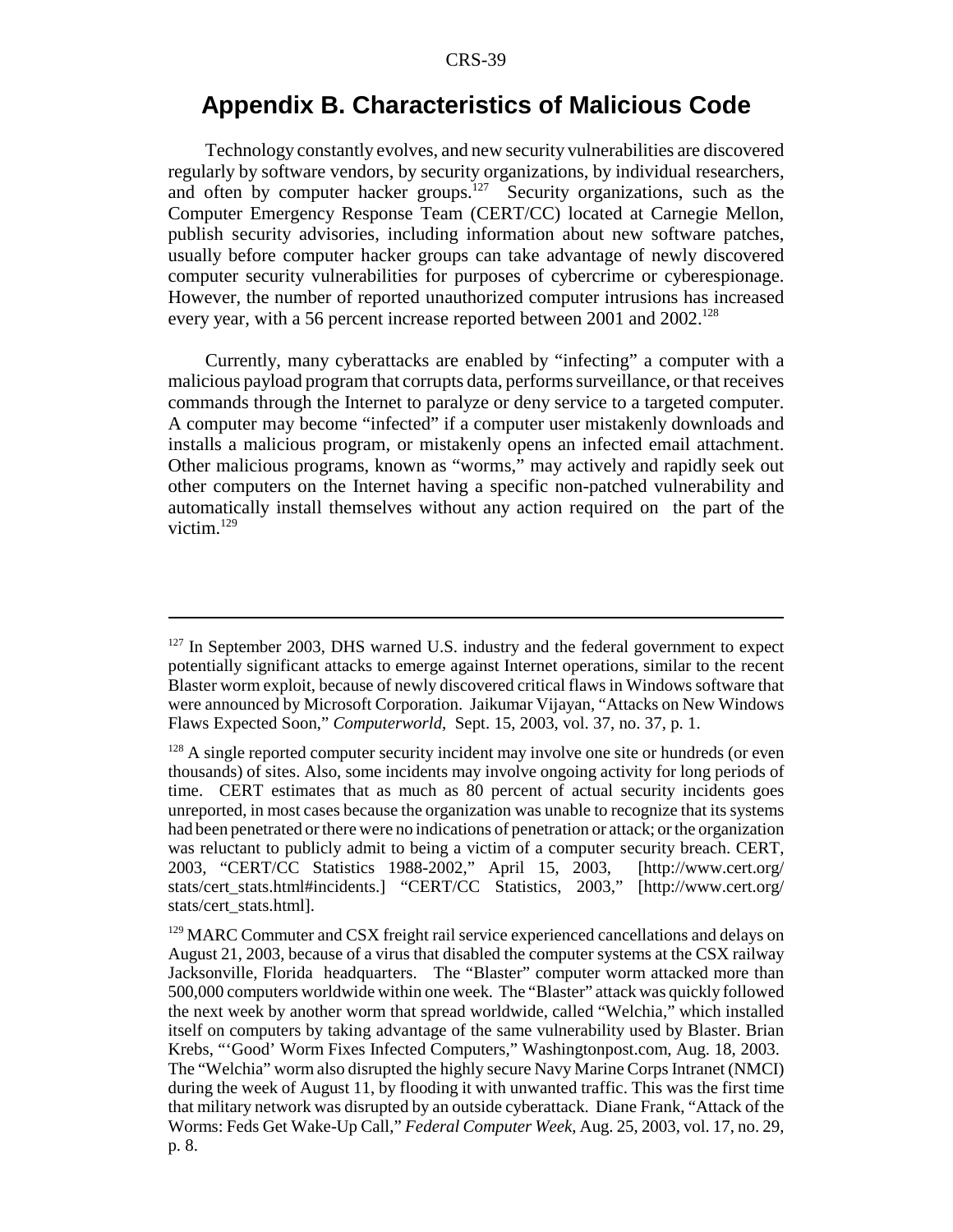## Appendix B. Characteristics of Malicious Code

Technology constantly evolves, and new security vulnerabilities are discovered regularly by software vendors, by security organizations, by individual researchers, and often by computer hacker groups.[127] Security organizations, such as the Computer Emergency Response Team (CERT/CC) located at Carnegie Mellon, publish security advisories, including information about new software patches, usually before computer hacker groups can take advantage of newly discovered computer security vulnerabilities for purposes of cybercrime or cyberespionage. However, the number of reported unauthorized computer intrusions has increased every year, with a 56 percent increase reported between 2001 and 2002.[128]

Currently, many cyberattacks are enabled by "infecting" a computer with a malicious payload program that corrupts data, performs surveillance, or that receives commands through the Internet to paralyze or deny service to a targeted computer. A computer may become "infected" if a computer user mistakenly downloads and installs a malicious program, or mistakenly opens an infected email attachment. Other malicious programs, known as "worms," may actively and rapidly seek out other computers on the Internet having a specific non-patched vulnerability and automatically install themselves without any action required on the part of the victim.[129]

---

[127] In September 2003, DHS warned U.S. industry and the federal government to expect potentially significant attacks to emerge against Internet operations, similar to the recent Blaster worm exploit, because of newly discovered critical flaws in Windows software that were announced by Microsoft Corporation. Jaikumar Vijayan, "Attacks on New Windows Flaws Expected Soon," *Computerworld*, Sept. 15, 2003, vol. 37, no. 37, p. 1.

[128] A single reported computer security incident may involve one site or hundreds (or even thousands) of sites. Also, some incidents may involve ongoing activity for long periods of time. CERT estimates that as much as 80 percent of actual security incidents goes unreported, in most cases because the organization was unable to recognize that its systems had been penetrated or there were no indications of penetration or attack; or the organization was reluctant to publicly admit to being a victim of a computer security breach. CERT, 2003, "CERT/CC Statistics 1988-2002," April 15, 2003, [http://www.cert.org/stats/cert_stats.html#incidents.] "CERT/CC Statistics, 2003," [http://www.cert.org/stats/cert_stats.html].

[129] MARC Commuter and CSX freight rail service experienced cancellations and delays on August 21, 2003, because of a virus that disabled the computer systems at the CSX railway Jacksonville, Florida headquarters. The "Blaster" computer worm attacked more than 500,000 computers worldwide within one week. The "Blaster" attack was quickly followed the next week by another worm that spread worldwide, called "Welchia," which installed itself on computers by taking advantage of the same vulnerability used by Blaster. Brian Krebs, "'Good' Worm Fixes Infected Computers," Washingtonpost.com, Aug. 18, 2003. The "Welchia" worm also disrupted the highly secure Navy Marine Corps Intranet (NMCI) during the week of August 11, by flooding it with unwanted traffic. This was the first time that military network was disrupted by an outside cyberattack. Diane Frank, "Attack of the Worms: Feds Get Wake-Up Call," *Federal Computer Week*, Aug. 25, 2003, vol. 17, no. 29, p. 8.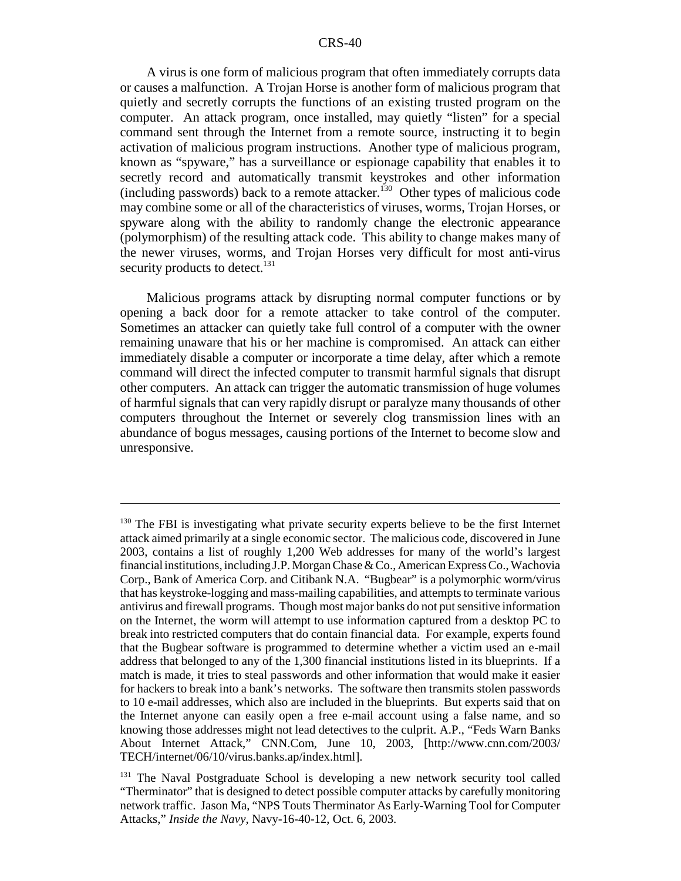A virus is one form of malicious program that often immediately corrupts data or causes a malfunction. A Trojan Horse is another form of malicious program that quietly and secretly corrupts the functions of an existing trusted program on the computer. An attack program, once installed, may quietly "listen" for a special command sent through the Internet from a remote source, instructing it to begin activation of malicious program instructions. Another type of malicious program, known as "spyware," has a surveillance or espionage capability that enables it to secretly record and automatically transmit keystrokes and other information (including passwords) back to a remote attacker.[130] Other types of malicious code may combine some or all of the characteristics of viruses, worms, Trojan Horses, or spyware along with the ability to randomly change the electronic appearance (polymorphism) of the resulting attack code. This ability to change makes many of the newer viruses, worms, and Trojan Horses very difficult for most anti-virus security products to detect.[131]

Malicious programs attack by disrupting normal computer functions or by opening a back door for a remote attacker to take control of the computer. Sometimes an attacker can quietly take full control of a computer with the owner remaining unaware that his or her machine is compromised. An attack can either immediately disable a computer or incorporate a time delay, after which a remote command will direct the infected computer to transmit harmful signals that disrupt other computers. An attack can trigger the automatic transmission of huge volumes of harmful signals that can very rapidly disrupt or paralyze many thousands of other computers throughout the Internet or severely clog transmission lines with an abundance of bogus messages, causing portions of the Internet to become slow and unresponsive.

---

[130] The FBI is investigating what private security experts believe to be the first Internet attack aimed primarily at a single economic sector. The malicious code, discovered in June 2003, contains a list of roughly 1,200 Web addresses for many of the world's largest financial institutions, including J.P. Morgan Chase & Co., American Express Co., Wachovia Corp., Bank of America Corp. and Citibank N.A. "Bugbear" is a polymorphic worm/virus that has keystroke-logging and mass-mailing capabilities, and attempts to terminate various antivirus and firewall programs. Though most major banks do not put sensitive information on the Internet, the worm will attempt to use information captured from a desktop PC to break into restricted computers that do contain financial data. For example, experts found that the Bugbear software is programmed to determine whether a victim used an e-mail address that belonged to any of the 1,300 financial institutions listed in its blueprints. If a match is made, it tries to steal passwords and other information that would make it easier for hackers to break into a bank's networks. The software then transmits stolen passwords to 10 e-mail addresses, which also are included in the blueprints. But experts said that on the Internet anyone can easily open a free e-mail account using a false name, and so knowing those addresses might not lead detectives to the culprit. A.P., "Feds Warn Banks About Internet Attack," CNN.Com, June 10, 2003, [http://www.cnn.com/2003/TECH/internet/06/10/virus.banks.ap/index.html].

[131] The Naval Postgraduate School is developing a new network security tool called "Therminator" that is designed to detect possible computer attacks by carefully monitoring network traffic. Jason Ma, "NPS Touts Therminator As Early-Warning Tool for Computer Attacks," *Inside the Navy*, Navy-16-40-12, Oct. 6, 2003.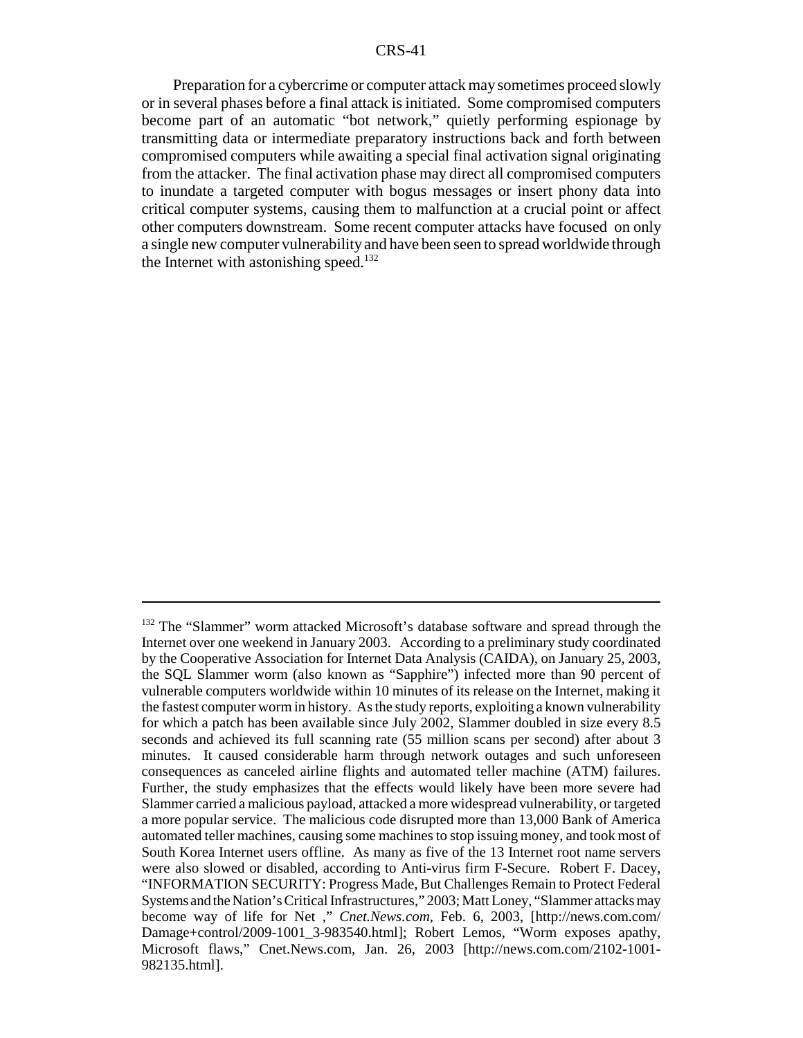Preparation for a cybercrime or computer attack may sometimes proceed slowly or in several phases before a final attack is initiated. Some compromised computers become part of an automatic "bot network," quietly performing espionage by transmitting data or intermediate preparatory instructions back and forth between compromised computers while awaiting a special final activation signal originating from the attacker. The final activation phase may direct all compromised computers to inundate a targeted computer with bogus messages or insert phony data into critical computer systems, causing them to malfunction at a crucial point or affect other computers downstream. Some recent computer attacks have focused on only a single new computer vulnerability and have been seen to spread worldwide through the Internet with astonishing speed.[132]

---

[132] The "Slammer" worm attacked Microsoft's database software and spread through the Internet over one weekend in January 2003. According to a preliminary study coordinated by the Cooperative Association for Internet Data Analysis (CAIDA), on January 25, 2003, the SQL Slammer worm (also known as "Sapphire") infected more than 90 percent of vulnerable computers worldwide within 10 minutes of its release on the Internet, making it the fastest computer worm in history. As the study reports, exploiting a known vulnerability for which a patch has been available since July 2002, Slammer doubled in size every 8.5 seconds and achieved its full scanning rate (55 million scans per second) after about 3 minutes. It caused considerable harm through network outages and such unforeseen consequences as canceled airline flights and automated teller machine (ATM) failures. Further, the study emphasizes that the effects would likely have been more severe had Slammer carried a malicious payload, attacked a more widespread vulnerability, or targeted a more popular service. The malicious code disrupted more than 13,000 Bank of America automated teller machines, causing some machines to stop issuing money, and took most of South Korea Internet users offline. As many as five of the 13 Internet root name servers were also slowed or disabled, according to Anti-virus firm F-Secure. Robert F. Dacey, "INFORMATION SECURITY: Progress Made, But Challenges Remain to Protect Federal Systems and the Nation's Critical Infrastructures," 2003; Matt Loney, "Slammer attacks may become way of life for Net ," *Cnet.News.com*, Feb. 6, 2003, [http://news.com.com/Damage+control/2009-1001_3-983540.html]; Robert Lemos, "Worm exposes apathy, Microsoft flaws," Cnet.News.com, Jan. 26, 2003 [http://news.com.com/2102-1001-982135.html].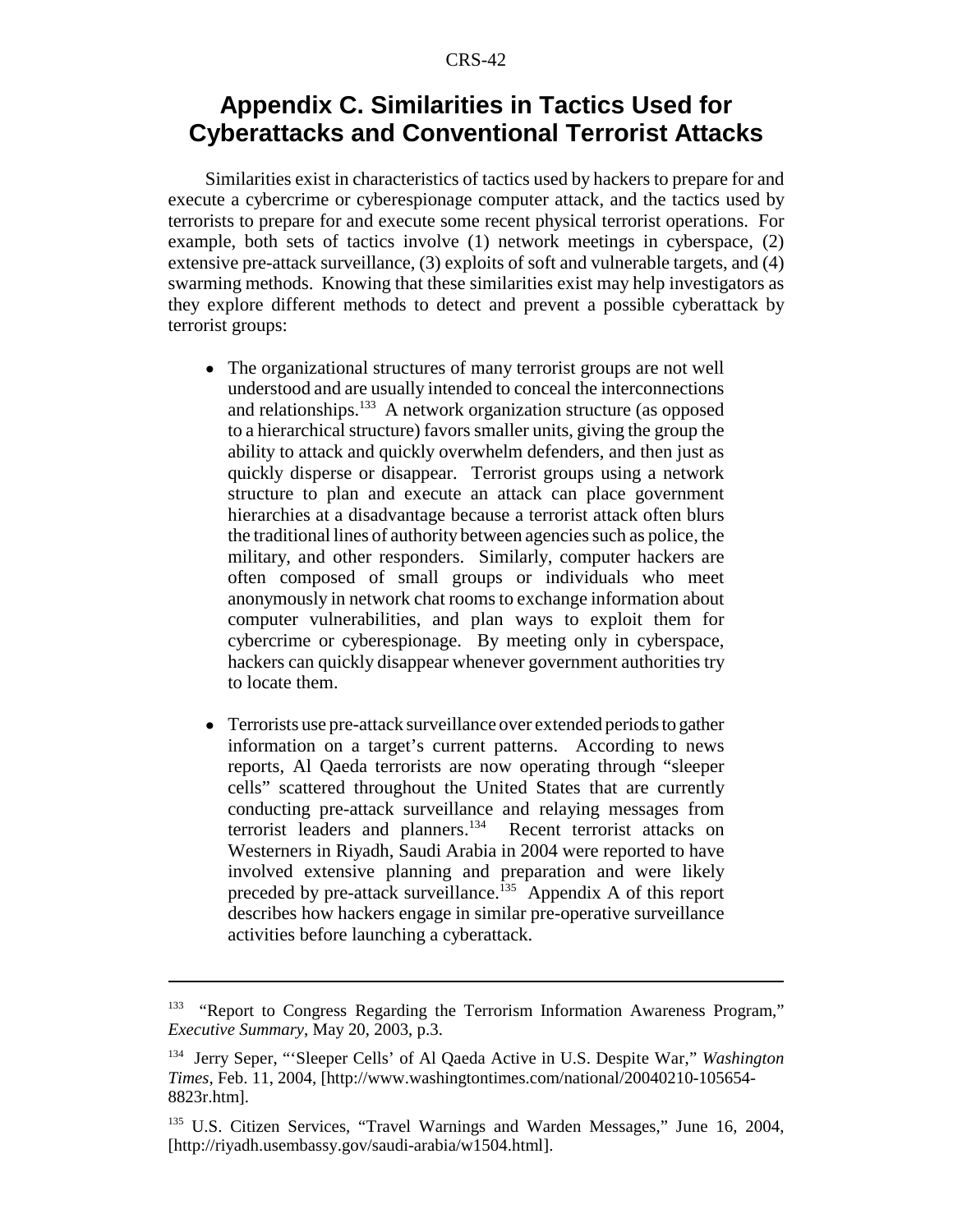# Appendix C. Similarities in Tactics Used for Cyberattacks and Conventional Terrorist Attacks

Similarities exist in characteristics of tactics used by hackers to prepare for and execute a cybercrime or cyberespionage computer attack, and the tactics used by terrorists to prepare for and execute some recent physical terrorist operations. For example, both sets of tactics involve (1) network meetings in cyberspace, (2) extensive pre-attack surveillance, (3) exploits of soft and vulnerable targets, and (4) swarming methods. Knowing that these similarities exist may help investigators as they explore different methods to detect and prevent a possible cyberattack by terrorist groups:

- The organizational structures of many terrorist groups are not well understood and are usually intended to conceal the interconnections and relationships.[133] A network organization structure (as opposed to a hierarchical structure) favors smaller units, giving the group the ability to attack and quickly overwhelm defenders, and then just as quickly disperse or disappear. Terrorist groups using a network structure to plan and execute an attack can place government hierarchies at a disadvantage because a terrorist attack often blurs the traditional lines of authority between agencies such as police, the military, and other responders. Similarly, computer hackers are often composed of small groups or individuals who meet anonymously in network chat rooms to exchange information about computer vulnerabilities, and plan ways to exploit them for cybercrime or cyberespionage. By meeting only in cyberspace, hackers can quickly disappear whenever government authorities try to locate them.

- Terrorists use pre-attack surveillance over extended periods to gather information on a target's current patterns. According to news reports, Al Qaeda terrorists are now operating through "sleeper cells" scattered throughout the United States that are currently conducting pre-attack surveillance and relaying messages from terrorist leaders and planners.[134] Recent terrorist attacks on Westerners in Riyadh, Saudi Arabia in 2004 were reported to have involved extensive planning and preparation and were likely preceded by pre-attack surveillance.[135] Appendix A of this report describes how hackers engage in similar pre-operative surveillance activities before launching a cyberattack.

---

[133] "Report to Congress Regarding the Terrorism Information Awareness Program," *Executive Summary*, May 20, 2003, p.3.

[134] Jerry Seper, "'Sleeper Cells' of Al Qaeda Active in U.S. Despite War," *Washington Times*, Feb. 11, 2004, [http://www.washingtontimes.com/national/20040210-105654-8823r.htm].

[135] U.S. Citizen Services, "Travel Warnings and Warden Messages," June 16, 2004, [http://riyadh.usembassy.gov/saudi-arabia/w1504.html].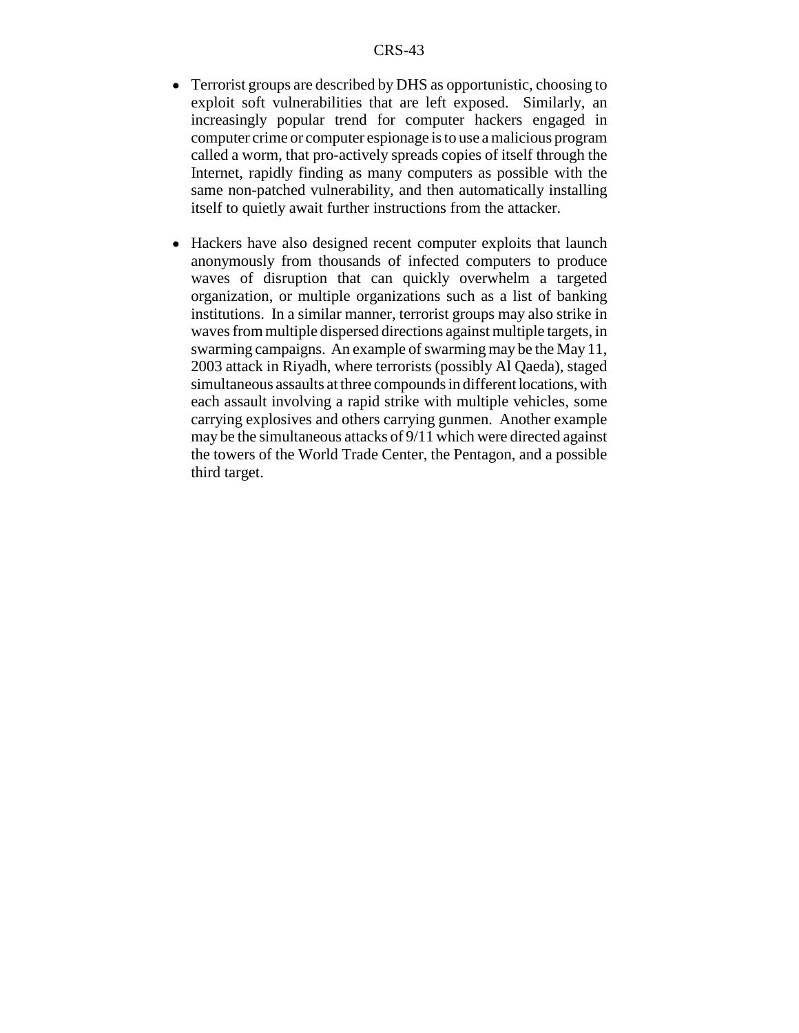- Terrorist groups are described by DHS as opportunistic, choosing to exploit soft vulnerabilities that are left exposed. Similarly, an increasingly popular trend for computer hackers engaged in computer crime or computer espionage is to use a malicious program called a worm, that pro-actively spreads copies of itself through the Internet, rapidly finding as many computers as possible with the same non-patched vulnerability, and then automatically installing itself to quietly await further instructions from the attacker.

- Hackers have also designed recent computer exploits that launch anonymously from thousands of infected computers to produce waves of disruption that can quickly overwhelm a targeted organization, or multiple organizations such as a list of banking institutions. In a similar manner, terrorist groups may also strike in waves from multiple dispersed directions against multiple targets, in swarming campaigns. An example of swarming may be the May 11, 2003 attack in Riyadh, where terrorists (possibly Al Qaeda), staged simultaneous assaults at three compounds in different locations, with each assault involving a rapid strike with multiple vehicles, some carrying explosives and others carrying gunmen. Another example may be the simultaneous attacks of 9/11 which were directed against the towers of the World Trade Center, the Pentagon, and a possible third target.